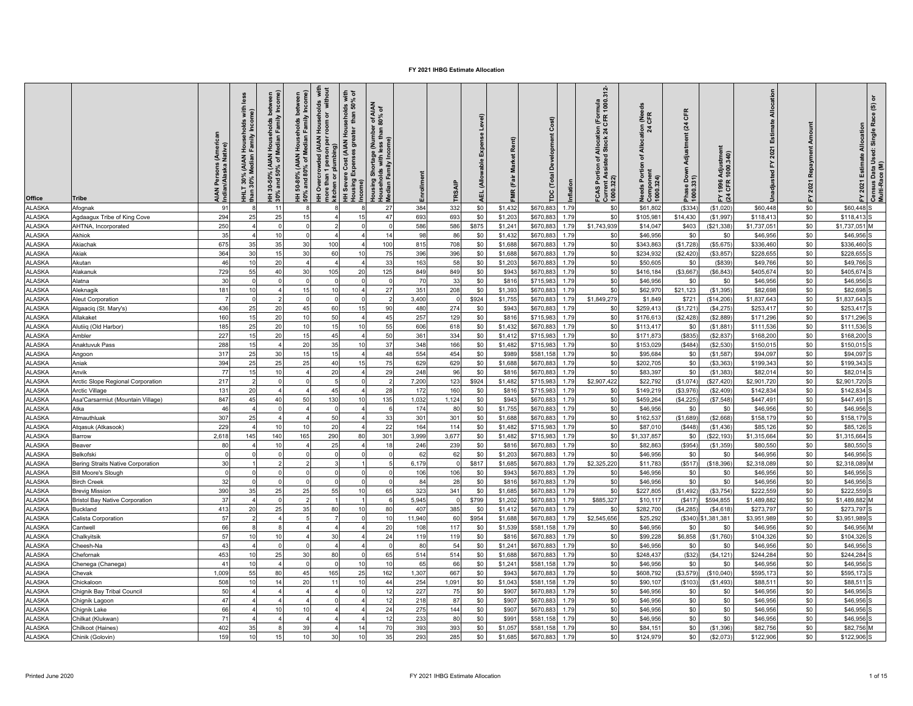# FY 2021 IHBG Estimate Allocation

| Office | Tribe | AIAN Persons (American Indian/Alaska Native) | HHLT 30% (AIAN Households with less than 30% Median Family Income) | HH 30-50% (AIAN Households between 30% and 50% of Median Family Income) | HH 50-80% (AIAN Households between 50% and 80% of Median Family Income) | HH Overcrowded (AIAN Households with more than 1 person per room or without kitchen or plumbing) | HH Severe Cost (AIAN Households with Housing Expenses greater than 50% of Income) | Housing Shortage (Number of AIAN Households with less than 80% of Median Family Income) | Enrollment | TRSAIP | AEL (Allowable Expense Level) | FMR (Fair Market Rent) | TDC (Total Development Cost) | Inflation | FCAS Portion of Allocation (Formula Current Assisted Stock 24 CFR 1000.312-1000.322) | Needs Portion of Allocation (Needs Component 24 CFR 1000.324) | Phase Down Adjustment (24 CFR 1000.331) | FY 1996 Adjustment (24 CFR 1000.340) | Unadjusted FY 2021 Estimate Allocation | FY 2021 Repayment Amount | FY 2021 Estimate Allocation | Census Data Used: Single Race (S) or Multi-Race (M) |
|---|---|---|---|---|---|---|---|---|---|---|---|---|---|---|---|---|---|---|---|---|---|---|
| ALASKA | Afognak | 91 | 8 | 11 | 8 | 8 | 8 | 27 | 384 | 332 | $0 | $1,432 | $670,883 | 1.79 | $0 | $61,802 | ($334) | ($1,020) | $60,448 | $0 | $60,448 | S |
| ALASKA | Agdaagux Tribe of King Cove | 294 | 25 | 25 | 15 | 4 | 15 | 47 | 693 | 693 | $0 | $1,203 | $670,883 | 1.79 | $0 | $105,981 | $14,430 | ($1,997) | $118,413 | $0 | $118,413 | S |
| ALASKA | AHTNA, Incorporated | 250 | 4 | 0 | 0 | 2 | 0 | 0 | 586 | 586 | $875 | $1,241 | $670,883 | 1.79 | $1,743,939 | $14,047 | $403 | ($21,338) | $1,737,051 | $0 | $1,737,051 | M |
| ALASKA | Akhiok | 35 | 4 | 10 | 0 | 4 | 4 | 14 | 98 | 86 | $0 | $1,432 | $670,883 | 1.79 | $0 | $46,956 | $0 | $0 | $46,956 | $0 | $46,956 | S |
| ALASKA | Akiachak | 675 | 35 | 35 | 30 | 100 | 4 | 100 | 815 | 708 | $0 | $1,688 | $670,883 | 1.79 | $0 | $343,863 | ($1,728) | ($5,675) | $336,460 | $0 | $336,460 | S |
| ALASKA | Akiak | 364 | 30 | 15 | 30 | 60 | 10 | 75 | 396 | 396 | $0 | $1,688 | $670,883 | 1.79 | $0 | $234,932 | ($2,420) | ($3,857) | $228,655 | $0 | $228,655 | S |
| ALASKA | Akutan | 46 | 10 | 20 | 4 | 4 | 4 | 33 | 163 | 58 | $0 | $1,203 | $670,883 | 1.79 | $0 | $50,605 | $0 | ($839) | $49,766 | $0 | $49,766 | S |
| ALASKA | Alakanuk | 729 | 55 | 40 | 30 | 105 | 20 | 125 | 849 | 849 | $0 | $943 | $670,883 | 1.79 | $0 | $416,184 | ($3,667) | ($6,843) | $405,674 | $0 | $405,674 | S |
| ALASKA | Alatna | 30 | 0 | 0 | 0 | 0 | 0 | 0 | 70 | 33 | $0 | $816 | $715,983 | 1.79 | $0 | $46,956 | $0 | $0 | $46,956 | $0 | $46,956 | S |
| ALASKA | Aleknagik | 181 | 10 | 4 | 15 | 10 | 4 | 27 | 351 | 208 | $0 | $1,393 | $670,883 | 1.79 | $0 | $62,970 | $21,123 | ($1,395) | $82,698 | $0 | $82,698 | S |
| ALASKA | Aleut Corporation | 7 | 0 | 2 | 0 | 0 | 0 | 2 | 3,400 | 0 | $924 | $1,755 | $670,883 | 1.79 | $1,849,279 | $1,849 | $721 | ($14,206) | $1,837,643 | $0 | $1,837,643 | S |
| ALASKA | Algaaciq (St. Mary's) | 436 | 25 | 20 | 45 | 60 | 15 | 90 | 480 | 274 | $0 | $943 | $670,883 | 1.79 | $0 | $259,413 | ($1,721) | ($4,275) | $253,417 | $0 | $253,417 | S |
| ALASKA | Allakaket | 160 | 15 | 20 | 10 | 50 | 4 | 45 | 257 | 129 | $0 | $816 | $715,983 | 1.79 | $0 | $176,613 | ($2,428) | ($2,889) | $171,296 | $0 | $171,296 | S |
| ALASKA | Alutiiq (Old Harbor) | 185 | 25 | 20 | 10 | 15 | 10 | 55 | 606 | 618 | $0 | $1,432 | $670,883 | 1.79 | $0 | $113,417 | $0 | ($1,881) | $111,536 | $0 | $111,536 | S |
| ALASKA | Ambler | 227 | 15 | 20 | 15 | 45 | 4 | 50 | 361 | 334 | $0 | $1,412 | $715,983 | 1.79 | $0 | $171,873 | ($835) | ($2,837) | $168,200 | $0 | $168,200 | S |
| ALASKA | Anaktuvuk Pass | 288 | 15 | 4 | 20 | 35 | 10 | 37 | 348 | 166 | $0 | $1,482 | $715,983 | 1.79 | $0 | $153,029 | ($484) | ($2,530) | $150,015 | $0 | $150,015 | S |
| ALASKA | Angoon | 317 | 25 | 30 | 15 | 15 | 4 | 48 | 554 | 454 | $0 | $989 | $581,158 | 1.79 | $0 | $95,684 | $0 | ($1,587) | $94,097 | $0 | $94,097 | S |
| ALASKA | Aniak | 394 | 25 | 25 | 25 | 40 | 15 | 75 | 629 | 629 | $0 | $1,688 | $670,883 | 1.79 | $0 | $202,705 | $0 | ($3,363) | $199,343 | $0 | $199,343 | S |
| ALASKA | Anvik | 77 | 15 | 10 | 4 | 20 | 4 | 29 | 248 | 96 | $0 | $816 | $670,883 | 1.79 | $0 | $83,397 | $0 | ($1,383) | $82,014 | $0 | $82,014 | S |
| ALASKA | Arctic Slope Regional Corporation | 217 | 2 | 0 | 0 | 5 | 0 | 2 | 7,200 | 123 | $924 | $1,482 | $715,983 | 1.79 | $2,907,422 | $22,792 | ($1,074) | ($27,420) | $2,901,720 | $0 | $2,901,720 | S |
| ALASKA | Arctic Village | 131 | 20 | 4 | 4 | 45 | 4 | 28 | 172 | 160 | $0 | $816 | $715,983 | 1.79 | $0 | $149,219 | ($3,976) | ($2,409) | $142,834 | $0 | $142,834 | S |
| ALASKA | Asa'Carsarmiut (Mountain Village) | 847 | 45 | 40 | 50 | 130 | 10 | 135 | 1,032 | 1,124 | $0 | $943 | $670,883 | 1.79 | $0 | $459,264 | ($4,225) | ($7,548) | $447,491 | $0 | $447,491 | S |
| ALASKA | Atka | 46 | 4 | 0 | 4 | 0 | 4 | 6 | 174 | 80 | $0 | $1,755 | $670,883 | 1.79 | $0 | $46,956 | $0 | $0 | $46,956 | $0 | $46,956 | S |
| ALASKA | Atmauthluak | 307 | 25 | 4 | 4 | 50 | 4 | 33 | 301 | 301 | $0 | $1,688 | $670,883 | 1.79 | $0 | $162,537 | ($1,689) | ($2,668) | $158,179 | $0 | $158,179 | S |
| ALASKA | Atqasuk (Atkasook) | 229 | 4 | 10 | 10 | 20 | 4 | 22 | 164 | 114 | $0 | $1,482 | $715,983 | 1.79 | $0 | $87,010 | ($448) | ($1,436) | $85,126 | $0 | $85,126 | S |
| ALASKA | Barrow | 2,618 | 145 | 140 | 165 | 290 | 80 | 301 | 3,999 | 3,677 | $0 | $1,482 | $715,983 | 1.79 | $0 | $1,337,857 | $0 | ($22,193) | $1,315,664 | $0 | $1,315,664 | S |
| ALASKA | Beaver | 80 | 4 | 10 | 4 | 25 | 4 | 18 | 246 | 239 | $0 | $816 | $670,883 | 1.79 | $0 | $82,863 | ($954) | ($1,359) | $80,550 | $0 | $80,550 | S |
| ALASKA | Belkofski | 0 | 0 | 0 | 0 | 0 | 0 | 0 | 62 | 62 | $0 | $1,203 | $670,883 | 1.79 | $0 | $46,956 | $0 | $0 | $46,956 | $0 | $46,956 | S |
| ALASKA | Bering Straits Native Corporation | 30 | 1 | 2 | 2 | 3 | 1 | 5 | 6,179 | 0 | $817 | $1,685 | $670,883 | 1.79 | $2,325,220 | $11,783 | ($517) | ($18,396) | $2,318,089 | $0 | $2,318,089 | M |
| ALASKA | Bill Moore's Slough | 0 | 0 | 0 | 0 | 0 | 0 | 0 | 106 | 106 | $0 | $943 | $670,883 | 1.79 | $0 | $46,956 | $0 | $0 | $46,956 | $0 | $46,956 | S |
| ALASKA | Birch Creek | 32 | 0 | 0 | 0 | 0 | 0 | 0 | 84 | 28 | $0 | $816 | $670,883 | 1.79 | $0 | $46,956 | $0 | $0 | $46,956 | $0 | $46,956 | S |
| ALASKA | Brevig Mission | 390 | 35 | 25 | 25 | 55 | 10 | 65 | 323 | 341 | $0 | $1,685 | $670,883 | 1.79 | $0 | $227,805 | ($1,492) | ($3,754) | $222,559 | $0 | $222,559 | S |
| ALASKA | Bristol Bay Native Corporation | 37 | 4 | 0 | 2 | 1 | 1 | 6 | 5,945 | 0 | $799 | $1,202 | $670,883 | 1.79 | $885,327 | $10,117 | ($417) | $594,855 | $1,489,882 | $0 | $1,489,882 | M |
| ALASKA | Buckland | 413 | 20 | 25 | 35 | 80 | 10 | 80 | 407 | 385 | $0 | $1,412 | $670,883 | 1.79 | $0 | $282,700 | ($4,285) | ($4,618) | $273,797 | $0 | $273,797 | S |
| ALASKA | Calista Corporation | 57 | 2 | 4 | 5 | 7 | 0 | 10 | 11,940 | 60 | $954 | $1,688 | $670,883 | 1.79 | $2,545,656 | $25,292 | ($340) | $1,381,381 | $3,951,989 | $0 | $3,951,989 | S |
| ALASKA | Cantwell | 66 | 8 | 8 | 4 | 4 | 4 | 20 | 108 | 117 | $0 | $1,539 | $581,158 | 1.79 | $0 | $46,956 | $0 | $0 | $46,956 | $0 | $46,956 | M |
| ALASKA | Chalkyitsik | 57 | 10 | 10 | 4 | 30 | 4 | 24 | 119 | 119 | $0 | $816 | $670,883 | 1.79 | $0 | $99,228 | $6,858 | ($1,760) | $104,326 | $0 | $104,326 | S |
| ALASKA | Cheesh-Na | 43 | 4 | 0 | 0 | 4 | 4 | 0 | 80 | 54 | $0 | $1,241 | $670,883 | 1.79 | $0 | $46,956 | $0 | $0 | $46,956 | $0 | $46,956 | S |
| ALASKA | Chefornak | 453 | 10 | 25 | 30 | 80 | 0 | 65 | 514 | 514 | $0 | $1,688 | $670,883 | 1.79 | $0 | $248,437 | ($32) | ($4,121) | $244,284 | $0 | $244,284 | S |
| ALASKA | Chenega (Chanega) | 41 | 10 | 4 | 0 | 0 | 10 | 10 | 65 | 66 | $0 | $1,241 | $581,158 | 1.79 | $0 | $46,956 | $0 | $0 | $46,956 | $0 | $46,956 | S |
| ALASKA | Chevak | 1,009 | 55 | 80 | 45 | 165 | 25 | 162 | 1,307 | 667 | $0 | $943 | $670,883 | 1.79 | $0 | $608,792 | ($3,579) | ($10,040) | $595,173 | $0 | $595,173 | S |
| ALASKA | Chickaloon | 508 | 10 | 14 | 20 | 11 | 10 | 44 | 254 | 1,091 | $0 | $1,043 | $581,158 | 1.79 | $0 | $90,107 | ($103) | ($1,493) | $88,511 | $0 | $88,511 | S |
| ALASKA | Chignik Bay Tribal Council | 50 | 4 | 4 | 4 | 4 | 0 | 12 | 227 | 75 | $0 | $907 | $670,883 | 1.79 | $0 | $46,956 | $0 | $0 | $46,956 | $0 | $46,956 | S |
| ALASKA | Chignik Lagoon | 47 | 4 | 4 | 4 | 0 | 4 | 12 | 218 | 87 | $0 | $907 | $670,883 | 1.79 | $0 | $46,956 | $0 | $0 | $46,956 | $0 | $46,956 | S |
| ALASKA | Chignik Lake | 66 | 4 | 10 | 10 | 4 | 4 | 24 | 275 | 144 | $0 | $907 | $670,883 | 1.79 | $0 | $46,956 | $0 | $0 | $46,956 | $0 | $46,956 | S |
| ALASKA | Chilkat (Klukwan) | 71 | 4 | 4 | 4 | 4 | 4 | 12 | 233 | 80 | $0 | $991 | $581,158 | 1.79 | $0 | $46,956 | $0 | $0 | $46,956 | $0 | $46,956 | S |
| ALASKA | Chilkoot (Haines) | 402 | 35 | 8 | 39 | 4 | 14 | 70 | 393 | 393 | $0 | $1,057 | $581,158 | 1.79 | $0 | $84,151 | $0 | ($1,396) | $82,756 | $0 | $82,756 | M |
| ALASKA | Chinik (Golovin) | 159 | 10 | 15 | 10 | 30 | 10 | 35 | 293 | 285 | $0 | $1,685 | $670,883 | 1.79 | $0 | $124,979 | $0 | ($2,073) | $122,906 | $0 | $122,906 | S |

Printed June 2020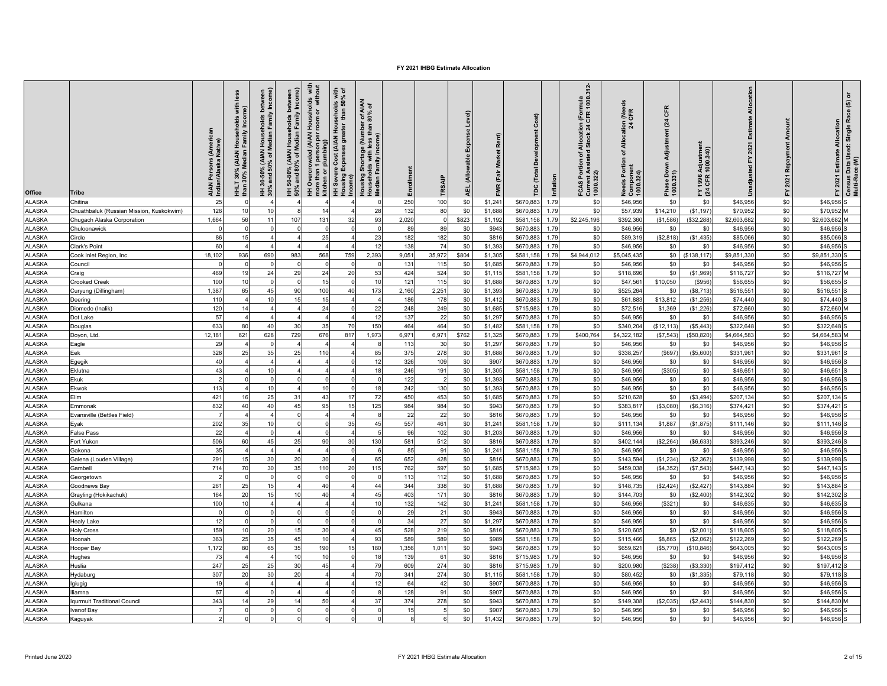# FY 2021 IHBG Estimate Allocation

| Office | Tribe | AIAN Persons (American Indian/Alaska Native) | HHLT 30% (AIAN Households with less than 30% Median Family Income) | HH 30-50% (AIAN Households between 30% and 50% of Median Family Income) | HH 50-80% (AIAN Households between 50% and 80% of Median Family Income) | HH Overcrowded (AIAN Households with more than 1 person per room or without kitchen or plumbing) | HH Severe Cost (AIAN Households with Housing Expenses greater than 50% of Income) | Housing Shortage (Number of AIAN Households with less than 80% of Median Family Income) | Enrollment | TRSAIP | AEL (Allowable Expense Level) | FMR (Fair Market Rent) | TDC (Total Development Cost) | Inflation | FCAS Portion of Allocation (Formula Current Assisted Stock 24 CFR 1000.312-1000.322) | Needs Portion of Allocation (Needs Component 24 CFR 1000.324) | Phase Down Adjustment (24 CFR 1000.331) | FY 1996 Adjustment (24 CFR 1000.340) | Unadjusted FY 2021 Estimate Allocation | FY 2021 Repayment Amount | FY 2021 Estimate Allocation | Census Data Used: Single Race (S) or Multi-Race (M) |
|---|---|---|---|---|---|---|---|---|---|---|---|---|---|---|---|---|---|---|---|---|---|---|
| ALASKA | Chitina | 25 | 0 | 4 | 4 | 4 | 4 | 0 | 250 | 100 | $0 | $1,241 | $670,883 | 1.79 | $0 | $46,956 | $0 | $0 | $46,956 | $0 | $46,956 | S |
| ALASKA | Chuathbaluk (Russian Mission, Kuskokwim) | 126 | 10 | 10 | 8 | 14 | 4 | 28 | 132 | 80 | $0 | $1,688 | $670,883 | 1.79 | $0 | $57,939 | $14,210 | ($1,197) | $70,952 | $0 | $70,952 | M |
| ALASKA | Chugach Alaska Corporation | 1,664 | 56 | 11 | 107 | 131 | 32 | 93 | 2,020 | 0 | $823 | $1,192 | $581,158 | 1.79 | $2,245,196 | $392,360 | ($1,586) | ($32,288) | $2,603,682 | $0 | $2,603,682 | M |
| ALASKA | Chuloonawick | 0 | 0 | 0 | 0 | 0 | 0 | 0 | 89 | 89 | $0 | $943 | $670,883 | 1.79 | $0 | $46,956 | $0 | $0 | $46,956 | $0 | $46,956 | S |
| ALASKA | Circle | 86 | 15 | 4 | 4 | 25 | 4 | 23 | 182 | 182 | $0 | $816 | $670,883 | 1.79 | $0 | $89,319 | ($2,818) | ($1,435) | $85,066 | $0 | $85,066 | S |
| ALASKA | Clark's Point | 60 | 4 | 4 | 4 | 4 | 4 | 12 | 138 | 74 | $0 | $1,393 | $670,883 | 1.79 | $0 | $46,956 | $0 | $0 | $46,956 | $0 | $46,956 | S |
| ALASKA | Cook Inlet Region, Inc. | 18,102 | 936 | 690 | 983 | 568 | 759 | 2,393 | 9,051 | 35,972 | $804 | $1,305 | $581,158 | 1.79 | $4,944,012 | $5,045,435 | $0 | ($138,117) | $9,851,330 | $0 | $9,851,330 | S |
| ALASKA | Council | 0 | 0 | 0 | 0 | 0 | 0 | 0 | 131 | 115 | $0 | $1,685 | $670,883 | 1.79 | $0 | $46,956 | $0 | $0 | $46,956 | $0 | $46,956 | S |
| ALASKA | Craig | 469 | 19 | 24 | 29 | 24 | 20 | 53 | 424 | 524 | $0 | $1,115 | $581,158 | 1.79 | $0 | $118,696 | $0 | ($1,969) | $116,727 | $0 | $116,727 | M |
| ALASKA | Crooked Creek | 100 | 10 | 0 | 0 | 15 | 0 | 10 | 121 | 115 | $0 | $1,688 | $670,883 | 1.79 | $0 | $47,561 | $10,050 | ($956) | $56,655 | $0 | $56,655 | S |
| ALASKA | Curyung (Dillingham) | 1,387 | 65 | 45 | 90 | 100 | 40 | 173 | 2,160 | 2,251 | $0 | $1,393 | $670,883 | 1.79 | $0 | $525,264 | $0 | ($8,713) | $516,551 | $0 | $516,551 | S |
| ALASKA | Deering | 110 | 4 | 10 | 15 | 15 | 4 | 4 | 186 | 178 | $0 | $1,412 | $670,883 | 1.79 | $0 | $61,883 | $13,812 | ($1,256) | $74,440 | $0 | $74,440 | S |
| ALASKA | Diomede (Inalik) | 120 | 14 | 4 | 4 | 24 | 0 | 22 | 248 | 249 | $0 | $1,685 | $715,983 | 1.79 | $0 | $72,516 | $1,369 | ($1,226) | $72,660 | $0 | $72,660 | M |
| ALASKA | Dot Lake | 57 | 4 | 4 | 4 | 4 | 4 | 12 | 137 | 22 | $0 | $1,297 | $670,883 | 1.79 | $0 | $46,956 | $0 | $0 | $46,956 | $0 | $46,956 | S |
| ALASKA | Douglas | 633 | 80 | 40 | 30 | 35 | 70 | 150 | 464 | 464 | $0 | $1,482 | $581,158 | 1.79 | $0 | $340,204 | ($12,113) | ($5,443) | $322,648 | $0 | $322,648 | S |
| ALASKA | Doyon, Ltd. | 12,181 | 621 | 628 | 729 | 676 | 817 | 1,973 | 6,971 | 6,971 | $762 | $1,325 | $670,883 | 1.79 | $400,764 | $4,322,182 | ($7,543) | ($50,820) | $4,664,583 | $0 | $4,664,583 | M |
| ALASKA | Eagle | 29 | 4 | 0 | 4 | 4 | 4 | 8 | 113 | 30 | $0 | $1,297 | $670,883 | 1.79 | $0 | $46,956 | $0 | $0 | $46,956 | $0 | $46,956 | S |
| ALASKA | Eek | 328 | 25 | 35 | 25 | 110 | 4 | 85 | 375 | 278 | $0 | $1,688 | $670,883 | 1.79 | $0 | $338,257 | ($697) | ($5,600) | $331,961 | $0 | $331,961 | S |
| ALASKA | Egegik | 40 | 4 | 4 | 4 | 4 | 0 | 12 | 326 | 109 | $0 | $907 | $670,883 | 1.79 | $0 | $46,956 | $0 | $0 | $46,956 | $0 | $46,956 | S |
| ALASKA | Eklutna | 43 | 4 | 10 | 4 | 4 | 4 | 18 | 246 | 191 | $0 | $1,305 | $581,158 | 1.79 | $0 | $46,956 | ($305) | $0 | $46,651 | $0 | $46,651 | S |
| ALASKA | Ekuk | 2 | 0 | 0 | 0 | 0 | 0 | 0 | 122 | 2 | $0 | $1,393 | $670,883 | 1.79 | $0 | $46,956 | $0 | $0 | $46,956 | $0 | $46,956 | S |
| ALASKA | Ekwok | 113 | 4 | 10 | 4 | 10 | 0 | 18 | 242 | 130 | $0 | $1,393 | $670,883 | 1.79 | $0 | $46,956 | $0 | $0 | $46,956 | $0 | $46,956 | S |
| ALASKA | Elim | 421 | 16 | 25 | 31 | 43 | 17 | 72 | 450 | 453 | $0 | $1,685 | $670,883 | 1.79 | $0 | $210,628 | $0 | ($3,494) | $207,134 | $0 | $207,134 | S |
| ALASKA | Emmonak | 832 | 40 | 40 | 45 | 95 | 15 | 125 | 984 | 984 | $0 | $943 | $670,883 | 1.79 | $0 | $383,817 | ($3,080) | ($6,316) | $374,421 | $0 | $374,421 | S |
| ALASKA | Evansville (Bettles Field) | 7 | 4 | 4 | 0 | 4 | 4 | 8 | 22 | 22 | $0 | $816 | $670,883 | 1.79 | $0 | $46,956 | $0 | $0 | $46,956 | $0 | $46,956 | S |
| ALASKA | Eyak | 202 | 35 | 10 | 0 | 0 | 35 | 45 | 557 | 461 | $0 | $1,241 | $581,158 | 1.79 | $0 | $111,134 | $1,887 | ($1,875) | $111,146 | $0 | $111,146 | S |
| ALASKA | False Pass | 22 | 4 | 0 | 4 | 0 | 4 | 5 | 96 | 102 | $0 | $1,203 | $670,883 | 1.79 | $0 | $46,956 | $0 | $0 | $46,956 | $0 | $46,956 | S |
| ALASKA | Fort Yukon | 506 | 60 | 45 | 25 | 90 | 30 | 130 | 581 | 512 | $0 | $816 | $670,883 | 1.79 | $0 | $402,144 | ($2,264) | ($6,633) | $393,246 | $0 | $393,246 | S |
| ALASKA | Gakona | 35 | 4 | 4 | 4 | 4 | 0 | 6 | 85 | 91 | $0 | $1,241 | $581,158 | 1.79 | $0 | $46,956 | $0 | $0 | $46,956 | $0 | $46,956 | S |
| ALASKA | Galena (Louden Village) | 291 | 15 | 30 | 20 | 30 | 4 | 65 | 652 | 428 | $0 | $816 | $670,883 | 1.79 | $0 | $143,594 | ($1,234) | ($2,362) | $139,998 | $0 | $139,998 | S |
| ALASKA | Gambell | 714 | 70 | 30 | 35 | 110 | 20 | 115 | 762 | 597 | $0 | $1,685 | $715,983 | 1.79 | $0 | $459,038 | ($4,352) | ($7,543) | $447,143 | $0 | $447,143 | S |
| ALASKA | Georgetown | 2 | 0 | 0 | 0 | 0 | 0 | 0 | 113 | 112 | $0 | $1,688 | $670,883 | 1.79 | $0 | $46,956 | $0 | $0 | $46,956 | $0 | $46,956 | S |
| ALASKA | Goodnews Bay | 261 | 25 | 15 | 4 | 40 | 4 | 44 | 344 | 338 | $0 | $1,688 | $670,883 | 1.79 | $0 | $148,735 | ($2,424) | ($2,427) | $143,884 | $0 | $143,884 | S |
| ALASKA | Grayling (Hokikachuk) | 164 | 20 | 15 | 10 | 40 | 4 | 45 | 403 | 171 | $0 | $816 | $670,883 | 1.79 | $0 | $144,703 | $0 | ($2,400) | $142,302 | $0 | $142,302 | S |
| ALASKA | Gulkana | 100 | 10 | 4 | 4 | 4 | 4 | 10 | 132 | 142 | $0 | $1,241 | $581,158 | 1.79 | $0 | $46,956 | ($321) | $0 | $46,635 | $0 | $46,635 | S |
| ALASKA | Hamilton | 0 | 0 | 0 | 0 | 0 | 0 | 0 | 29 | 21 | $0 | $943 | $670,883 | 1.79 | $0 | $46,956 | $0 | $0 | $46,956 | $0 | $46,956 | S |
| ALASKA | Healy Lake | 12 | 0 | 0 | 0 | 0 | 0 | 0 | 34 | 27 | $0 | $1,297 | $670,883 | 1.79 | $0 | $46,956 | $0 | $0 | $46,956 | $0 | $46,956 | S |
| ALASKA | Holy Cross | 159 | 10 | 20 | 15 | 30 | 4 | 45 | 528 | 219 | $0 | $816 | $670,883 | 1.79 | $0 | $120,605 | $0 | ($2,001) | $118,605 | $0 | $118,605 | S |
| ALASKA | Hoonah | 363 | 25 | 35 | 45 | 10 | 4 | 93 | 589 | 589 | $0 | $989 | $581,158 | 1.79 | $0 | $115,466 | $8,865 | ($2,062) | $122,269 | $0 | $122,269 | S |
| ALASKA | Hooper Bay | 1,172 | 80 | 65 | 35 | 190 | 15 | 180 | 1,356 | 1,011 | $0 | $943 | $670,883 | 1.79 | $0 | $659,621 | ($5,770) | ($10,846) | $643,005 | $0 | $643,005 | S |
| ALASKA | Hughes | 73 | 4 | 4 | 10 | 10 | 0 | 18 | 139 | 61 | $0 | $816 | $715,983 | 1.79 | $0 | $46,956 | $0 | $0 | $46,956 | $0 | $46,956 | S |
| ALASKA | Huslia | 247 | 25 | 25 | 30 | 45 | 4 | 79 | 609 | 274 | $0 | $816 | $715,983 | 1.79 | $0 | $200,980 | ($238) | ($3,330) | $197,412 | $0 | $197,412 | S |
| ALASKA | Hydaburg | 307 | 20 | 30 | 20 | 4 | 4 | 70 | 341 | 274 | $0 | $1,115 | $581,158 | 1.79 | $0 | $80,452 | $0 | ($1,335) | $79,118 | $0 | $79,118 | S |
| ALASKA | Igiugig | 19 | 4 | 4 | 4 | 4 | 4 | 12 | 64 | 42 | $0 | $907 | $670,883 | 1.79 | $0 | $46,956 | $0 | $0 | $46,956 | $0 | $46,956 | S |
| ALASKA | Iliamna | 57 | 4 | 0 | 4 | 4 | 0 | 8 | 128 | 91 | $0 | $907 | $670,883 | 1.79 | $0 | $46,956 | $0 | $0 | $46,956 | $0 | $46,956 | S |
| ALASKA | Iqurmuit Traditional Council | 343 | 14 | 29 | 14 | 50 | 4 | 37 | 374 | 278 | $0 | $943 | $670,883 | 1.79 | $0 | $149,308 | ($2,035) | ($2,443) | $144,830 | $0 | $144,830 | M |
| ALASKA | Ivanof Bay | 7 | 0 | 0 | 0 | 0 | 0 | 0 | 15 | 5 | $0 | $907 | $670,883 | 1.79 | $0 | $46,956 | $0 | $0 | $46,956 | $0 | $46,956 | S |
| ALASKA | Kaguyak | 2 | 0 | 0 | 0 | 0 | 0 | 0 | 8 | 6 | $0 | $1,432 | $670,883 | 1.79 | $0 | $46,956 | $0 | $0 | $46,956 | $0 | $46,956 | S |

Printed June 2020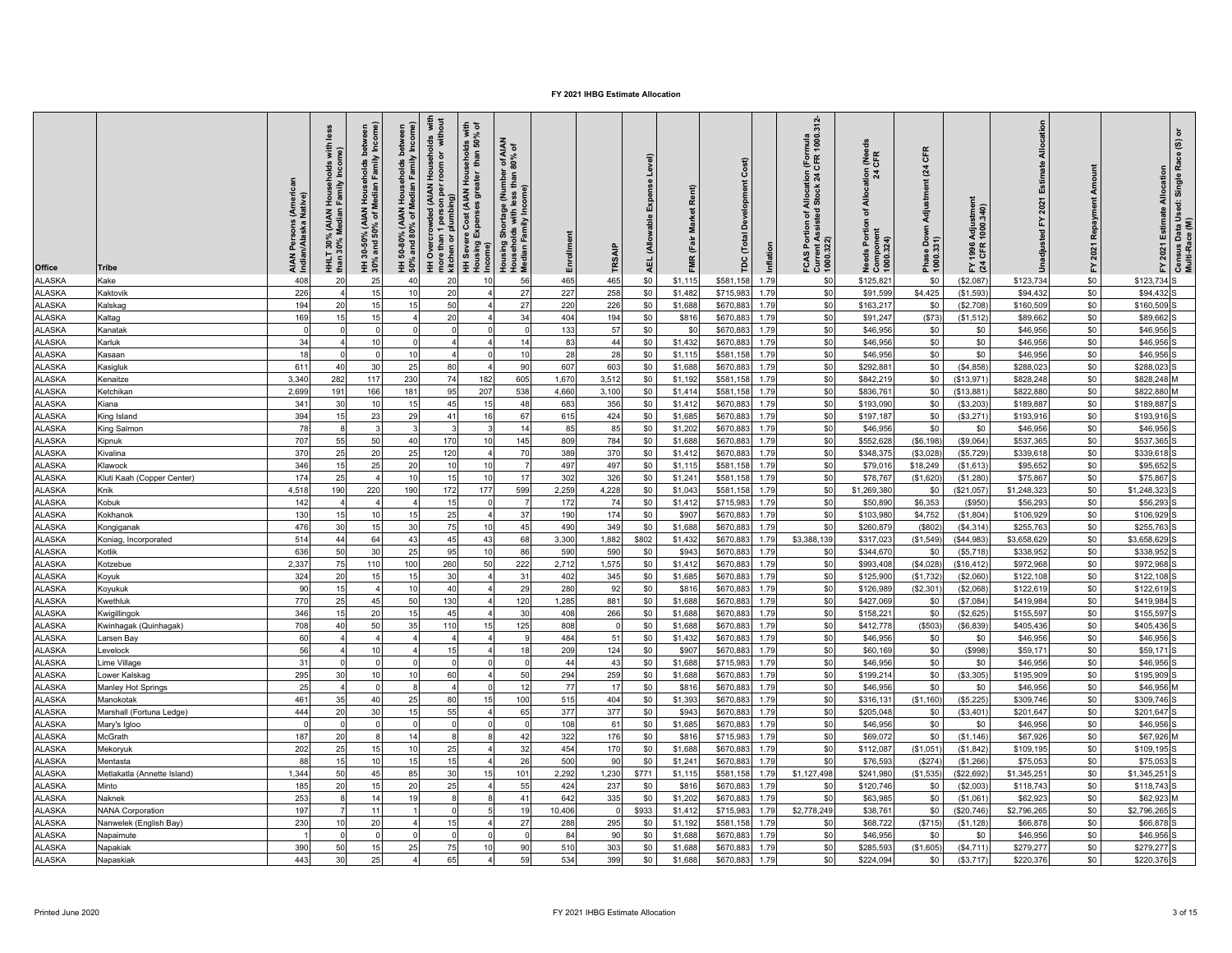# FY 2021 IHBG Estimate Allocation

| Office | Tribe | AIAN Persons (American Indian/Alaska Native) | HHLT 30% (AIAN Households with less than 30% Median Family Income) | HH 30-50% (AIAN Households between 30% and 50% of Median Family Income) | HH 50-80% (AIAN Households between 50% and 80% of Median Family Income) | HH Overcrowded (AIAN Households with more than 1 person per room or without kitchen or plumbing) | HH Severe Cost (AIAN Households with Housing Expenses greater than 50% of Income) | Housing Shortage (Number of AIAN Households with less than 80% of Median Family Income) | Enrollment | TRSAIP | AEL (Allowable Expense Level) | FMR (Fair Market Rent) | TDC (Total Development Cost) | Inflation | FCAS Portion of Allocation (Formula Current Assisted Stock 24 CFR 1000.312-1000.322) | Needs Portion of Allocation (Needs Component 24 CFR 1000.324) | Phase Down Adjustment (24 CFR 1000.331) | FY 1996 Adjustment (24 CFR 1000.340) | Unadjusted FY 2021 Estimate Allocation | FY 2021 Repayment Amount | FY 2021 Estimate Allocation | Census Data Used: Single Race (S) or Multi-Race (M) |
|---|---|---|---|---|---|---|---|---|---|---|---|---|---|---|---|---|---|---|---|---|---|---|
| ALASKA | Kake | 408 | 20 | 25 | 40 | 20 | 10 | 56 | 465 | 465 | $0 | $1,115 | $581,158 | 1.79 | $0 | $125,821 | $0 | ($2,087) | $123,734 | $0 | $123,734 | S |
| ALASKA | Kaktovik | 226 | 4 | 15 | 10 | 20 | 4 | 27 | 227 | 258 | $0 | $1,482 | $715,983 | 1.79 | $0 | $91,599 | $4,425 | ($1,593) | $94,432 | $0 | $94,432 | S |
| ALASKA | Kalskag | 194 | 20 | 15 | 15 | 50 | 4 | 27 | 220 | 226 | $0 | $1,688 | $670,883 | 1.79 | $0 | $163,217 | $0 | ($2,708) | $160,509 | $0 | $160,509 | S |
| ALASKA | Kaltag | 169 | 15 | 15 | 4 | 20 | 4 | 34 | 404 | 194 | $0 | $816 | $670,883 | 1.79 | $0 | $91,247 | ($73) | ($1,512) | $89,662 | $0 | $89,662 | S |
| ALASKA | Kanatak | 0 | 0 | 0 | 0 | 0 | 0 | 0 | 133 | 57 | $0 | $0 | $670,883 | 1.79 | $0 | $46,956 | $0 | $0 | $46,956 | $0 | $46,956 | S |
| ALASKA | Karluk | 34 | 4 | 10 | 0 | 4 | 4 | 14 | 83 | 44 | $0 | $1,432 | $670,883 | 1.79 | $0 | $46,956 | $0 | $0 | $46,956 | $0 | $46,956 | S |
| ALASKA | Kasaan | 18 | 0 | 0 | 10 | 4 | 0 | 10 | 28 | 28 | $0 | $1,115 | $581,158 | 1.79 | $0 | $46,956 | $0 | $0 | $46,956 | $0 | $46,956 | S |
| ALASKA | Kasigluk | 611 | 40 | 30 | 25 | 80 | 4 | 90 | 607 | 603 | $0 | $1,688 | $670,883 | 1.79 | $0 | $292,881 | $0 | ($4,858) | $288,023 | $0 | $288,023 | S |
| ALASKA | Kenaitze | 3,340 | 282 | 117 | 230 | 74 | 182 | 605 | 1,670 | 3,512 | $0 | $1,192 | $581,158 | 1.79 | $0 | $842,219 | $0 | ($13,971) | $828,248 | $0 | $828,248 | M |
| ALASKA | Ketchikan | 2,699 | 191 | 166 | 181 | 95 | 207 | 538 | 4,660 | 3,100 | $0 | $1,414 | $581,158 | 1.79 | $0 | $836,761 | $0 | ($13,881) | $822,880 | $0 | $822,880 | M |
| ALASKA | Kiana | 341 | 30 | 10 | 15 | 45 | 15 | 48 | 683 | 356 | $0 | $1,412 | $670,883 | 1.79 | $0 | $193,090 | $0 | ($3,203) | $189,887 | $0 | $189,887 | S |
| ALASKA | King Island | 394 | 15 | 23 | 29 | 41 | 16 | 67 | 615 | 424 | $0 | $1,685 | $670,883 | 1.79 | $0 | $197,187 | $0 | ($3,271) | $193,916 | $0 | $193,916 | S |
| ALASKA | King Salmon | 78 | 8 | 3 | 3 | 3 | 3 | 14 | 85 | 85 | $0 | $1,202 | $670,883 | 1.79 | $0 | $46,956 | $0 | $0 | $46,956 | $0 | $46,956 | S |
| ALASKA | Kipnuk | 707 | 55 | 50 | 40 | 170 | 10 | 145 | 809 | 784 | $0 | $1,688 | $670,883 | 1.79 | $0 | $552,628 | ($6,198) | ($9,064) | $537,365 | $0 | $537,365 | S |
| ALASKA | Kivalina | 370 | 25 | 20 | 25 | 120 | 4 | 70 | 389 | 370 | $0 | $1,412 | $670,883 | 1.79 | $0 | $348,375 | ($3,028) | ($5,729) | $339,618 | $0 | $339,618 | S |
| ALASKA | Klawock | 346 | 15 | 25 | 20 | 10 | 10 | 7 | 497 | 497 | $0 | $1,115 | $581,158 | 1.79 | $0 | $79,016 | $18,249 | ($1,613) | $95,652 | $0 | $95,652 | S |
| ALASKA | Kluti Kaah (Copper Center) | 174 | 25 | 4 | 10 | 15 | 10 | 17 | 302 | 326 | $0 | $1,241 | $581,158 | 1.79 | $0 | $78,767 | ($1,620) | ($1,280) | $75,867 | $0 | $75,867 | S |
| ALASKA | Knik | 4,518 | 190 | 220 | 190 | 172 | 177 | 599 | 2,259 | 4,228 | $0 | $1,043 | $581,158 | 1.79 | $0 | $1,269,380 | $0 | ($21,057) | $1,248,323 | $0 | $1,248,323 | S |
| ALASKA | Kobuk | 142 | 4 | 4 | 4 | 15 | 0 | 7 | 172 | 74 | $0 | $1,412 | $715,983 | 1.79 | $0 | $50,890 | $6,353 | ($950) | $56,293 | $0 | $56,293 | S |
| ALASKA | Kokhanok | 130 | 15 | 10 | 15 | 25 | 4 | 37 | 190 | 174 | $0 | $907 | $670,883 | 1.79 | $0 | $103,980 | $4,752 | ($1,804) | $106,929 | $0 | $106,929 | S |
| ALASKA | Kongiganak | 476 | 30 | 15 | 30 | 75 | 10 | 45 | 490 | 349 | $0 | $1,688 | $670,883 | 1.79 | $0 | $260,879 | ($802) | ($4,314) | $255,763 | $0 | $255,763 | S |
| ALASKA | Koniag, Incorporated | 514 | 44 | 64 | 43 | 45 | 43 | 68 | 3,300 | 1,882 | $802 | $1,432 | $670,883 | 1.79 | $3,388,139 | $317,023 | ($1,549) | ($44,983) | $3,658,629 | $0 | $3,658,629 | S |
| ALASKA | Kotlik | 636 | 50 | 30 | 25 | 95 | 10 | 86 | 590 | 590 | $0 | $943 | $670,883 | 1.79 | $0 | $344,670 | $0 | ($5,718) | $338,952 | $0 | $338,952 | S |
| ALASKA | Kotzebue | 2,337 | 75 | 110 | 100 | 260 | 50 | 222 | 2,712 | 1,575 | $0 | $1,412 | $670,883 | 1.79 | $0 | $993,408 | ($4,028) | ($16,412) | $972,968 | $0 | $972,968 | S |
| ALASKA | Koyuk | 324 | 20 | 15 | 15 | 30 | 4 | 31 | 402 | 345 | $0 | $1,685 | $670,883 | 1.79 | $0 | $125,900 | ($1,732) | ($2,060) | $122,108 | $0 | $122,108 | S |
| ALASKA | Koyukuk | 90 | 15 | 4 | 10 | 40 | 4 | 29 | 280 | 92 | $0 | $816 | $670,883 | 1.79 | $0 | $126,989 | ($2,301) | ($2,068) | $122,619 | $0 | $122,619 | S |
| ALASKA | Kwethluk | 770 | 25 | 45 | 50 | 130 | 4 | 120 | 1,285 | 881 | $0 | $1,688 | $670,883 | 1.79 | $0 | $427,069 | $0 | ($7,084) | $419,984 | $0 | $419,984 | S |
| ALASKA | Kwigillingok | 346 | 15 | 20 | 15 | 45 | 4 | 30 | 408 | 266 | $0 | $1,688 | $670,883 | 1.79 | $0 | $158,221 | $0 | ($2,625) | $155,597 | $0 | $155,597 | S |
| ALASKA | Kwinhagak (Quinhagak) | 708 | 40 | 50 | 35 | 110 | 15 | 125 | 808 | 0 | $0 | $1,688 | $670,883 | 1.79 | $0 | $412,778 | ($503) | ($6,839) | $405,436 | $0 | $405,436 | S |
| ALASKA | Larsen Bay | 60 | 4 | 4 | 4 | 4 | 4 | 9 | 484 | 51 | $0 | $1,432 | $670,883 | 1.79 | $0 | $46,956 | $0 | $0 | $46,956 | $0 | $46,956 | S |
| ALASKA | Levelock | 56 | 4 | 10 | 4 | 15 | 4 | 18 | 209 | 124 | $0 | $907 | $670,883 | 1.79 | $0 | $60,169 | $0 | ($998) | $59,171 | $0 | $59,171 | S |
| ALASKA | Lime Village | 31 | 0 | 0 | 0 | 0 | 0 | 0 | 44 | 43 | $0 | $1,688 | $715,983 | 1.79 | $0 | $46,956 | $0 | $0 | $46,956 | $0 | $46,956 | S |
| ALASKA | Lower Kalskag | 295 | 30 | 10 | 10 | 60 | 4 | 50 | 294 | 259 | $0 | $1,688 | $670,883 | 1.79 | $0 | $199,214 | $0 | ($3,305) | $195,909 | $0 | $195,909 | S |
| ALASKA | Manley Hot Springs | 25 | 4 | 0 | 8 | 4 | 0 | 12 | 77 | 17 | $0 | $816 | $670,883 | 1.79 | $0 | $46,956 | $0 | $0 | $46,956 | $0 | $46,956 | M |
| ALASKA | Manokotak | 461 | 35 | 40 | 25 | 80 | 15 | 100 | 515 | 404 | $0 | $1,393 | $670,883 | 1.79 | $0 | $316,131 | ($1,160) | ($5,225) | $309,746 | $0 | $309,746 | S |
| ALASKA | Marshall (Fortuna Ledge) | 444 | 20 | 30 | 15 | 55 | 4 | 65 | 377 | 377 | $0 | $943 | $670,883 | 1.79 | $0 | $205,048 | $0 | ($3,401) | $201,647 | $0 | $201,647 | S |
| ALASKA | Mary's Igloo | 0 | 0 | 0 | 0 | 0 | 0 | 0 | 108 | 61 | $0 | $1,685 | $670,883 | 1.79 | $0 | $46,956 | $0 | $0 | $46,956 | $0 | $46,956 | S |
| ALASKA | McGrath | 187 | 20 | 8 | 14 | 8 | 8 | 42 | 322 | 176 | $0 | $816 | $715,983 | 1.79 | $0 | $69,072 | $0 | ($1,146) | $67,926 | $0 | $67,926 | M |
| ALASKA | Mekoryuk | 202 | 25 | 15 | 10 | 25 | 4 | 32 | 454 | 170 | $0 | $1,688 | $670,883 | 1.79 | $0 | $112,087 | ($1,051) | ($1,842) | $109,195 | $0 | $109,195 | S |
| ALASKA | Mentasta | 88 | 15 | 10 | 15 | 15 | 4 | 26 | 500 | 90 | $0 | $1,241 | $670,883 | 1.79 | $0 | $76,593 | ($274) | ($1,266) | $75,053 | $0 | $75,053 | S |
| ALASKA | Metlakatla (Annette Island) | 1,344 | 50 | 45 | 85 | 30 | 15 | 101 | 2,292 | 1,230 | $771 | $1,115 | $581,158 | 1.79 | $1,127,498 | $241,980 | ($1,535) | ($22,692) | $1,345,251 | $0 | $1,345,251 | S |
| ALASKA | Minto | 185 | 20 | 15 | 20 | 25 | 4 | 55 | 424 | 237 | $0 | $816 | $670,883 | 1.79 | $0 | $120,746 | $0 | ($2,003) | $118,743 | $0 | $118,743 | S |
| ALASKA | Naknek | 253 | 8 | 14 | 19 | 8 | 8 | 41 | 642 | 335 | $0 | $1,202 | $670,883 | 1.79 | $0 | $63,985 | $0 | ($1,061) | $62,923 | $0 | $62,923 | M |
| ALASKA | NANA Corporation | 197 | 7 | 11 | 1 | 0 | 5 | 19 | 10,406 | 0 | $933 | $1,412 | $715,983 | 1.79 | $2,778,249 | $38,761 | $0 | ($20,746) | $2,796,265 | $0 | $2,796,265 | S |
| ALASKA | Nanwelek (English Bay) | 230 | 10 | 20 | 4 | 15 | 4 | 27 | 288 | 295 | $0 | $1,192 | $581,158 | 1.79 | $0 | $68,722 | ($715) | ($1,128) | $66,878 | $0 | $66,878 | S |
| ALASKA | Napaimute | 1 | 0 | 0 | 0 | 0 | 0 | 0 | 84 | 90 | $0 | $1,688 | $670,883 | 1.79 | $0 | $46,956 | $0 | $0 | $46,956 | $0 | $46,956 | S |
| ALASKA | Napakiak | 390 | 50 | 15 | 25 | 75 | 10 | 90 | 510 | 303 | $0 | $1,688 | $670,883 | 1.79 | $0 | $285,593 | ($1,605) | ($4,711) | $279,277 | $0 | $279,277 | S |
| ALASKA | Napaskiak | 443 | 30 | 25 | 4 | 65 | 4 | 59 | 534 | 399 | $0 | $1,688 | $670,883 | 1.79 | $0 | $224,094 | $0 | ($3,717) | $220,376 | $0 | $220,376 | S |

Printed June 2020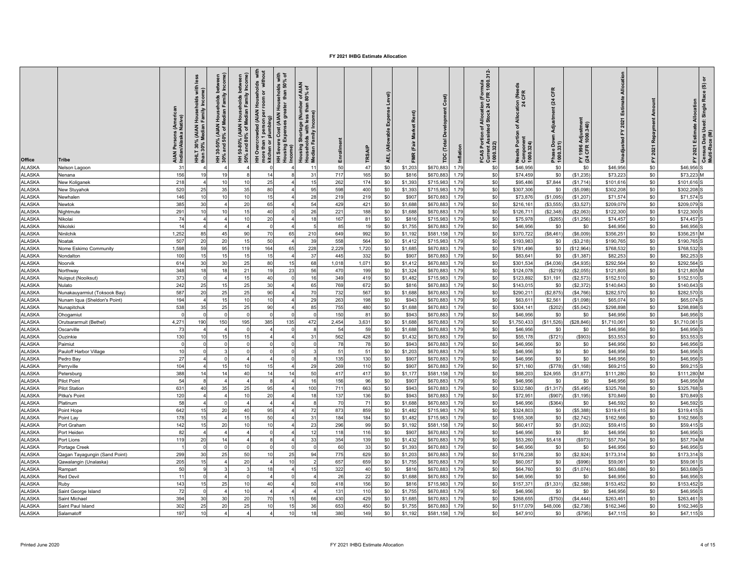# FY 2021 IHBG Estimate Allocation

| Office | Tribe | AIAN Persons (American Indian/Alaska Native) | HHLT 30% (AIAN Households with less than 30% Median Family Income) | HH 30-50% (AIAN Households between 30% and 50% of Median Family Income) | HH 50-80% (AIAN Households between 50% and 80% of Median Family Income) | HH Overcrowded (AIAN Households with more than 1 person per room or without kitchen or plumbing) | HH Severe Cost (AIAN Households with Housing Expenses greater than 50% of Income) | Housing Shortage (Number of AIAN Households with less than 80% of Median Family Income) | Enrollment | TRSAIP | AEL (Allowable Expense Level) | FMR (Fair Market Rent) | TDC (Total Development Cost) | Inflation | FCAS Portion of Allocation (Formula Current Assisted Stock 24 CFR 1000.312-1000.322) | Needs Portion of Allocation (Needs Component 24 CFR 1000.324) | Phase Down Adjustment (24 CFR 1000.331) | FY 1996 Adjustment (24 CFR 1000.340) | Unadjusted FY 2021 Estimate Allocation | FY 2021 Repayment Amount | FY 2021 Estimate Allocation | Census Data Used: Single Race (S) or Multi-Race (M) |
|---|---|---|---|---|---|---|---|---|---|---|---|---|---|---|---|---|---|---|---|---|---|---|
| ALASKA | Nelson Lagoon | 31 | 4 | 4 | 4 | 0 | 4 | 11 | 50 | 47 | $0 | $1,203 | $670,883 | 1.79 | $0 | $46,956 | $0 | $0 | $46,956 | $0 | $46,956 | S |
| ALASKA | Nenana | 156 | 19 | 19 | 8 | 14 | 8 | 31 | 717 | 165 | $0 | $816 | $670,883 | 1.79 | $0 | $74,459 | $0 | ($1,235) | $73,223 | $0 | $73,223 | M |
| ALASKA | New Koliganek | 218 | 4 | 10 | 10 | 25 | 4 | 15 | 262 | 174 | $0 | $1,393 | $715,983 | 1.79 | $0 | $95,486 | $7,844 | ($1,714) | $101,616 | $0 | $101,616 | S |
| ALASKA | New Stuyahok | 520 | 25 | 35 | 35 | 80 | 4 | 95 | 598 | 400 | $0 | $1,393 | $715,983 | 1.79 | $0 | $307,306 | $0 | ($5,098) | $302,208 | $0 | $302,208 | S |
| ALASKA | Newhalen | 146 | 10 | 10 | 10 | 15 | 4 | 28 | 219 | 219 | $0 | $907 | $670,883 | 1.79 | $0 | $73,876 | ($1,095) | ($1,207) | $71,574 | $0 | $71,574 | S |
| ALASKA | Newtok | 385 | 30 | 4 | 20 | 65 | 4 | 54 | 429 | 421 | $0 | $1,688 | $670,883 | 1.79 | $0 | $216,161 | ($3,555) | ($3,527) | $209,079 | $0 | $209,079 | S |
| ALASKA | Nightmute | 291 | 10 | 10 | 15 | 40 | 0 | 26 | 221 | 188 | $0 | $1,688 | $670,883 | 1.79 | $0 | $126,711 | ($2,348) | ($2,063) | $122,300 | $0 | $122,300 | S |
| ALASKA | Nikolai | 74 | 4 | 4 | 10 | 20 | 4 | 18 | 167 | 81 | $0 | $816 | $715,983 | 1.79 | $0 | $75,978 | ($265) | ($1,256) | $74,457 | $0 | $74,457 | S |
| ALASKA | Nikolski | 14 | 4 | 4 | 4 | 0 | 4 | 5 | 85 | 19 | $0 | $1,755 | $670,883 | 1.79 | $0 | $46,956 | $0 | $0 | $46,956 | $0 | $46,956 | S |
| ALASKA | Ninilchik | 1,252 | 85 | 45 | 90 | 70 | 65 | 210 | 649 | 992 | $0 | $1,192 | $581,158 | 1.79 | $0 | $370,722 | ($8,461) | ($6,009) | $356,251 | $0 | $356,251 | M |
| ALASKA | Noatak | 507 | 20 | 20 | 15 | 50 | 4 | 39 | 558 | 564 | $0 | $1,412 | $715,983 | 1.79 | $0 | $193,983 | $0 | ($3,218) | $190,765 | $0 | $190,765 | S |
| ALASKA | Nome Eskimo Community | 1,598 | 59 | 95 | 119 | 164 | 65 | 228 | 2,229 | 1,720 | $0 | $1,685 | $670,883 | 1.79 | $0 | $781,496 | $0 | ($12,964) | $768,532 | $0 | $768,532 | S |
| ALASKA | Nondalton | 100 | 15 | 15 | 15 | 15 | 4 | 37 | 445 | 332 | $0 | $907 | $670,883 | 1.79 | $0 | $83,641 | $0 | ($1,387) | $82,253 | $0 | $82,253 | S |
| ALASKA | Noorvik | 614 | 30 | 30 | 25 | 80 | 15 | 68 | 1,018 | 1,071 | $0 | $1,412 | $715,983 | 1.79 | $0 | $301,534 | ($4,036) | ($4,935) | $292,564 | $0 | $292,564 | S |
| ALASKA | Northway | 348 | 18 | 18 | 21 | 19 | 23 | 56 | 470 | 199 | $0 | $1,324 | $670,883 | 1.79 | $0 | $124,078 | ($219) | ($2,055) | $121,805 | $0 | $121,805 | M |
| ALASKA | Nuiqsut (Nooiksut) | 373 | 0 | 4 | 15 | 40 | 0 | 16 | 349 | 419 | $0 | $1,482 | $715,983 | 1.79 | $0 | $123,892 | $31,191 | ($2,573) | $152,510 | $0 | $152,510 | S |
| ALASKA | Nulato | 242 | 25 | 15 | 25 | 30 | 4 | 65 | 769 | 672 | $0 | $816 | $670,883 | 1.79 | $0 | $143,015 | $0 | ($2,372) | $140,643 | $0 | $140,643 | S |
| ALASKA | Nunakauyarmiut (Toksook Bay) | 587 | 20 | 25 | 25 | 90 | 4 | 70 | 732 | 567 | $0 | $1,688 | $670,883 | 1.79 | $0 | $290,211 | ($2,875) | ($4,766) | $282,570 | $0 | $282,570 | S |
| ALASKA | Nunam Iqua (Sheldon's Point) | 194 | 4 | 15 | 10 | 10 | 4 | 29 | 263 | 198 | $0 | $943 | $670,883 | 1.79 | $0 | $63,611 | $2,561 | ($1,098) | $65,074 | $0 | $65,074 | S |
| ALASKA | Nunapitchuk | 538 | 35 | 25 | 25 | 90 | 4 | 85 | 755 | 480 | $0 | $1,688 | $670,883 | 1.79 | $0 | $304,141 | ($202) | ($5,042) | $298,898 | $0 | $298,898 | S |
| ALASKA | Ohogamiut | 0 | 0 | 0 | 0 | 0 | 0 | 0 | 150 | 81 | $0 | $943 | $670,883 | 1.79 | $0 | $46,956 | $0 | $0 | $46,956 | $0 | $46,956 | S |
| ALASKA | Orutsararmuit (Bethel) | 4,271 | 190 | 150 | 195 | 385 | 135 | 472 | 2,454 | 3,631 | $0 | $1,688 | $670,883 | 1.79 | $0 | $1,750,433 | ($11,526) | ($28,846) | $1,710,061 | $0 | $1,710,061 | S |
| ALASKA | Oscarville | 73 | 4 | 4 | 0 | 4 | 0 | 8 | 54 | 59 | $0 | $1,688 | $670,883 | 1.79 | $0 | $46,956 | $0 | $0 | $46,956 | $0 | $46,956 | S |
| ALASKA | Ouzinkie | 130 | 10 | 15 | 15 | 4 | 4 | 31 | 562 | 428 | $0 | $1,432 | $670,883 | 1.79 | $0 | $55,178 | ($721) | ($903) | $53,553 | $0 | $53,553 | S |
| ALASKA | Paimiut | 0 | 0 | 0 | 0 | 0 | 0 | 0 | 78 | 78 | $0 | $943 | $670,883 | 1.79 | $0 | $46,956 | $0 | $0 | $46,956 | $0 | $46,956 | S |
| ALASKA | Pauloff Harbor Village | 10 | 0 | 3 | 0 | 0 | 0 | 3 | 51 | 51 | $0 | $1,203 | $670,883 | 1.79 | $0 | $46,956 | $0 | $0 | $46,956 | $0 | $46,956 | S |
| ALASKA | Pedro Bay | 27 | 4 | 0 | 4 | 4 | 0 | 8 | 135 | 130 | $0 | $907 | $670,883 | 1.79 | $0 | $46,956 | $0 | $0 | $46,956 | $0 | $46,956 | S |
| ALASKA | Perryville | 104 | 4 | 15 | 10 | 15 | 4 | 29 | 269 | 110 | $0 | $907 | $670,883 | 1.79 | $0 | $71,160 | ($778) | ($1,168) | $69,215 | $0 | $69,215 | S |
| ALASKA | Petersburg | 388 | 14 | 14 | 40 | 14 | 14 | 50 | 417 | 417 | $0 | $1,177 | $581,158 | 1.79 | $0 | $88,203 | $24,955 | ($1,877) | $111,280 | $0 | $111,280 | M |
| ALASKA | Pilot Point | 54 | 8 | 4 | 4 | 8 | 4 | 16 | 156 | 96 | $0 | $907 | $670,883 | 1.79 | $0 | $46,956 | $0 | $0 | $46,956 | $0 | $46,956 | M |
| ALASKA | Pilot Station | 631 | 40 | 35 | 25 | 95 | 4 | 100 | 711 | 663 | $0 | $943 | $670,883 | 1.79 | $0 | $332,580 | ($1,317) | ($5,495) | $325,768 | $0 | $325,768 | S |
| ALASKA | Pitka's Point | 120 | 4 | 4 | 10 | 20 | 4 | 18 | 137 | 136 | $0 | $943 | $670,883 | 1.79 | $0 | $72,951 | ($907) | ($1,195) | $70,849 | $0 | $70,849 | S |
| ALASKA | Platinum | 58 | 4 | 0 | 4 | 4 | 4 | 8 | 70 | 71 | $0 | $1,688 | $670,883 | 1.79 | $0 | $46,956 | ($364) | $0 | $46,592 | $0 | $46,592 | S |
| ALASKA | Point Hope | 642 | 15 | 20 | 40 | 95 | 4 | 72 | 873 | 859 | $0 | $1,482 | $715,983 | 1.79 | $0 | $324,803 | $0 | ($5,388) | $319,415 | $0 | $319,415 | S |
| ALASKA | Point Lay | 178 | 15 | 4 | 15 | 50 | 4 | 31 | 184 | 184 | $0 | $1,482 | $715,983 | 1.79 | $0 | $165,308 | $0 | ($2,742) | $162,566 | $0 | $162,566 | S |
| ALASKA | Port Graham | 142 | 15 | 20 | 10 | 10 | 4 | 23 | 296 | 99 | $0 | $1,192 | $581,158 | 1.79 | $0 | $60,417 | $0 | ($1,002) | $59,415 | $0 | $59,415 | S |
| ALASKA | Port Heiden | 82 | 4 | 4 | 4 | 0 | 4 | 12 | 118 | 116 | $0 | $907 | $670,883 | 1.79 | $0 | $46,956 | $0 | $0 | $46,956 | $0 | $46,956 | S |
| ALASKA | Port Lions | 119 | 20 | 14 | 4 | 8 | 4 | 33 | 354 | 139 | $0 | $1,432 | $670,883 | 1.79 | $0 | $53,260 | $5,418 | ($973) | $57,704 | $0 | $57,704 | M |
| ALASKA | Portage Creek | 1 | 0 | 0 | 0 | 0 | 0 | 0 | 60 | 33 | $0 | $1,393 | $670,883 | 1.79 | $0 | $46,956 | $0 | $0 | $46,956 | $0 | $46,956 | S |
| ALASKA | Qagan Tayagungin (Sand Point) | 299 | 30 | 25 | 50 | 10 | 25 | 94 | 775 | 629 | $0 | $1,203 | $670,883 | 1.79 | $0 | $176,238 | $0 | ($2,924) | $173,314 | $0 | $173,314 | S |
| ALASKA | Qawalangin (Unalaska) | 205 | 15 | 4 | 20 | 4 | 10 | 2 | 657 | 659 | $0 | $1,755 | $670,883 | 1.79 | $0 | $60,057 | $0 | ($996) | $59,061 | $0 | $59,061 | S |
| ALASKA | Rampart | 50 | 9 | 3 | 3 | 18 | 4 | 15 | 322 | 40 | $0 | $816 | $670,883 | 1.79 | $0 | $64,760 | $0 | ($1,074) | $63,686 | $0 | $63,686 | S |
| ALASKA | Red Devil | 11 | 0 | 4 | 0 | 4 | 0 | 4 | 26 | 22 | $0 | $1,688 | $670,883 | 1.79 | $0 | $46,956 | $0 | $0 | $46,956 | $0 | $46,956 | S |
| ALASKA | Ruby | 143 | 15 | 25 | 10 | 40 | 4 | 50 | 418 | 156 | $0 | $816 | $715,983 | 1.79 | $0 | $157,371 | ($1,331) | ($2,588) | $153,452 | $0 | $153,452 | S |
| ALASKA | Saint George Island | 72 | 0 | 4 | 10 | 4 | 4 | 4 | 131 | 110 | $0 | $1,755 | $670,883 | 1.79 | $0 | $46,956 | $0 | $0 | $46,956 | $0 | $46,956 | S |
| ALASKA | Saint Michael | 394 | 30 | 30 | 20 | 70 | 15 | 66 | 430 | 429 | $0 | $1,685 | $670,883 | 1.79 | $0 | $268,655 | ($750) | ($4,444) | $263,461 | $0 | $263,461 | S |
| ALASKA | Saint Paul Island | 302 | 25 | 20 | 25 | 10 | 15 | 36 | 653 | 450 | $0 | $1,755 | $670,883 | 1.79 | $0 | $117,079 | $48,006 | ($2,738) | $162,346 | $0 | $162,346 | S |
| ALASKA | Salamatoff | 197 | 10 | 4 | 4 | 4 | 10 | 18 | 380 | 149 | $0 | $1,192 | $581,158 | 1.79 | $0 | $47,910 | $0 | ($795) | $47,115 | $0 | $47,115 | S |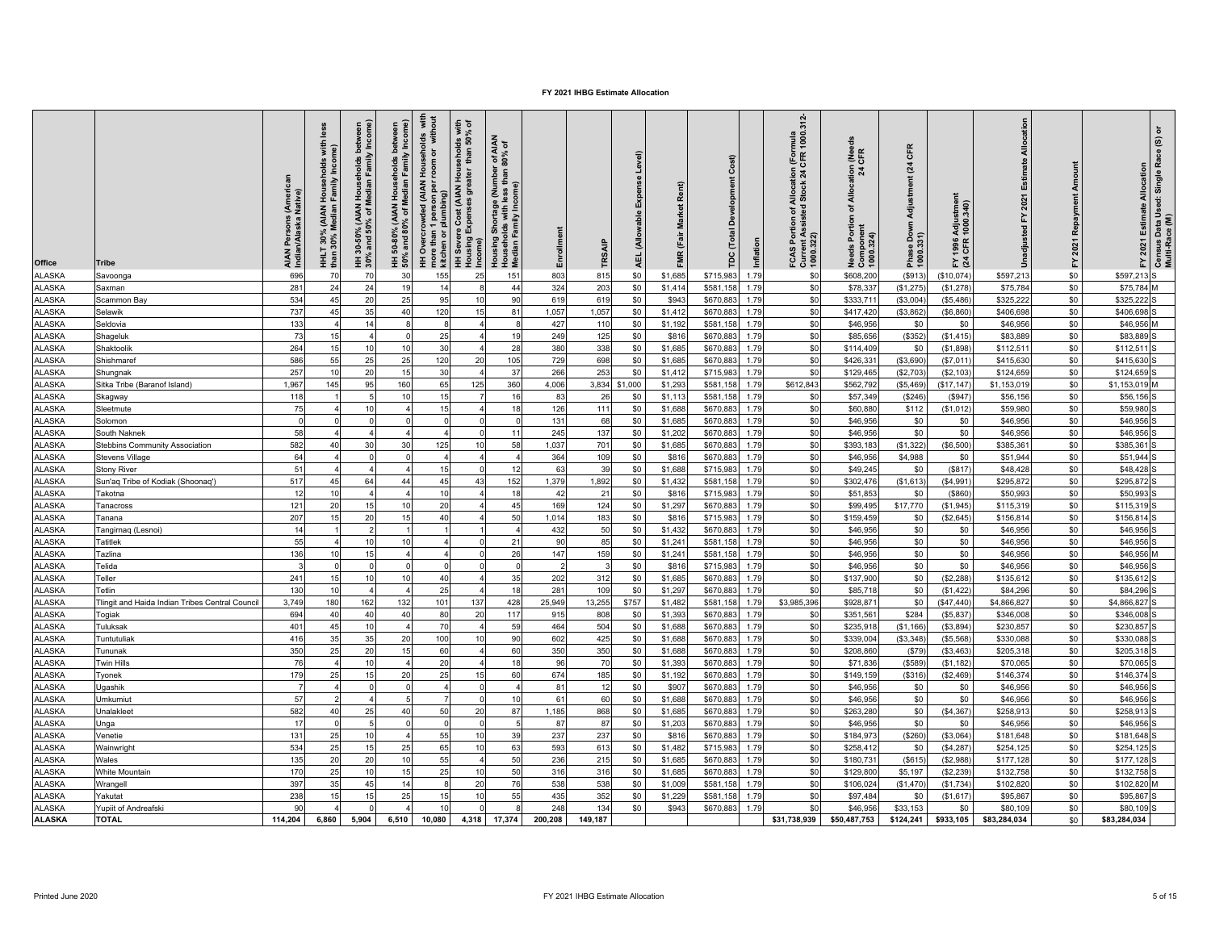# FY 2021 IHBG Estimate Allocation

| Office | Tribe | AIAN Persons (American Indian/Alaska Native) | HHLT 30% (AIAN Households with less than 30% Median Family Income) | HH 30-50% (AIAN Households between 30% and 50% of Median Family Income) | HH 50-80% (AIAN Households between 50% and 80% of Median Family Income) | HH Overcrowded (AIAN Households with more than 1 person per room or without kitchen or plumbing) | HH Severe Cost (AIAN Households with Housing Expenses greater than 50% of Income) | Housing Shortage (Number of AIAN Households with less than 80% of Median Family Income) | Enrollment | TRSAIP | AEL (Allowable Expense Level) | FMR (Fair Market Rent) | TDC (Total Development Cost) | Inflation | FCAS Portion of Allocation (Formula Current Assisted Stock 24 CFR 1000.312-1000.322) | Needs Portion of Allocation (Needs Component 24 CFR 1000.324) | Phase Down Adjustment (24 CFR 1000.331) | FY 1996 Adjustment (24 CFR 1000.340) | Unadjusted FY 2021 Estimate Allocation | FY 2021 Repayment Amount | FY 2021 Estimate Allocation | Census Data Used: Single Race (S) or Multi-Race (M) |
|---|---|---|---|---|---|---|---|---|---|---|---|---|---|---|---|---|---|---|---|---|---|---|
| ALASKA | Savoonga | 696 | 70 | 70 | 30 | 155 | 25 | 151 | 803 | 815 | $0 | $1,685 | $715,983 | 1.79 | $0 | $608,200 | ($913) | ($10,074) | $597,213 | $0 | $597,213 | S |
| ALASKA | Saxman | 281 | 24 | 24 | 19 | 14 | 8 | 44 | 324 | 203 | $0 | $1,414 | $581,158 | 1.79 | $0 | $78,337 | ($1,275) | ($1,278) | $75,784 | $0 | $75,784 | M |
| ALASKA | Scammon Bay | 534 | 45 | 20 | 25 | 95 | 10 | 90 | 619 | 619 | $0 | $943 | $670,883 | 1.79 | $0 | $333,711 | ($3,004) | ($5,486) | $325,222 | $0 | $325,222 | S |
| ALASKA | Selawik | 737 | 45 | 35 | 40 | 120 | 15 | 81 | 1,057 | 1,057 | $0 | $1,412 | $670,883 | 1.79 | $0 | $417,420 | ($3,862) | ($6,860) | $406,698 | $0 | $406,698 | S |
| ALASKA | Seldovia | 133 | 4 | 14 | 8 | 8 | 4 | 8 | 427 | 110 | $0 | $1,192 | $581,158 | 1.79 | $0 | $46,956 | $0 | $0 | $46,956 | $0 | $46,956 | M |
| ALASKA | Shageluk | 73 | 15 | 4 | 0 | 25 | 4 | 19 | 249 | 125 | $0 | $816 | $670,883 | 1.79 | $0 | $85,656 | ($352) | ($1,415) | $83,889 | $0 | $83,889 | S |
| ALASKA | Shaktoolik | 264 | 15 | 10 | 10 | 30 | 4 | 28 | 380 | 338 | $0 | $1,685 | $670,883 | 1.79 | $0 | $114,409 | $0 | ($1,898) | $112,511 | $0 | $112,511 | S |
| ALASKA | Shishmaref | 586 | 55 | 25 | 25 | 120 | 20 | 105 | 729 | 698 | $0 | $1,685 | $670,883 | 1.79 | $0 | $426,331 | ($3,690) | ($7,011) | $415,630 | $0 | $415,630 | S |
| ALASKA | Shungnak | 257 | 10 | 20 | 15 | 30 | 4 | 37 | 266 | 253 | $0 | $1,412 | $715,983 | 1.79 | $0 | $129,465 | ($2,703) | ($2,103) | $124,659 | $0 | $124,659 | S |
| ALASKA | Sitka Tribe (Baranof Island) | 1,967 | 145 | 95 | 160 | 65 | 125 | 360 | 4,006 | 3,834 | $1,000 | $1,293 | $581,158 | 1.79 | $612,843 | $562,792 | ($5,469) | ($17,147) | $1,153,019 | $0 | $1,153,019 | M |
| ALASKA | Skagway | 118 | 1 | 5 | 10 | 15 | 7 | 16 | 83 | 26 | $0 | $1,113 | $581,158 | 1.79 | $0 | $57,349 | ($246) | ($947) | $56,156 | $0 | $56,156 | S |
| ALASKA | Sleetmute | 75 | 4 | 10 | 4 | 15 | 4 | 18 | 126 | 111 | $0 | $1,688 | $670,883 | 1.79 | $0 | $60,880 | $112 | ($1,012) | $59,980 | $0 | $59,980 | S |
| ALASKA | Solomon | 0 | 0 | 0 | 0 | 0 | 0 | 0 | 131 | 68 | $0 | $1,685 | $670,883 | 1.79 | $0 | $46,956 | $0 | $0 | $46,956 | $0 | $46,956 | S |
| ALASKA | South Naknek | 58 | 4 | 4 | 4 | 4 | 0 | 11 | 245 | 137 | $0 | $1,202 | $670,883 | 1.79 | $0 | $46,956 | $0 | $0 | $46,956 | $0 | $46,956 | S |
| ALASKA | Stebbins Community Association | 582 | 40 | 30 | 30 | 125 | 10 | 58 | 1,037 | 701 | $0 | $1,685 | $670,883 | 1.79 | $0 | $393,183 | ($1,322) | ($6,500) | $385,361 | $0 | $385,361 | S |
| ALASKA | Stevens Village | 64 | 4 | 0 | 0 | 4 | 4 | 4 | 364 | 109 | $0 | $816 | $670,883 | 1.79 | $0 | $46,956 | $4,988 | $0 | $51,944 | $0 | $51,944 | S |
| ALASKA | Stony River | 51 | 4 | 4 | 4 | 15 | 0 | 12 | 63 | 39 | $0 | $1,688 | $715,983 | 1.79 | $0 | $49,245 | $0 | ($817) | $48,428 | $0 | $48,428 | S |
| ALASKA | Sun'aq Tribe of Kodiak (Shoonaq') | 517 | 45 | 64 | 44 | 45 | 43 | 152 | 1,379 | 1,892 | $0 | $1,432 | $581,158 | 1.79 | $0 | $302,476 | ($1,613) | ($4,991) | $295,872 | $0 | $295,872 | S |
| ALASKA | Takotna | 12 | 10 | 4 | 4 | 10 | 4 | 18 | 42 | 21 | $0 | $816 | $715,983 | 1.79 | $0 | $51,853 | $0 | ($860) | $50,993 | $0 | $50,993 | S |
| ALASKA | Tanacross | 121 | 20 | 15 | 10 | 20 | 4 | 45 | 169 | 124 | $0 | $1,297 | $670,883 | 1.79 | $0 | $99,495 | $17,770 | ($1,945) | $115,319 | $0 | $115,319 | S |
| ALASKA | Tanana | 207 | 15 | 20 | 15 | 40 | 4 | 50 | 1,014 | 183 | $0 | $816 | $715,983 | 1.79 | $0 | $159,459 | $0 | ($2,645) | $156,814 | $0 | $156,814 | S |
| ALASKA | Tangirnaq (Lesnoi) | 14 | 1 | 2 | 1 | 1 | 1 | 4 | 432 | 50 | $0 | $1,432 | $670,883 | 1.79 | $0 | $46,956 | $0 | $0 | $46,956 | $0 | $46,956 | S |
| ALASKA | Tatitlek | 55 | 4 | 10 | 10 | 4 | 0 | 21 | 90 | 85 | $0 | $1,241 | $581,158 | 1.79 | $0 | $46,956 | $0 | $0 | $46,956 | $0 | $46,956 | S |
| ALASKA | Tazlina | 136 | 10 | 15 | 4 | 4 | 0 | 26 | 147 | 159 | $0 | $1,241 | $581,158 | 1.79 | $0 | $46,956 | $0 | $0 | $46,956 | $0 | $46,956 | M |
| ALASKA | Telida | 3 | 0 | 0 | 0 | 0 | 0 | 0 | 2 | 3 | $0 | $816 | $715,983 | 1.79 | $0 | $46,956 | $0 | $0 | $46,956 | $0 | $46,956 | S |
| ALASKA | Teller | 241 | 15 | 10 | 10 | 40 | 4 | 35 | 202 | 312 | $0 | $1,685 | $670,883 | 1.79 | $0 | $137,900 | $0 | ($2,288) | $135,612 | $0 | $135,612 | S |
| ALASKA | Tetlin | 130 | 10 | 4 | 4 | 25 | 4 | 18 | 281 | 109 | $0 | $1,297 | $670,883 | 1.79 | $0 | $85,718 | $0 | ($1,422) | $84,296 | $0 | $84,296 | S |
| ALASKA | Tlingit and Haida Indian Tribes Central Council | 3,749 | 180 | 162 | 132 | 101 | 137 | 428 | 25,949 | 13,255 | $757 | $1,482 | $581,158 | 1.79 | $3,985,396 | $928,871 | $0 | ($47,440) | $4,866,827 | $0 | $4,866,827 | S |
| ALASKA | Togiak | 694 | 40 | 40 | 40 | 80 | 20 | 117 | 915 | 808 | $0 | $1,393 | $670,883 | 1.79 | $0 | $351,561 | $284 | ($5,837) | $346,008 | $0 | $346,008 | S |
| ALASKA | Tuluksak | 401 | 45 | 10 | 4 | 70 | 4 | 59 | 464 | 504 | $0 | $1,688 | $670,883 | 1.79 | $0 | $235,918 | ($1,166) | ($3,894) | $230,857 | $0 | $230,857 | S |
| ALASKA | Tuntutuliak | 416 | 35 | 35 | 20 | 100 | 10 | 90 | 602 | 425 | $0 | $1,688 | $670,883 | 1.79 | $0 | $339,004 | ($3,348) | ($5,568) | $330,088 | $0 | $330,088 | S |
| ALASKA | Tununak | 350 | 25 | 20 | 15 | 60 | 4 | 60 | 350 | 350 | $0 | $1,688 | $670,883 | 1.79 | $0 | $208,860 | ($79) | ($3,463) | $205,318 | $0 | $205,318 | S |
| ALASKA | Twin Hills | 76 | 4 | 10 | 4 | 20 | 4 | 18 | 96 | 70 | $0 | $1,393 | $670,883 | 1.79 | $0 | $71,836 | ($589) | ($1,182) | $70,065 | $0 | $70,065 | S |
| ALASKA | Tyonek | 179 | 25 | 15 | 20 | 25 | 15 | 60 | 674 | 185 | $0 | $1,192 | $670,883 | 1.79 | $0 | $149,159 | ($316) | ($2,469) | $146,374 | $0 | $146,374 | S |
| ALASKA | Ugashik | 7 | 4 | 0 | 0 | 4 | 0 | 4 | 81 | 12 | $0 | $907 | $670,883 | 1.79 | $0 | $46,956 | $0 | $0 | $46,956 | $0 | $46,956 | S |
| ALASKA | Umkumiut | 57 | 2 | 4 | 5 | 7 | 0 | 10 | 61 | 60 | $0 | $1,688 | $670,883 | 1.79 | $0 | $46,956 | $0 | $0 | $46,956 | $0 | $46,956 | S |
| ALASKA | Unalakleet | 582 | 40 | 25 | 40 | 50 | 20 | 87 | 1,185 | 868 | $0 | $1,685 | $670,883 | 1.79 | $0 | $263,280 | $0 | ($4,367) | $258,913 | $0 | $258,913 | S |
| ALASKA | Unga | 17 | 0 | 5 | 0 | 0 | 0 | 5 | 87 | 87 | $0 | $1,203 | $670,883 | 1.79 | $0 | $46,956 | $0 | $0 | $46,956 | $0 | $46,956 | S |
| ALASKA | Venetie | 131 | 25 | 10 | 4 | 55 | 10 | 39 | 237 | 237 | $0 | $816 | $670,883 | 1.79 | $0 | $184,973 | ($260) | ($3,064) | $181,648 | $0 | $181,648 | S |
| ALASKA | Wainwright | 534 | 25 | 15 | 25 | 65 | 10 | 63 | 593 | 613 | $0 | $1,482 | $715,983 | 1.79 | $0 | $258,412 | $0 | ($4,287) | $254,125 | $0 | $254,125 | S |
| ALASKA | Wales | 135 | 20 | 20 | 10 | 55 | 4 | 50 | 236 | 215 | $0 | $1,685 | $670,883 | 1.79 | $0 | $180,731 | ($615) | ($2,988) | $177,128 | $0 | $177,128 | S |
| ALASKA | White Mountain | 170 | 25 | 10 | 15 | 25 | 10 | 50 | 316 | 316 | $0 | $1,685 | $670,883 | 1.79 | $0 | $129,800 | $5,197 | ($2,239) | $132,758 | $0 | $132,758 | S |
| ALASKA | Wrangell | 397 | 35 | 45 | 14 | 8 | 20 | 76 | 538 | 538 | $0 | $1,009 | $581,158 | 1.79 | $0 | $106,024 | ($1,470) | ($1,734) | $102,820 | $0 | $102,820 | M |
| ALASKA | Yakutat | 238 | 15 | 15 | 25 | 15 | 10 | 55 | 435 | 352 | $0 | $1,229 | $581,158 | 1.79 | $0 | $97,484 | $0 | ($1,617) | $95,867 | $0 | $95,867 | S |
| ALASKA | Yupiit of Andreafski | 90 | 4 | 0 | 4 | 10 | 0 | 8 | 248 | 134 | $0 | $943 | $670,883 | 1.79 | $0 | $46,956 | $33,153 | $0 | $80,109 | $0 | $80,109 | S |
| **ALASKA** | **TOTAL** | **114,204** | **6,860** | **5,904** | **6,510** | **10,080** | **4,318** | **17,374** | **200,208** | **149,187** | | | | | **$31,738,939** | **$50,487,753** | **$124,241** | **$933,105** | **$83,284,034** | **$0** | **$83,284,034** | |

Printed June 2020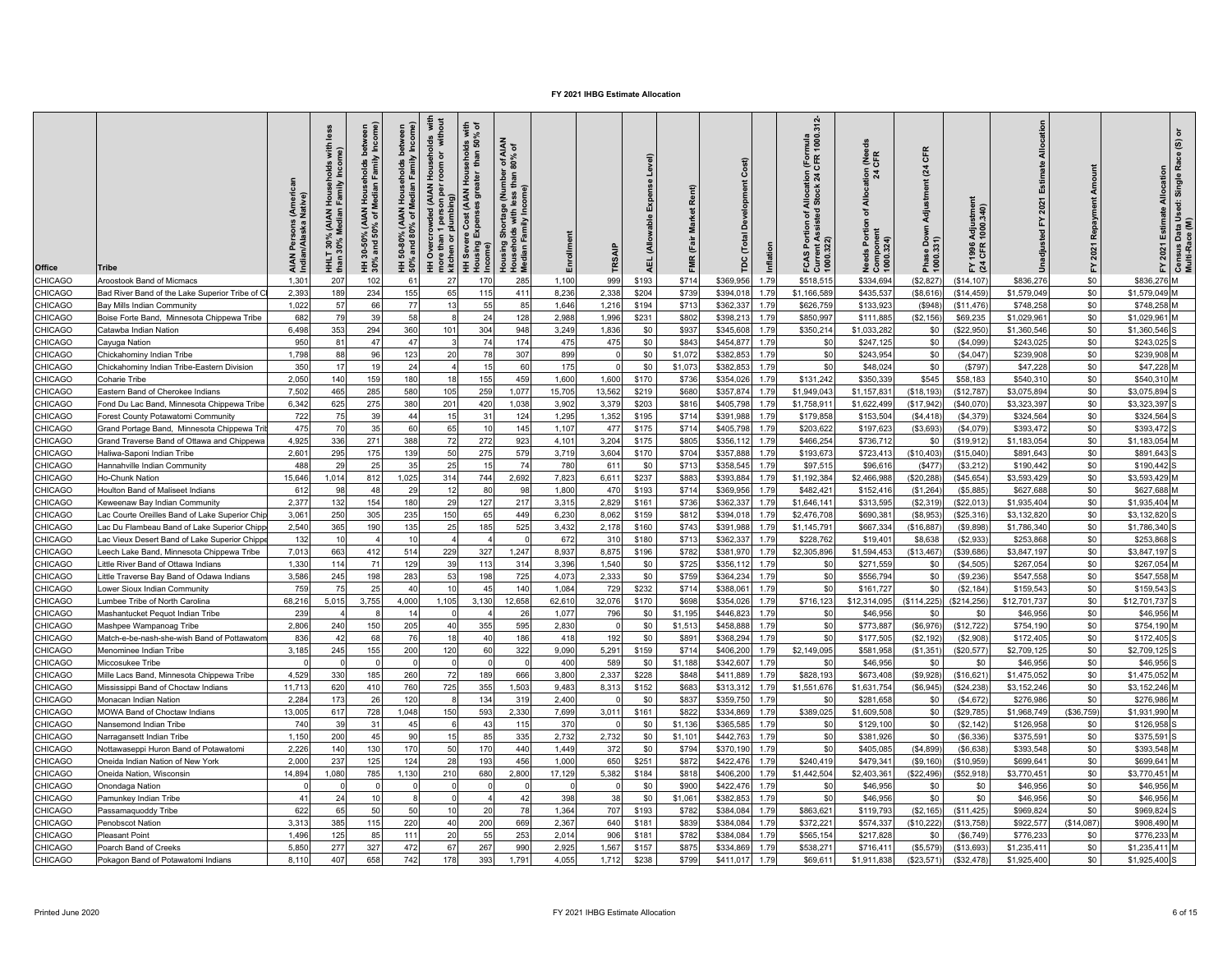# FY 2021 IHBG Estimate Allocation

| Office | Tribe | AIAN Persons (American Indian/Alaska Native) | HHLT 30% (AIAN Households with less than 30% Median Family Income) | HH 30-50% (AIAN Households between 30% and 50% of Median Family Income) | HH 50-80% (AIAN Households between 50% and 80% of Median Family Income) | HH Overcrowded (AIAN Households with more than 1 person per room or without kitchen or plumbing) | HH Severe Cost (AIAN Households with Housing Expenses greater than 50% of Income) | Housing Shortage (Number of AIAN Households with less than 80% of Median Family Income) | Enrollment | TRSAIP | AEL (Allowable Expense Level) | FMR (Fair Market Rent) | TDC (Total Development Cost) | Inflation | FCAS Portion of Allocation (Formula Current Assisted Stock 24 CFR 1000.312-1000.322) | Needs Portion of Allocation (Needs Component 24 CFR 1000.324) | Phase Down Adjustment (24 CFR 1000.331) | FY 1996 Adjustment (24 CFR 1000.340) | Unadjusted FY 2021 Estimate Allocation | FY 2021 Repayment Amount | FY 2021 Estimate Allocation | Census Data Used: Single Race (S) or Multi-Race (M) |
|---|---|---|---|---|---|---|---|---|---|---|---|---|---|---|---|---|---|---|---|---|---|---|
| CHICAGO | Aroostook Band of Micmacs | 1,301 | 207 | 102 | 61 | 27 | 170 | 285 | 1,100 | 999 | $193 | $714 | $369,956 | 1.79 | $518,515 | $334,694 | ($2,827) | ($14,107) | $836,276 | $0 | $836,276 | M |
| CHICAGO | Bad River Band of the Lake Superior Tribe of Cl | 2,393 | 189 | 234 | 155 | 65 | 115 | 411 | 8,236 | 2,338 | $204 | $739 | $394,018 | 1.79 | $1,166,589 | $435,537 | ($8,616) | ($14,459) | $1,579,049 | $0 | $1,579,049 | M |
| CHICAGO | Bay Mills Indian Community | 1,022 | 57 | 66 | 77 | 13 | 55 | 85 | 1,646 | 1,216 | $194 | $713 | $362,337 | 1.79 | $626,759 | $133,923 | ($948) | ($11,476) | $748,258 | $0 | $748,258 | M |
| CHICAGO | Boise Forte Band, Minnesota Chippewa Tribe | 682 | 79 | 39 | 58 | 8 | 24 | 128 | 2,988 | 1,996 | $231 | $802 | $398,213 | 1.79 | $850,997 | $111,885 | ($2,156) | $69,235 | $1,029,961 | $0 | $1,029,961 | M |
| CHICAGO | Catawba Indian Nation | 6,498 | 353 | 294 | 360 | 101 | 304 | 948 | 3,249 | 1,836 | $0 | $937 | $345,608 | 1.79 | $350,214 | $1,033,282 | $0 | ($22,950) | $1,360,546 | $0 | $1,360,546 | S |
| CHICAGO | Cayuga Nation | 950 | 81 | 47 | 47 | 3 | 74 | 174 | 475 | 475 | $0 | $843 | $454,877 | 1.79 | $0 | $247,125 | $0 | ($4,099) | $243,025 | $0 | $243,025 | S |
| CHICAGO | Chickahominy Indian Tribe | 1,798 | 88 | 96 | 123 | 20 | 78 | 307 | 899 | 0 | $0 | $1,072 | $382,853 | 1.79 | $0 | $243,954 | $0 | ($4,047) | $239,908 | $0 | $239,908 | M |
| CHICAGO | Chickahominy Indian Tribe-Eastern Division | 350 | 17 | 19 | 24 | 4 | 15 | 60 | 175 | 0 | $0 | $1,073 | $382,853 | 1.79 | $0 | $48,024 | $0 | ($797) | $47,228 | $0 | $47,228 | M |
| CHICAGO | Coharie Tribe | 2,050 | 140 | 159 | 180 | 18 | 155 | 459 | 1,600 | 1,600 | $170 | $736 | $354,026 | 1.79 | $131,242 | $350,339 | $545 | $58,183 | $540,310 | $0 | $540,310 | M |
| CHICAGO | Eastern Band of Cherokee Indians | 7,502 | 465 | 285 | 580 | 105 | 259 | 1,077 | 15,705 | 13,562 | $219 | $680 | $357,874 | 1.79 | $1,949,043 | $1,157,831 | ($18,193) | ($12,787) | $3,075,894 | $0 | $3,075,894 | S |
| CHICAGO | Fond Du Lac Band, Minnesota Chippewa Tribe | 6,342 | 625 | 275 | 380 | 201 | 420 | 1,038 | 3,902 | 3,379 | $203 | $816 | $405,798 | 1.79 | $1,758,911 | $1,622,499 | ($17,942) | ($40,070) | $3,323,397 | $0 | $3,323,397 | S |
| CHICAGO | Forest County Potawatomi Community | 722 | 75 | 39 | 44 | 15 | 31 | 124 | 1,295 | 1,352 | $195 | $714 | $391,988 | 1.79 | $179,858 | $153,504 | ($4,418) | ($4,379) | $324,564 | $0 | $324,564 | S |
| CHICAGO | Grand Portage Band, Minnesota Chippewa Trib | 475 | 70 | 35 | 60 | 65 | 10 | 145 | 1,107 | 477 | $175 | $714 | $405,798 | 1.79 | $203,622 | $197,623 | ($3,693) | ($4,079) | $393,472 | $0 | $393,472 | S |
| CHICAGO | Grand Traverse Band of Ottawa and Chippewa | 4,925 | 336 | 271 | 388 | 72 | 272 | 923 | 4,101 | 3,204 | $175 | $805 | $356,112 | 1.79 | $466,254 | $736,712 | $0 | ($19,912) | $1,183,054 | $0 | $1,183,054 | M |
| CHICAGO | Haliwa-Saponi Indian Tribe | 2,601 | 295 | 175 | 139 | 50 | 275 | 579 | 3,719 | 3,604 | $170 | $704 | $357,888 | 1.79 | $193,673 | $723,413 | ($10,403) | ($15,040) | $891,643 | $0 | $891,643 | S |
| CHICAGO | Hannahville Indian Community | 488 | 29 | 25 | 35 | 25 | 15 | 74 | 780 | 611 | $0 | $713 | $356,545 | 1.79 | $97,515 | $96,616 | ($477) | ($3,212) | $190,442 | $0 | $190,442 | S |
| CHICAGO | Ho-Chunk Nation | 15,646 | 1,014 | 812 | 1,025 | 314 | 744 | 2,692 | 7,823 | 6,611 | $237 | $883 | $393,884 | 1.79 | $1,192,384 | $2,466,988 | ($20,288) | ($45,654) | $3,593,429 | $0 | $3,593,429 | M |
| CHICAGO | Houlton Band of Maliseet Indians | 612 | 98 | 48 | 29 | 12 | 80 | 98 | 1,800 | 470 | $193 | $714 | $369,956 | 1.79 | $482,421 | $152,416 | ($1,264) | ($5,885) | $627,688 | $0 | $627,688 | M |
| CHICAGO | Keweenaw Bay Indian Community | 2,377 | 132 | 154 | 180 | 29 | 127 | 217 | 3,315 | 2,829 | $161 | $736 | $362,337 | 1.79 | $1,646,141 | $313,595 | ($2,319) | ($22,013) | $1,935,404 | $0 | $1,935,404 | M |
| CHICAGO | Lac Courte Oreilles Band of Lake Superior Chip | 3,061 | 250 | 305 | 235 | 150 | 65 | 449 | 6,230 | 8,062 | $159 | $812 | $394,018 | 1.79 | $2,476,708 | $690,381 | ($8,953) | ($25,316) | $3,132,820 | $0 | $3,132,820 | S |
| CHICAGO | Lac Du Flambeau Band of Lake Superior Chipp | 2,540 | 365 | 190 | 135 | 25 | 185 | 525 | 3,432 | 2,178 | $160 | $743 | $391,988 | 1.79 | $1,145,791 | $667,334 | ($16,887) | ($9,898) | $1,786,340 | $0 | $1,786,340 | S |
| CHICAGO | Lac Vieux Desert Band of Lake Superior Chippe | 132 | 10 | 4 | 10 | 4 | 4 | 0 | 672 | 310 | $180 | $713 | $362,337 | 1.79 | $228,762 | $19,401 | $8,638 | ($2,933) | $253,868 | $0 | $253,868 | S |
| CHICAGO | Leech Lake Band, Minnesota Chippewa Tribe | 7,013 | 663 | 412 | 514 | 229 | 327 | 1,247 | 8,937 | 8,875 | $196 | $782 | $381,970 | 1.79 | $2,305,896 | $1,594,453 | ($13,467) | ($39,686) | $3,847,197 | $0 | $3,847,197 | S |
| CHICAGO | Little River Band of Ottawa Indians | 1,330 | 114 | 71 | 129 | 39 | 113 | 314 | 3,396 | 1,540 | $0 | $725 | $356,112 | 1.79 | $0 | $271,559 | $0 | ($4,505) | $267,054 | $0 | $267,054 | M |
| CHICAGO | Little Traverse Bay Band of Odawa Indians | 3,586 | 245 | 198 | 283 | 53 | 198 | 725 | 4,073 | 2,333 | $0 | $759 | $364,234 | 1.79 | $0 | $556,794 | $0 | ($9,236) | $547,558 | $0 | $547,558 | M |
| CHICAGO | Lower Sioux Indian Community | 759 | 75 | 25 | 40 | 10 | 45 | 140 | 1,084 | 729 | $232 | $714 | $388,061 | 1.79 | $0 | $161,727 | $0 | ($2,184) | $159,543 | $0 | $159,543 | S |
| CHICAGO | Lumbee Tribe of North Carolina | 68,216 | 5,015 | 3,755 | 4,000 | 1,105 | 3,130 | 12,658 | 62,610 | 32,076 | $170 | $698 | $354,026 | 1.79 | $716,123 | $12,314,095 | ($114,225) | ($214,256) | $12,701,737 | $0 | $12,701,737 | S |
| CHICAGO | Mashantucket Pequot Indian Tribe | 239 | 4 | 8 | 14 | 0 | 4 | 26 | 1,077 | 796 | $0 | $1,195 | $446,823 | 1.79 | $0 | $46,956 | $0 | $0 | $46,956 | $0 | $46,956 | M |
| CHICAGO | Mashpee Wampanoag Tribe | 2,806 | 240 | 150 | 205 | 40 | 355 | 595 | 2,830 | 0 | $0 | $1,513 | $458,888 | 1.79 | $0 | $773,887 | ($6,976) | ($12,722) | $754,190 | $0 | $754,190 | M |
| CHICAGO | Match-e-be-nash-she-wish Band of Pottawatom | 836 | 42 | 68 | 76 | 18 | 40 | 186 | 418 | 192 | $0 | $891 | $368,294 | 1.79 | $0 | $177,505 | ($2,192) | ($2,908) | $172,405 | $0 | $172,405 | S |
| CHICAGO | Menominee Indian Tribe | 3,185 | 245 | 155 | 200 | 120 | 60 | 322 | 9,090 | 5,291 | $159 | $714 | $406,200 | 1.79 | $2,149,095 | $581,958 | ($1,351) | ($20,577) | $2,709,125 | $0 | $2,709,125 | S |
| CHICAGO | Miccosukee Tribe | 0 | 0 | 0 | 0 | 0 | 0 | 0 | 400 | 589 | $0 | $1,188 | $342,607 | 1.79 | $0 | $46,956 | $0 | $0 | $46,956 | $0 | $46,956 | S |
| CHICAGO | Mille Lacs Band, Minnesota Chippewa Tribe | 4,529 | 330 | 185 | 260 | 72 | 189 | 666 | 3,800 | 2,337 | $228 | $848 | $411,889 | 1.79 | $828,193 | $673,408 | ($9,928) | ($16,621) | $1,475,052 | $0 | $1,475,052 | M |
| CHICAGO | Mississippi Band of Choctaw Indians | 11,713 | 620 | 410 | 760 | 725 | 355 | 1,503 | 9,483 | 8,313 | $152 | $683 | $313,312 | 1.79 | $1,551,676 | $1,631,754 | ($6,945) | ($24,238) | $3,152,246 | $0 | $3,152,246 | M |
| CHICAGO | Monacan Indian Nation | 2,284 | 173 | 26 | 120 | 8 | 134 | 319 | 2,400 | 0 | $0 | $837 | $359,750 | 1.79 | $0 | $281,658 | $0 | ($4,672) | $276,986 | $0 | $276,986 | M |
| CHICAGO | MOWA Band of Choctaw Indians | 13,005 | 617 | 728 | 1,048 | 150 | 593 | 2,330 | 7,699 | 3,011 | $161 | $822 | $334,869 | 1.79 | $389,025 | $1,609,508 | $0 | ($29,785) | $1,968,749 | ($36,759) | $1,931,990 | M |
| CHICAGO | Nansemond Indian Tribe | 740 | 39 | 31 | 45 | 6 | 43 | 115 | 370 | 0 | $0 | $1,136 | $365,585 | 1.79 | $0 | $129,100 | $0 | ($2,142) | $126,958 | $0 | $126,958 | S |
| CHICAGO | Narragansett Indian Tribe | 1,150 | 200 | 45 | 90 | 15 | 85 | 335 | 2,732 | 2,732 | $0 | $1,101 | $442,763 | 1.79 | $0 | $381,926 | $0 | ($6,336) | $375,591 | $0 | $375,591 | S |
| CHICAGO | Nottawaseppi Huron Band of Potawatomi | 2,226 | 140 | 130 | 170 | 50 | 170 | 440 | 1,449 | 372 | $0 | $794 | $370,190 | 1.79 | $0 | $405,085 | ($4,899) | ($6,638) | $393,548 | $0 | $393,548 | M |
| CHICAGO | Oneida Indian Nation of New York | 2,000 | 237 | 125 | 124 | 28 | 193 | 456 | 1,000 | 650 | $251 | $872 | $422,476 | 1.79 | $240,419 | $479,341 | ($9,160) | ($10,959) | $699,641 | $0 | $699,641 | M |
| CHICAGO | Oneida Nation, Wisconsin | 14,894 | 1,080 | 785 | 1,130 | 210 | 680 | 2,800 | 17,129 | 5,382 | $184 | $818 | $406,200 | 1.79 | $1,442,504 | $2,403,361 | ($22,496) | ($52,918) | $3,770,451 | $0 | $3,770,451 | M |
| CHICAGO | Onondaga Nation | 0 | 0 | 0 | 0 | 0 | 0 | 0 | 0 | 0 | $0 | $900 | $422,476 | 1.79 | $0 | $46,956 | $0 | $0 | $46,956 | $0 | $46,956 | M |
| CHICAGO | Pamunkey Indian Tribe | 41 | 24 | 10 | 8 | 0 | 4 | 42 | 398 | 38 | $0 | $1,061 | $382,853 | 1.79 | $0 | $46,956 | $0 | $0 | $46,956 | $0 | $46,956 | M |
| CHICAGO | Passamaquoddy Tribe | 622 | 65 | 50 | 50 | 10 | 20 | 78 | 1,364 | 707 | $193 | $782 | $384,084 | 1.79 | $863,621 | $119,793 | ($2,165) | ($11,425) | $969,824 | $0 | $969,824 | S |
| CHICAGO | Penobscot Nation | 3,313 | 385 | 115 | 220 | 40 | 200 | 669 | 2,367 | 640 | $181 | $839 | $384,084 | 1.79 | $372,221 | $574,337 | ($10,222) | ($13,758) | $922,577 | ($14,087) | $908,490 | M |
| CHICAGO | Pleasant Point | 1,496 | 125 | 85 | 111 | 20 | 55 | 253 | 2,014 | 906 | $181 | $782 | $384,084 | 1.79 | $565,154 | $217,828 | $0 | ($6,749) | $776,233 | $0 | $776,233 | M |
| CHICAGO | Poarch Band of Creeks | 5,850 | 277 | 327 | 472 | 67 | 267 | 990 | 2,925 | 1,567 | $157 | $875 | $334,869 | 1.79 | $538,271 | $716,411 | ($5,579) | ($13,693) | $1,235,411 | $0 | $1,235,411 | M |
| CHICAGO | Pokagon Band of Potawatomi Indians | 8,110 | 407 | 658 | 742 | 178 | 393 | 1,791 | 4,055 | 1,712 | $238 | $799 | $411,017 | 1.79 | $69,611 | $1,911,838 | ($23,571) | ($32,478) | $1,925,400 | $0 | $1,925,400 | S |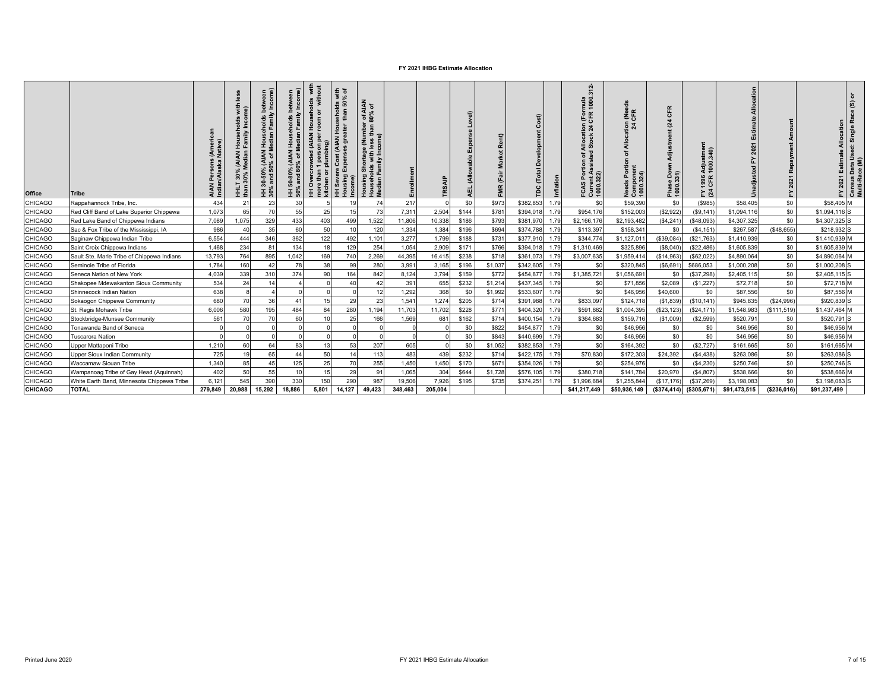# FY 2021 IHBG Estimate Allocation

| Office | Tribe | AIAN Persons (American Indian/Alaska Native) | HHLT 30% (AIAN Households with less than 30% Median Family Income) | HH 30-50% (AIAN Households between 30% and 50% of Median Family Income) | HH 50-80% (AIAN Households between 50% and 80% of Median Family Income) | HH Overcrowded (AIAN Households with more than 1 person per room or without kitchen or plumbing) | HH Severe Cost (AIAN Households with Housing Expenses greater than 50% of Income) | Housing Shortage (Number of AIAN Households with less than 80% of Median Family Income) | Enrollment | TRSAIP | AEL (Allowable Expense Level) | FMR (Fair Market Rent) | TDC (Total Development Cost) | Inflation | FCAS Portion of Allocation (Formula Current Assisted Stock 24 CFR 1000.312-1000.322) | Needs Portion of Allocation (Needs Component 24 CFR 1000.324) | Phase Down Adjustment (24 CFR 1000.331) | FY 1996 Adjustment (24 CFR 1000.340) | Unadjusted FY 2021 Estimate Allocation | FY 2021 Repayment Amount | FY 2021 Estimate Allocation | Census Data Used: Single Race (S) or Multi-Race (M) |
|---|---|---|---|---|---|---|---|---|---|---|---|---|---|---|---|---|---|---|---|---|---|---|
| CHICAGO | Rappahannock Tribe, Inc. | 434 | 21 | 23 | 30 | 5 | 19 | 74 | 217 | 0 | $0 | $973 | $382,853 | 1.79 | $0 | $59,390 | $0 | ($985) | $58,405 | $0 | $58,405 | M |
| CHICAGO | Red Cliff Band of Lake Superior Chippewa | 1,073 | 65 | 70 | 55 | 25 | 15 | 73 | 7,311 | 2,504 | $144 | $781 | $394,018 | 1.79 | $954,176 | $152,003 | ($2,922) | ($9,141) | $1,094,116 | $0 | $1,094,116 | S |
| CHICAGO | Red Lake Band of Chippewa Indians | 7,089 | 1,075 | 329 | 433 | 403 | 499 | 1,522 | 11,806 | 10,338 | $186 | $793 | $381,970 | 1.79 | $2,166,176 | $2,193,482 | ($4,241) | ($48,093) | $4,307,325 | $0 | $4,307,325 | S |
| CHICAGO | Sac & Fox Tribe of the Mississippi, IA | 986 | 40 | 35 | 60 | 50 | 10 | 120 | 1,334 | 1,384 | $196 | $694 | $374,788 | 1.79 | $113,397 | $158,341 | $0 | ($4,151) | $267,587 | ($48,655) | $218,932 | S |
| CHICAGO | Saginaw Chippewa Indian Tribe | 6,554 | 444 | 346 | 362 | 122 | 492 | 1,101 | 3,277 | 1,799 | $188 | $731 | $377,910 | 1.79 | $344,774 | $1,127,011 | ($39,084) | ($21,763) | $1,410,939 | $0 | $1,410,939 | M |
| CHICAGO | Saint Croix Chippewa Indians | 1,468 | 234 | 81 | 134 | 18 | 129 | 254 | 1,054 | 2,909 | $171 | $766 | $394,018 | 1.79 | $1,310,469 | $325,896 | ($8,040) | ($22,486) | $1,605,839 | $0 | $1,605,839 | M |
| CHICAGO | Sault Ste. Marie Tribe of Chippewa Indians | 13,793 | 764 | 895 | 1,042 | 169 | 740 | 2,269 | 44,395 | 16,415 | $238 | $718 | $361,073 | 1.79 | $3,007,635 | $1,959,414 | ($14,963) | ($62,022) | $4,890,064 | $0 | $4,890,064 | M |
| CHICAGO | Seminole Tribe of Florida | 1,784 | 160 | 42 | 78 | 38 | 99 | 280 | 3,991 | 3,165 | $196 | $1,037 | $342,605 | 1.79 | $0 | $320,845 | ($6,691) | $686,053 | $1,000,208 | $0 | $1,000,208 | S |
| CHICAGO | Seneca Nation of New York | 4,039 | 339 | 310 | 374 | 90 | 164 | 842 | 8,124 | 3,794 | $159 | $772 | $454,877 | 1.79 | $1,385,721 | $1,056,691 | $0 | ($37,298) | $2,405,115 | $0 | $2,405,115 | S |
| CHICAGO | Shakopee Mdewakanton Sioux Community | 534 | 24 | 14 | 4 | 0 | 40 | 42 | 391 | 655 | $232 | $1,214 | $437,345 | 1.79 | $0 | $71,856 | $2,089 | ($1,227) | $72,718 | $0 | $72,718 | M |
| CHICAGO | Shinnecock Indian Nation | 638 | 8 | 4 | 0 | 0 | 0 | 12 | 1,292 | 368 | $0 | $1,992 | $533,607 | 1.79 | $0 | $46,956 | $40,600 | $0 | $87,556 | $0 | $87,556 | M |
| CHICAGO | Sokaogon Chippewa Community | 680 | 70 | 36 | 41 | 15 | 29 | 23 | 1,541 | 1,274 | $205 | $714 | $391,988 | 1.79 | $833,097 | $124,718 | ($1,839) | ($10,141) | $945,835 | ($24,996) | $920,839 | S |
| CHICAGO | St. Regis Mohawk Tribe | 6,006 | 580 | 195 | 484 | 84 | 280 | 1,194 | 11,703 | 11,702 | $228 | $771 | $404,320 | 1.79 | $591,882 | $1,004,395 | ($23,123) | ($24,171) | $1,548,983 | ($111,519) | $1,437,464 | M |
| CHICAGO | Stockbridge-Munsee Community | 561 | 70 | 70 | 60 | 10 | 25 | 166 | 1,569 | 681 | $162 | $714 | $400,154 | 1.79 | $364,683 | $159,716 | ($1,009) | ($2,599) | $520,791 | $0 | $520,791 | S |
| CHICAGO | Tonawanda Band of Seneca | 0 | 0 | 0 | 0 | 0 | 0 | 0 | 0 | 0 | $0 | $822 | $454,877 | 1.79 | $0 | $46,956 | $0 | $0 | $46,956 | $0 | $46,956 | M |
| CHICAGO | Tuscarora Nation | 0 | 0 | 0 | 0 | 0 | 0 | 0 | 0 | 0 | $0 | $843 | $440,699 | 1.79 | $0 | $46,956 | $0 | $0 | $46,956 | $0 | $46,956 | M |
| CHICAGO | Upper Mattaponi Tribe | 1,210 | 60 | 64 | 83 | 13 | 53 | 207 | 605 | 0 | $0 | $1,052 | $382,853 | 1.79 | $0 | $164,392 | $0 | ($2,727) | $161,665 | $0 | $161,665 | M |
| CHICAGO | Upper Sioux Indian Community | 725 | 19 | 65 | 44 | 50 | 14 | 113 | 483 | 439 | $232 | $714 | $422,175 | 1.79 | $70,830 | $172,303 | $24,392 | ($4,438) | $263,086 | $0 | $263,086 | S |
| CHICAGO | Waccamaw Siouan Tribe | 1,340 | 85 | 45 | 125 | 25 | 70 | 255 | 1,450 | 1,450 | $170 | $671 | $354,026 | 1.79 | $0 | $254,976 | $0 | ($4,230) | $250,746 | $0 | $250,746 | S |
| CHICAGO | Wampanoag Tribe of Gay Head (Aquinnah) | 402 | 50 | 55 | 10 | 15 | 29 | 91 | 1,065 | 304 | $644 | $1,728 | $576,105 | 1.79 | $380,718 | $141,784 | $20,970 | ($4,807) | $538,666 | $0 | $538,666 | M |
| CHICAGO | White Earth Band, Minnesota Chippewa Tribe | 6,121 | 545 | 390 | 330 | 150 | 290 | 987 | 19,506 | 7,926 | $195 | $735 | $374,251 | 1.79 | $1,996,684 | $1,255,844 | ($17,176) | ($37,269) | $3,198,083 | $0 | $3,198,083 | S |
| **CHICAGO** | **TOTAL** | **279,849** | **20,988** | **15,292** | **18,886** | **5,801** | **14,127** | **49,423** | **348,463** | **205,004** | | | | | **$41,217,449** | **$50,936,149** | **($374,414)** | **($305,671)** | **$91,473,515** | **($236,016)** | **$91,237,499** | |

Printed June 2020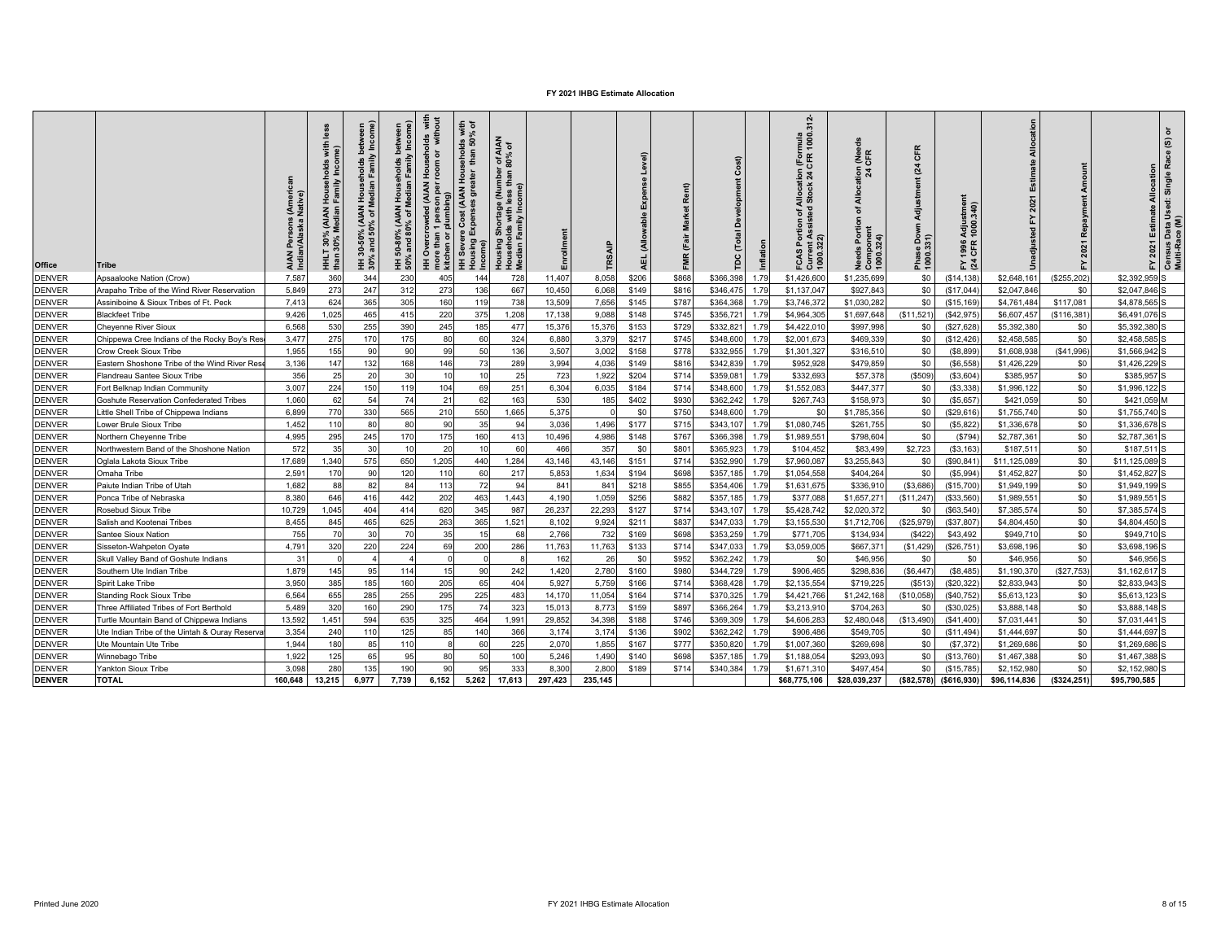# FY 2021 IHBG Estimate Allocation

| Office | Tribe | AIAN Persons (American Indian/Alaska Native) | HHLT 30% (AIAN Households with less than 30% Median Family Income) | HH 30-50% (AIAN Households between 30% and 50% of Median Family Income) | HH 50-80% (AIAN Households between 50% and 80% of Median Family Income) | HH Overcrowded (AIAN Households with more than 1 person per room or without kitchen or plumbing) | HH Severe Cost (AIAN Households with Housing Expenses greater than 50% of Income) | Housing Shortage (Number of AIAN Households with less than 80% of Median Family Income) | Enrollment | TRSAIP | AEL (Allowable Expense Level) | FMR (Fair Market Rent) | TDC (Total Development Cost) | Inflation | FCAS Portion of Allocation (Formula Current Assisted Stock 24 CFR 1000.312-1000.322) | Needs Portion of Allocation (Needs Component 24 CFR 1000.324) | Phase Down Adjustment (24 CFR 1000.331) | FY 1996 Adjustment (24 CFR 1000.340) | Unadjusted FY 2021 Estimate Allocation | FY 2021 Repayment Amount | FY 2021 Estimate Allocation | Census Data Used: Single Race (S) or Multi-Race (M) |
|---|---|---|---|---|---|---|---|---|---|---|---|---|---|---|---|---|---|---|---|---|---|---|
| DENVER | Apsaalooke Nation (Crow) | 7,587 | 360 | 344 | 230 | 405 | 144 | 728 | 11,407 | 8,058 | $206 | $868 | $366,398 | 1.79 | $1,426,600 | $1,235,699 | $0 | ($14,138) | $2,648,161 | ($255,202) | $2,392,959 | S |
| DENVER | Arapaho Tribe of the Wind River Reservation | 5,849 | 273 | 247 | 312 | 273 | 136 | 667 | 10,450 | 6,068 | $149 | $816 | $346,475 | 1.79 | $1,137,047 | $927,843 | $0 | ($17,044) | $2,047,846 | $0 | $2,047,846 | S |
| DENVER | Assiniboine & Sioux Tribes of Ft. Peck | 7,413 | 624 | 365 | 305 | 160 | 119 | 738 | 13,509 | 7,656 | $145 | $787 | $364,368 | 1.79 | $3,746,372 | $1,030,282 | $0 | ($15,169) | $4,761,484 | $117,081 | $4,878,565 | S |
| DENVER | Blackfeet Tribe | 9,426 | 1,025 | 465 | 415 | 220 | 375 | 1,208 | 17,138 | 9,088 | $148 | $745 | $356,721 | 1.79 | $4,964,305 | $1,697,648 | ($11,521) | ($42,975) | $6,607,457 | ($116,381) | $6,491,076 | S |
| DENVER | Cheyenne River Sioux | 6,568 | 530 | 255 | 390 | 245 | 185 | 477 | 15,376 | 15,376 | $153 | $729 | $332,821 | 1.79 | $4,422,010 | $997,998 | $0 | ($27,628) | $5,392,380 | $0 | $5,392,380 | S |
| DENVER | Chippewa Cree Indians of the Rocky Boy's Res | 3,477 | 275 | 170 | 175 | 80 | 60 | 324 | 6,880 | 3,379 | $217 | $745 | $348,600 | 1.79 | $2,001,673 | $469,339 | $0 | ($12,426) | $2,458,585 | $0 | $2,458,585 | S |
| DENVER | Crow Creek Sioux Tribe | 1,955 | 155 | 90 | 90 | 99 | 50 | 136 | 3,507 | 3,002 | $158 | $778 | $332,955 | 1.79 | $1,301,327 | $316,510 | $0 | ($8,899) | $1,608,938 | ($41,996) | $1,566,942 | S |
| DENVER | Eastern Shoshone Tribe of the Wind River Rese | 3,136 | 147 | 132 | 168 | 146 | 73 | 289 | 3,994 | 4,036 | $149 | $816 | $342,839 | 1.79 | $952,928 | $479,859 | $0 | ($6,558) | $1,426,229 | $0 | $1,426,229 | S |
| DENVER | Flandreau Santee Sioux Tribe | 356 | 25 | 20 | 30 | 10 | 10 | 25 | 723 | 1,922 | $204 | $714 | $359,081 | 1.79 | $332,693 | $57,378 | ($509) | ($3,604) | $385,957 | $0 | $385,957 | S |
| DENVER | Fort Belknap Indian Community | 3,007 | 224 | 150 | 119 | 104 | 69 | 251 | 6,304 | 6,035 | $184 | $714 | $348,600 | 1.79 | $1,552,083 | $447,377 | $0 | ($3,338) | $1,996,122 | $0 | $1,996,122 | S |
| DENVER | Goshute Reservation Confederated Tribes | 1,060 | 62 | 54 | 74 | 21 | 62 | 163 | 530 | 185 | $402 | $930 | $362,242 | 1.79 | $267,743 | $158,973 | $0 | ($5,657) | $421,059 | $0 | $421,059 | M |
| DENVER | Little Shell Tribe of Chippewa Indians | 6,899 | 770 | 330 | 565 | 210 | 550 | 1,665 | 5,375 | 0 | $0 | $750 | $348,600 | 1.79 | $0 | $1,785,356 | $0 | ($29,616) | $1,755,740 | $0 | $1,755,740 | S |
| DENVER | Lower Brule Sioux Tribe | 1,452 | 110 | 80 | 80 | 90 | 35 | 94 | 3,036 | 1,496 | $177 | $715 | $343,107 | 1.79 | $1,080,745 | $261,755 | $0 | ($5,822) | $1,336,678 | $0 | $1,336,678 | S |
| DENVER | Northern Cheyenne Tribe | 4,995 | 295 | 245 | 170 | 175 | 160 | 413 | 10,496 | 4,986 | $148 | $767 | $366,398 | 1.79 | $1,989,551 | $798,604 | $0 | ($794) | $2,787,361 | $0 | $2,787,361 | S |
| DENVER | Northwestern Band of the Shoshone Nation | 572 | 35 | 30 | 10 | 20 | 10 | 60 | 466 | 357 | $0 | $801 | $365,923 | 1.79 | $104,452 | $83,499 | $2,723 | ($3,163) | $187,511 | $0 | $187,511 | S |
| DENVER | Oglala Lakota Sioux Tribe | 17,689 | 1,340 | 575 | 650 | 1,205 | 440 | 1,284 | 43,146 | 43,146 | $151 | $714 | $352,990 | 1.79 | $7,960,087 | $3,255,843 | $0 | ($90,841) | $11,125,089 | $0 | $11,125,089 | S |
| DENVER | Omaha Tribe | 2,591 | 170 | 90 | 120 | 110 | 60 | 217 | 5,853 | 1,634 | $194 | $698 | $357,185 | 1.79 | $1,054,558 | $404,264 | $0 | ($5,994) | $1,452,827 | $0 | $1,452,827 | S |
| DENVER | Paiute Indian Tribe of Utah | 1,682 | 88 | 82 | 84 | 113 | 72 | 94 | 841 | 841 | $218 | $855 | $354,406 | 1.79 | $1,631,675 | $336,910 | ($3,686) | ($15,700) | $1,949,199 | $0 | $1,949,199 | S |
| DENVER | Ponca Tribe of Nebraska | 8,380 | 646 | 416 | 442 | 202 | 463 | 1,443 | 4,190 | 1,059 | $256 | $882 | $357,185 | 1.79 | $377,088 | $1,657,271 | ($11,247) | ($33,560) | $1,989,551 | $0 | $1,989,551 | S |
| DENVER | Rosebud Sioux Tribe | 10,729 | 1,045 | 404 | 414 | 620 | 345 | 987 | 26,237 | 22,293 | $127 | $714 | $343,107 | 1.79 | $5,428,742 | $2,020,372 | $0 | ($63,540) | $7,385,574 | $0 | $7,385,574 | S |
| DENVER | Salish and Kootenai Tribes | 8,455 | 845 | 465 | 625 | 263 | 365 | 1,521 | 8,102 | 9,924 | $211 | $837 | $347,033 | 1.79 | $3,155,530 | $1,712,706 | ($25,979) | ($37,807) | $4,804,450 | $0 | $4,804,450 | S |
| DENVER | Santee Sioux Nation | 755 | 70 | 30 | 70 | 35 | 15 | 68 | 2,766 | 732 | $169 | $698 | $353,259 | 1.79 | $771,705 | $134,934 | ($422) | $43,492 | $949,710 | $0 | $949,710 | S |
| DENVER | Sisseton-Wahpeton Oyate | 4,791 | 320 | 220 | 224 | 69 | 200 | 286 | 11,763 | 11,763 | $133 | $714 | $347,033 | 1.79 | $3,059,005 | $667,371 | ($1,429) | ($26,751) | $3,698,196 | $0 | $3,698,196 | S |
| DENVER | Skull Valley Band of Goshute Indians | 31 | 0 | 4 | 4 | 0 | 0 | 8 | 162 | 26 | $0 | $952 | $362,242 | 1.79 | $0 | $46,956 | $0 | $0 | $46,956 | $0 | $46,956 | S |
| DENVER | Southern Ute Indian Tribe | 1,879 | 145 | 95 | 114 | 15 | 90 | 242 | 1,420 | 2,780 | $160 | $980 | $344,729 | 1.79 | $906,465 | $298,836 | ($6,447) | ($8,485) | $1,190,370 | ($27,753) | $1,162,617 | S |
| DENVER | Spirit Lake Tribe | 3,950 | 385 | 185 | 160 | 205 | 65 | 404 | 5,927 | 5,759 | $166 | $714 | $368,428 | 1.79 | $2,135,554 | $719,225 | ($513) | ($20,322) | $2,833,943 | $0 | $2,833,943 | S |
| DENVER | Standing Rock Sioux Tribe | 6,564 | 655 | 285 | 255 | 295 | 225 | 483 | 14,170 | 11,054 | $164 | $714 | $370,325 | 1.79 | $4,421,766 | $1,242,168 | ($10,058) | ($40,752) | $5,613,123 | $0 | $5,613,123 | S |
| DENVER | Three Affiliated Tribes of Fort Berthold | 5,489 | 320 | 160 | 290 | 175 | 74 | 323 | 15,013 | 8,773 | $159 | $897 | $366,264 | 1.79 | $3,213,910 | $704,263 | $0 | ($30,025) | $3,888,148 | $0 | $3,888,148 | S |
| DENVER | Turtle Mountain Band of Chippewa Indians | 13,592 | 1,451 | 594 | 635 | 325 | 464 | 1,991 | 29,852 | 34,398 | $188 | $746 | $369,309 | 1.79 | $4,606,283 | $2,480,048 | ($13,490) | ($41,400) | $7,031,441 | $0 | $7,031,441 | S |
| DENVER | Ute Indian Tribe of the Uintah & Ouray Reserva | 3,354 | 240 | 110 | 125 | 85 | 140 | 366 | 3,174 | 3,174 | $136 | $902 | $362,242 | 1.79 | $906,486 | $549,705 | $0 | ($11,494) | $1,444,697 | $0 | $1,444,697 | S |
| DENVER | Ute Mountain Ute Tribe | 1,944 | 180 | 85 | 110 | 8 | 60 | 225 | 2,070 | 1,855 | $167 | $777 | $350,820 | 1.79 | $1,007,360 | $269,698 | $0 | ($7,372) | $1,269,686 | $0 | $1,269,686 | S |
| DENVER | Winnebago Tribe | 1,922 | 125 | 65 | 95 | 80 | 50 | 100 | 5,246 | 1,490 | $140 | $698 | $357,185 | 1.79 | $1,188,054 | $293,093 | $0 | ($13,760) | $1,467,388 | $0 | $1,467,388 | S |
| DENVER | Yankton Sioux Tribe | 3,098 | 280 | 135 | 190 | 90 | 95 | 333 | 8,300 | 2,800 | $189 | $714 | $340,384 | 1.79 | $1,671,310 | $497,454 | $0 | ($15,785) | $2,152,980 | $0 | $2,152,980 | S |
| **DENVER** | **TOTAL** | **160,648** | **13,215** | **6,977** | **7,739** | **6,152** | **5,262** | **17,613** | **297,423** | **235,145** | | | | | **$68,775,106** | **$28,039,237** | **($82,578)** | **($616,930)** | **$96,114,836** | **($324,251)** | **$95,790,585** | |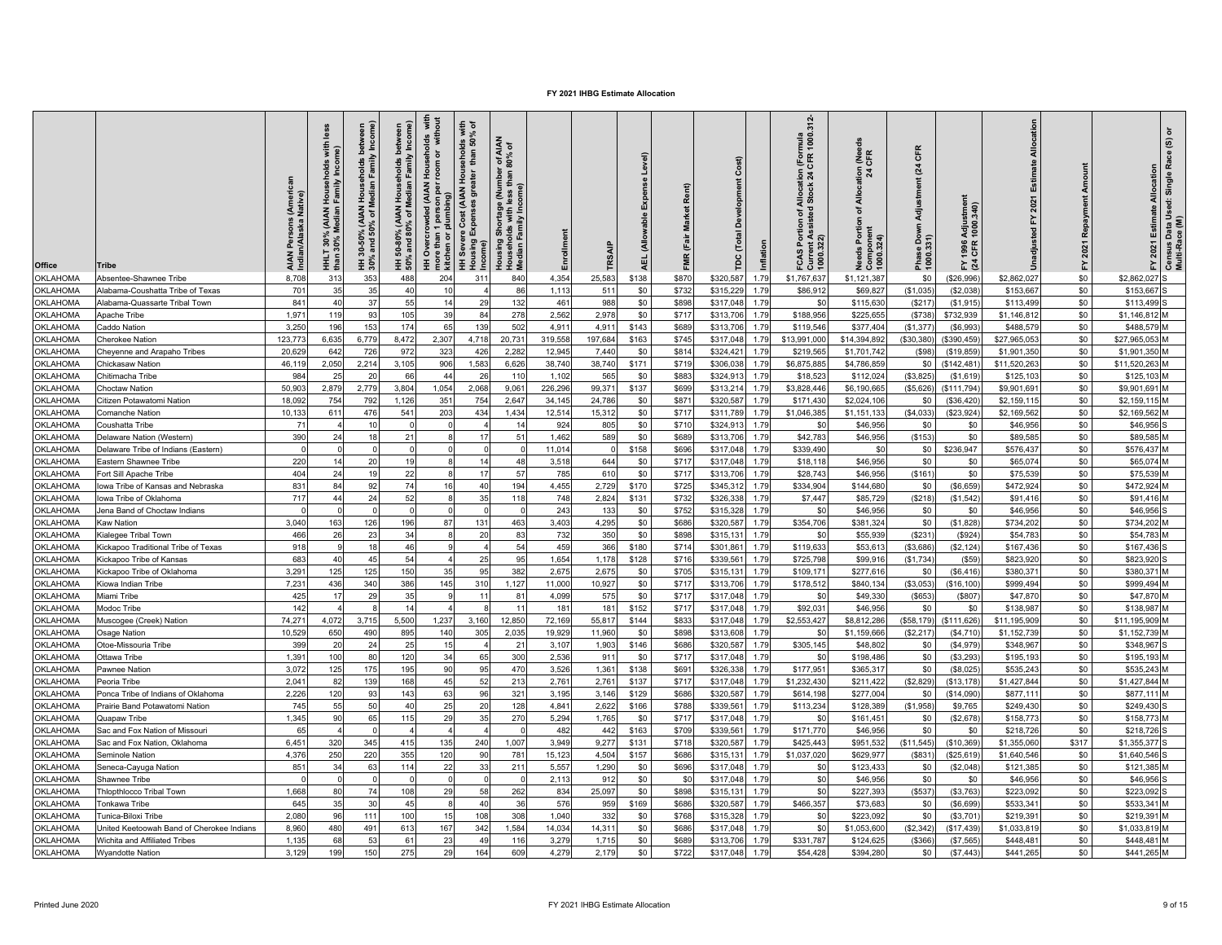# FY 2021 IHBG Estimate Allocation

| Office | Tribe | AIAN Persons (American Indian/Alaska Native) | HHLT 30% (AIAN Households with less than 30% Median Family Income) | HH 30-50% (AIAN Households between 30% and 50% of Median Family Income) | HH 50-80% (AIAN Households between 50% and 80% of Median Family Income) | HH Overcrowded (AIAN Households with more than 1 person per room or without kitchen or plumbing) | HH Severe Cost (AIAN Households with Housing Expenses greater than 50% of Income) | Housing Shortage (Number of AIAN Households with less than 80% of Median Family Income) | Enrollment | TRSAIP | AEL (Allowable Expense Level) | FMR (Fair Market Rent) | TDC (Total Development Cost) | Inflation | FCAS Portion of Allocation (Formula Current Assisted Stock 24 CFR 1000.312-1000.322) | Needs Portion of Allocation (Needs Component 24 CFR 1000.324) | Phase Down Adjustment (24 CFR 1000.331) | FY 1996 Adjustment (24 CFR 1000.340) | Unadjusted FY 2021 Estimate Allocation | FY 2021 Repayment Amount | FY 2021 Estimate Allocation | Census Data Used: Single Race (S) or Multi-Race (M) |
|---|---|---|---|---|---|---|---|---|---|---|---|---|---|---|---|---|---|---|---|---|---|---|
| OKLAHOMA | Absentee-Shawnee Tribe | 8,708 | 313 | 353 | 488 | 204 | 311 | 840 | 4,354 | 25,583 | $138 | $870 | $320,587 | 1.79 | $1,767,637 | $1,121,387 | $0 | ($26,996) | $2,862,027 | $0 | $2,862,027 | S |
| OKLAHOMA | Alabama-Coushatta Tribe of Texas | 701 | 35 | 35 | 40 | 10 | 4 | 86 | 1,113 | 511 | $0 | $732 | $315,229 | 1.79 | $86,912 | $69,827 | ($1,035) | ($2,038) | $153,667 | $0 | $153,667 | S |
| OKLAHOMA | Alabama-Quassarte Tribal Town | 841 | 40 | 37 | 55 | 14 | 29 | 132 | 461 | 988 | $0 | $898 | $317,048 | 1.79 | $0 | $115,630 | ($217) | ($1,915) | $113,499 | $0 | $113,499 | S |
| OKLAHOMA | Apache Tribe | 1,971 | 119 | 93 | 105 | 39 | 84 | 278 | 2,562 | 2,978 | $0 | $717 | $313,706 | 1.79 | $188,956 | $225,655 | ($738) | $732,939 | $1,146,812 | $0 | $1,146,812 | M |
| OKLAHOMA | Caddo Nation | 3,250 | 196 | 153 | 174 | 65 | 139 | 502 | 4,911 | 4,911 | $143 | $689 | $313,706 | 1.79 | $119,546 | $377,404 | ($1,377) | ($6,993) | $488,579 | $0 | $488,579 | M |
| OKLAHOMA | Cherokee Nation | 123,773 | 6,635 | 6,779 | 8,472 | 2,307 | 4,718 | 20,731 | 319,558 | 197,684 | $163 | $745 | $317,048 | 1.79 | $13,991,000 | $14,394,892 | ($30,380) | ($390,459) | $27,965,053 | $0 | $27,965,053 | M |
| OKLAHOMA | Cheyenne and Arapaho Tribes | 20,629 | 642 | 726 | 972 | 323 | 426 | 2,282 | 12,945 | 7,440 | $0 | $814 | $324,421 | 1.79 | $219,565 | $1,701,742 | ($98) | ($19,859) | $1,901,350 | $0 | $1,901,350 | M |
| OKLAHOMA | Chickasaw Nation | 46,119 | 2,050 | 2,214 | 3,105 | 906 | 1,583 | 6,626 | 38,740 | 38,740 | $171 | $719 | $306,038 | 1.79 | $6,875,885 | $4,786,859 | $0 | ($142,481) | $11,520,263 | $0 | $11,520,263 | M |
| OKLAHOMA | Chitimacha Tribe | 984 | 25 | 20 | 66 | 44 | 26 | 110 | 1,102 | 565 | $0 | $883 | $324,913 | 1.79 | $18,523 | $112,024 | ($3,825) | ($1,619) | $125,103 | $0 | $125,103 | M |
| OKLAHOMA | Choctaw Nation | 50,903 | 2,879 | 2,779 | 3,804 | 1,054 | 2,068 | 9,061 | 226,296 | 99,371 | $137 | $699 | $313,214 | 1.79 | $3,828,446 | $6,190,665 | ($5,626) | ($111,794) | $9,901,691 | $0 | $9,901,691 | M |
| OKLAHOMA | Citizen Potawatomi Nation | 18,092 | 754 | 792 | 1,126 | 351 | 754 | 2,647 | 34,145 | 24,786 | $0 | $871 | $320,587 | 1.79 | $171,430 | $2,024,106 | $0 | ($36,420) | $2,159,115 | $0 | $2,159,115 | M |
| OKLAHOMA | Comanche Nation | 10,133 | 611 | 476 | 541 | 203 | 434 | 1,434 | 12,514 | 15,312 | $0 | $717 | $311,789 | 1.79 | $1,046,385 | $1,151,133 | ($4,033) | ($23,924) | $2,169,562 | $0 | $2,169,562 | M |
| OKLAHOMA | Coushatta Tribe | 71 | 4 | 10 | 0 | 0 | 4 | 14 | 924 | 805 | $0 | $710 | $324,913 | 1.79 | $0 | $46,956 | $0 | $0 | $46,956 | $0 | $46,956 | S |
| OKLAHOMA | Delaware Nation (Western) | 390 | 24 | 18 | 21 | 8 | 17 | 51 | 1,462 | 589 | $0 | $689 | $313,706 | 1.79 | $42,783 | $46,956 | ($153) | $0 | $89,585 | $0 | $89,585 | M |
| OKLAHOMA | Delaware Tribe of Indians (Eastern) | 0 | 0 | 0 | 0 | 0 | 0 | 0 | 11,014 | 0 | $158 | $696 | $317,048 | 1.79 | $339,490 | $0 | $0 | $236,947 | $576,437 | $0 | $576,437 | M |
| OKLAHOMA | Eastern Shawnee Tribe | 220 | 14 | 20 | 19 | 8 | 14 | 48 | 3,518 | 644 | $0 | $717 | $317,048 | 1.79 | $18,118 | $46,956 | $0 | $0 | $65,074 | $0 | $65,074 | M |
| OKLAHOMA | Fort Sill Apache Tribe | 404 | 24 | 19 | 22 | 8 | 17 | 57 | 785 | 610 | $0 | $717 | $313,706 | 1.79 | $28,743 | $46,956 | ($161) | $0 | $75,539 | $0 | $75,539 | M |
| OKLAHOMA | Iowa Tribe of Kansas and Nebraska | 831 | 84 | 92 | 74 | 16 | 40 | 194 | 4,455 | 2,729 | $170 | $725 | $345,312 | 1.79 | $334,904 | $144,680 | $0 | ($6,659) | $472,924 | $0 | $472,924 | M |
| OKLAHOMA | Iowa Tribe of Oklahoma | 717 | 44 | 24 | 52 | 8 | 35 | 118 | 748 | 2,824 | $131 | $732 | $326,338 | 1.79 | $7,447 | $85,729 | ($218) | ($1,542) | $91,416 | $0 | $91,416 | M |
| OKLAHOMA | Jena Band of Choctaw Indians | 0 | 0 | 0 | 0 | 0 | 0 | 0 | 243 | 133 | $0 | $752 | $315,328 | 1.79 | $0 | $46,956 | $0 | $0 | $46,956 | $0 | $46,956 | S |
| OKLAHOMA | Kaw Nation | 3,040 | 163 | 126 | 196 | 87 | 131 | 463 | 3,403 | 4,295 | $0 | $686 | $320,587 | 1.79 | $354,706 | $381,324 | $0 | ($1,828) | $734,202 | $0 | $734,202 | M |
| OKLAHOMA | Kialegee Tribal Town | 466 | 26 | 23 | 34 | 8 | 20 | 83 | 732 | 350 | $0 | $898 | $315,131 | 1.79 | $0 | $55,939 | ($231) | ($924) | $54,783 | $0 | $54,783 | M |
| OKLAHOMA | Kickapoo Traditional Tribe of Texas | 918 | 9 | 18 | 46 | 9 | 4 | 54 | 459 | 366 | $180 | $714 | $301,861 | 1.79 | $119,633 | $53,613 | ($3,686) | ($2,124) | $167,436 | $0 | $167,436 | S |
| OKLAHOMA | Kickapoo Tribe of Kansas | 683 | 40 | 45 | 54 | 4 | 25 | 95 | 1,654 | 1,178 | $128 | $716 | $339,561 | 1.79 | $725,798 | $99,916 | ($1,734) | ($59) | $823,920 | $0 | $823,920 | S |
| OKLAHOMA | Kickapoo Tribe of Oklahoma | 3,291 | 125 | 125 | 150 | 35 | 95 | 382 | 2,675 | 2,675 | $0 | $705 | $315,131 | 1.79 | $109,171 | $277,616 | $0 | ($6,416) | $380,371 | $0 | $380,371 | M |
| OKLAHOMA | Kiowa Indian Tribe | 7,231 | 436 | 340 | 386 | 145 | 310 | 1,127 | 11,000 | 10,927 | $0 | $717 | $313,706 | 1.79 | $178,512 | $840,134 | ($3,053) | ($16,100) | $999,494 | $0 | $999,494 | M |
| OKLAHOMA | Miami Tribe | 425 | 17 | 29 | 35 | 9 | 11 | 81 | 4,099 | 575 | $0 | $717 | $317,048 | 1.79 | $0 | $49,330 | ($653) | ($807) | $47,870 | $0 | $47,870 | M |
| OKLAHOMA | Modoc Tribe | 142 | 4 | 8 | 14 | 4 | 8 | 11 | 181 | 181 | $152 | $717 | $317,048 | 1.79 | $92,031 | $46,956 | $0 | $0 | $138,987 | $0 | $138,987 | M |
| OKLAHOMA | Muscogee (Creek) Nation | 74,271 | 4,072 | 3,715 | 5,500 | 1,237 | 3,160 | 12,850 | 72,169 | 55,817 | $144 | $833 | $317,048 | 1.79 | $2,553,427 | $8,812,286 | ($58,179) | ($111,626) | $11,195,909 | $0 | $11,195,909 | M |
| OKLAHOMA | Osage Nation | 10,529 | 650 | 490 | 895 | 140 | 305 | 2,035 | 19,929 | 11,960 | $0 | $898 | $313,608 | 1.79 | $0 | $1,159,666 | ($2,217) | ($4,710) | $1,152,739 | $0 | $1,152,739 | M |
| OKLAHOMA | Otoe-Missouria Tribe | 399 | 20 | 24 | 25 | 15 | 4 | 21 | 3,107 | 1,903 | $146 | $686 | $320,587 | 1.79 | $305,145 | $48,802 | $0 | ($4,979) | $348,967 | $0 | $348,967 | S |
| OKLAHOMA | Ottawa Tribe | 1,391 | 100 | 80 | 120 | 34 | 65 | 300 | 2,536 | 911 | $0 | $717 | $317,048 | 1.79 | $0 | $198,486 | $0 | ($3,293) | $195,193 | $0 | $195,193 | M |
| OKLAHOMA | Pawnee Nation | 3,072 | 125 | 175 | 195 | 90 | 95 | 470 | 3,526 | 1,361 | $138 | $691 | $326,338 | 1.79 | $177,951 | $365,317 | $0 | ($8,025) | $535,243 | $0 | $535,243 | M |
| OKLAHOMA | Peoria Tribe | 2,041 | 82 | 139 | 168 | 45 | 52 | 213 | 2,761 | 2,761 | $137 | $717 | $317,048 | 1.79 | $1,232,430 | $211,422 | ($2,829) | ($13,178) | $1,427,844 | $0 | $1,427,844 | M |
| OKLAHOMA | Ponca Tribe of Indians of Oklahoma | 2,226 | 120 | 93 | 143 | 63 | 96 | 321 | 3,195 | 3,146 | $129 | $686 | $320,587 | 1.79 | $614,198 | $277,004 | $0 | ($14,090) | $877,111 | $0 | $877,111 | M |
| OKLAHOMA | Prairie Band Potawatomi Nation | 745 | 55 | 50 | 40 | 25 | 20 | 128 | 4,841 | 2,622 | $166 | $788 | $339,561 | 1.79 | $113,234 | $128,389 | ($1,958) | $9,765 | $249,430 | $0 | $249,430 | S |
| OKLAHOMA | Quapaw Tribe | 1,345 | 90 | 65 | 115 | 29 | 35 | 270 | 5,294 | 1,765 | $0 | $717 | $317,048 | 1.79 | $0 | $161,451 | $0 | ($2,678) | $158,773 | $0 | $158,773 | M |
| OKLAHOMA | Sac and Fox Nation of Missouri | 65 | 4 | 0 | 4 | 4 | 4 | 0 | 482 | 442 | $163 | $709 | $339,561 | 1.79 | $171,770 | $46,956 | $0 | $0 | $218,726 | $0 | $218,726 | S |
| OKLAHOMA | Sac and Fox Nation, Oklahoma | 6,451 | 320 | 345 | 415 | 135 | 240 | 1,007 | 3,949 | 9,277 | $131 | $718 | $320,587 | 1.79 | $425,443 | $951,532 | ($11,545) | ($10,369) | $1,355,060 | $317 | $1,355,377 | S |
| OKLAHOMA | Seminole Nation | 4,376 | 250 | 220 | 355 | 120 | 90 | 781 | 15,123 | 4,504 | $157 | $686 | $315,131 | 1.79 | $1,037,020 | $629,977 | ($831) | ($25,619) | $1,640,546 | $0 | $1,640,546 | S |
| OKLAHOMA | Seneca-Cayuga Nation | 851 | 34 | 63 | 114 | 22 | 33 | 211 | 5,557 | 1,290 | $0 | $696 | $317,048 | 1.79 | $0 | $123,433 | $0 | ($2,048) | $121,385 | $0 | $121,385 | M |
| OKLAHOMA | Shawnee Tribe | 0 | 0 | 0 | 0 | 0 | 0 | 0 | 2,113 | 912 | $0 | $0 | $317,048 | 1.79 | $0 | $46,956 | $0 | $0 | $46,956 | $0 | $46,956 | S |
| OKLAHOMA | Thlopthlocco Tribal Town | 1,668 | 80 | 74 | 108 | 29 | 58 | 262 | 834 | 25,097 | $0 | $898 | $315,131 | 1.79 | $0 | $227,393 | ($537) | ($3,763) | $223,092 | $0 | $223,092 | S |
| OKLAHOMA | Tonkawa Tribe | 645 | 35 | 30 | 45 | 8 | 40 | 36 | 576 | 959 | $169 | $686 | $320,587 | 1.79 | $466,357 | $73,683 | $0 | ($6,699) | $533,341 | $0 | $533,341 | M |
| OKLAHOMA | Tunica-Biloxi Tribe | 2,080 | 96 | 111 | 100 | 15 | 108 | 308 | 1,040 | 332 | $0 | $768 | $315,328 | 1.79 | $0 | $223,092 | $0 | ($3,701) | $219,391 | $0 | $219,391 | M |
| OKLAHOMA | United Keetoowah Band of Cherokee Indians | 8,960 | 480 | 491 | 613 | 167 | 342 | 1,584 | 14,034 | 14,311 | $0 | $686 | $317,048 | 1.79 | $0 | $1,053,600 | ($2,342) | ($17,439) | $1,033,819 | $0 | $1,033,819 | M |
| OKLAHOMA | Wichita and Affiliated Tribes | 1,135 | 68 | 53 | 61 | 23 | 49 | 116 | 3,279 | 1,715 | $0 | $689 | $313,706 | 1.79 | $331,787 | $124,625 | ($366) | ($7,565) | $448,481 | $0 | $448,481 | M |
| OKLAHOMA | Wyandotte Nation | 3,129 | 199 | 150 | 275 | 29 | 164 | 609 | 4,279 | 2,179 | $0 | $722 | $317,048 | 1.79 | $54,428 | $394,280 | $0 | ($7,443) | $441,265 | $0 | $441,265 | M |

Printed June 2020 FY 2021 IHBG Estimate Allocation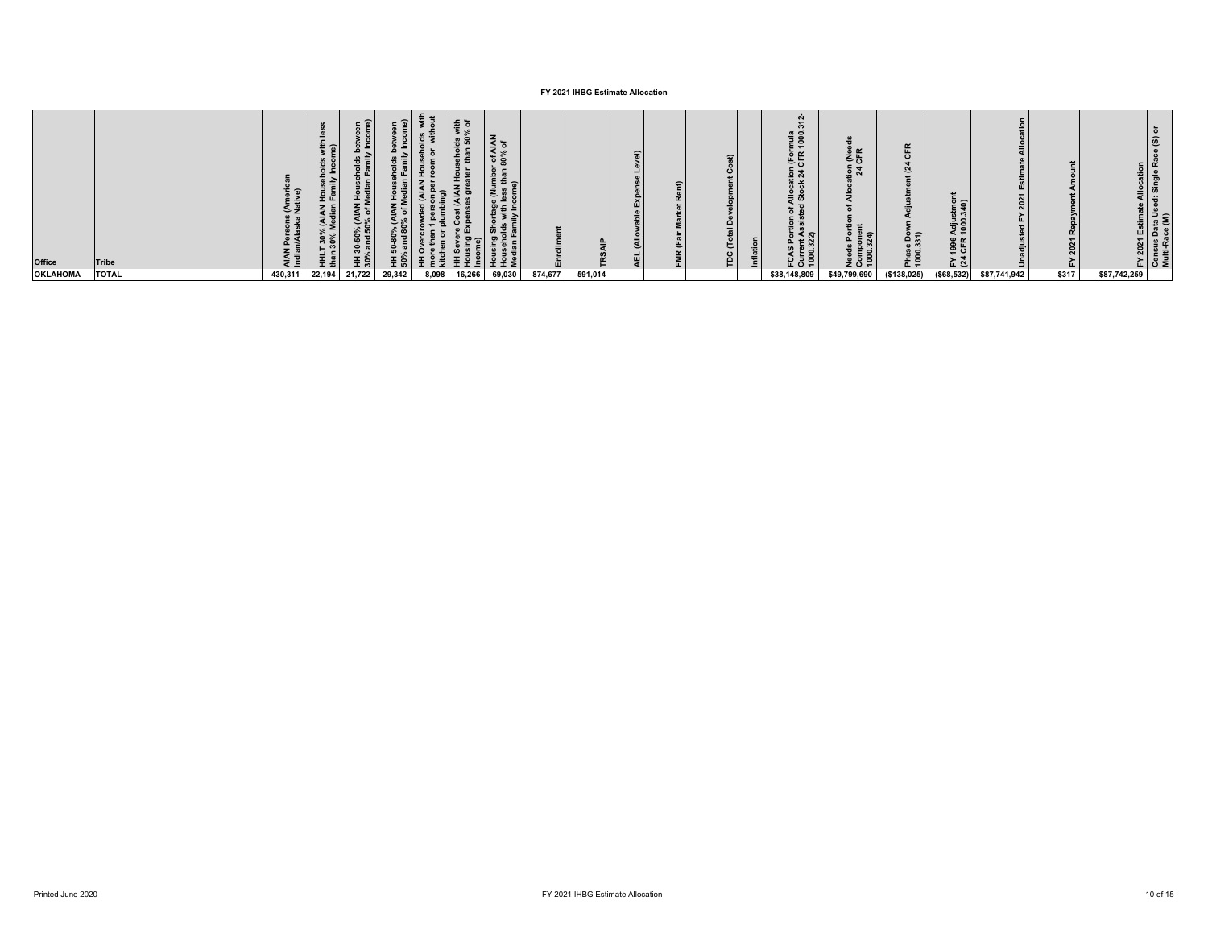# FY 2021 IHBG Estimate Allocation

| Office | Tribe | AIAN Persons (American Indian/Alaska Native) | HHLT 30% (AIAN Households with less than 30% Median Family Income) | HH 30-50% (AIAN Households between 30% and 50% of Median Family Income) | HH 50-80% (AIAN Households between 50% and 80% of Median Family Income) | HH Overcrowded (AIAN Households with more than 1 person per room or without kitchen or plumbing) | HH Severe Cost (AIAN Households with Housing Expenses greater than 50% of Income) | Housing Shortage (Number of AIAN Households with less than 80% of Median Family Income) | Enrollment | TRSAIP | AEL (Allowable Expense Level) | FMR (Fair Market Rent) | TDC (Total Development Cost) | Inflation | FCAS Portion of Allocation (Formula Current Assisted Stock 24 CFR 1000.312-1000.322) | Needs Portion of Allocation (Needs Component 24 CFR 1000.324) | Phase Down Adjustment (24 CFR 1000.331) | FY 1996 Adjustment (24 CFR 1000.340) | Unadjusted FY 2021 Estimate Allocation | FY 2021 Repayment Amount | FY 2021 Estimate Allocation | Census Data Used: Single Race (S) or Multi-Race (M) |
|---|---|---|---|---|---|---|---|---|---|---|---|---|---|---|---|---|---|---|---|---|---|---|
| OKLAHOMA | TOTAL | 430,311 | 22,194 | 21,722 | 29,342 | 8,098 | 16,266 | 69,030 | 874,677 | 591,014 | | | | | $38,148,809 | $49,799,690 | ($138,025) | ($68,532) | $87,741,942 | $317 | $87,742,259 | |

Printed June 2020

FY 2021 IHBG Estimate Allocation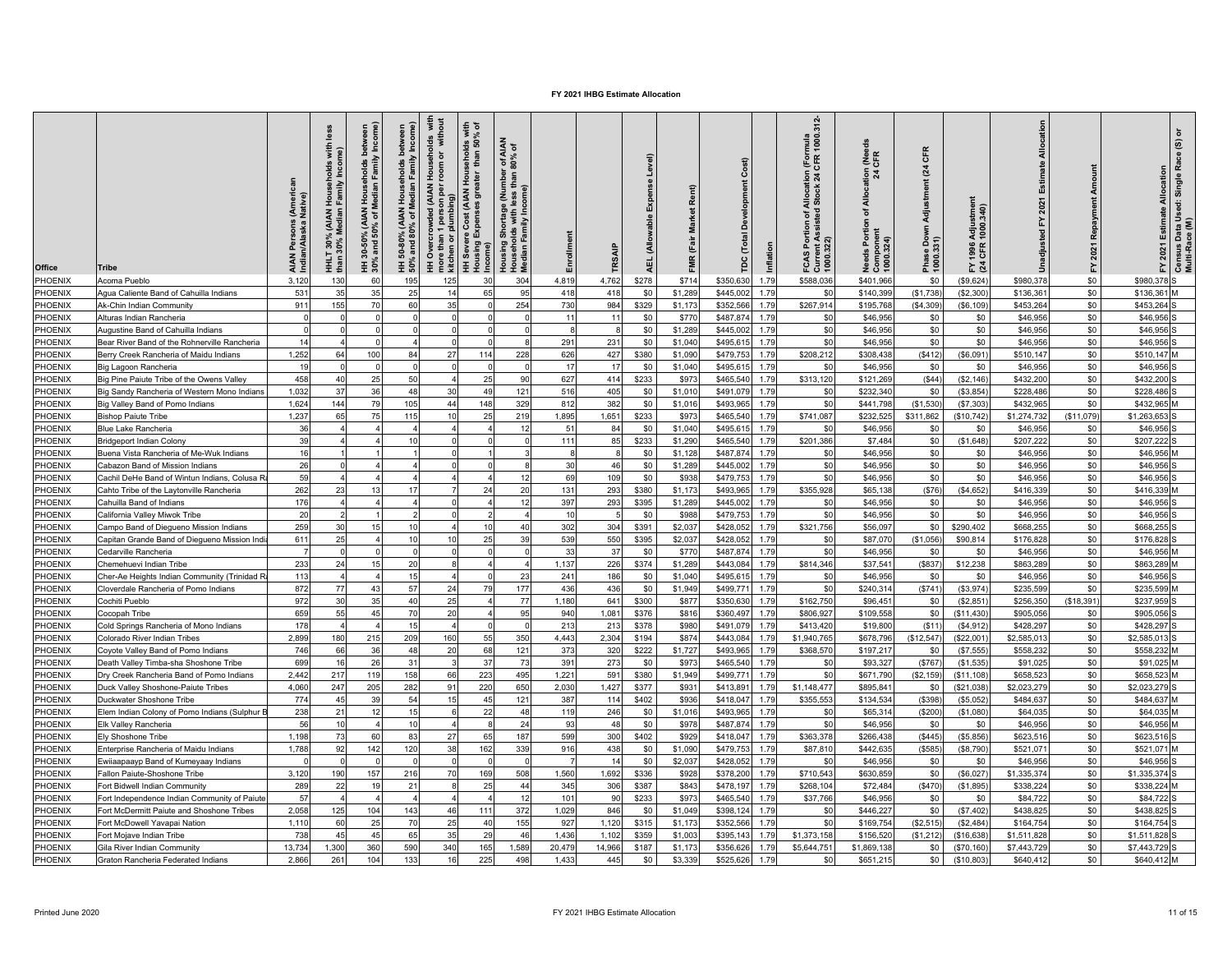# FY 2021 IHBG Estimate Allocation

| Office | Tribe | AIAN Persons (American Indian/Alaska Native) | HHLT 30% (AIAN Households with less than 30% Median Family Income) | HH 30-50% (AIAN Households between 30% and 50% of Median Family Income) | HH 50-80% (AIAN Households between 50% and 80% of Median Family Income) | HH Overcrowded (AIAN Households with more than 1 person per room or without kitchen or plumbing) | HH Severe Cost (AIAN Households with Housing Expenses greater than 50% of Income) | Housing Shortage (Number of AIAN Households with less than 80% of Median Family Income) | Enrollment | TRSAIP | AEL (Allowable Expense Level) | FMR (Fair Market Rent) | TDC (Total Development Cost) | Inflation | FCAS Portion of Allocation (Formula Current Assisted Stock 24 CFR 1000.312-1000.322) | Needs Portion of Allocation (Needs Component 24 CFR 1000.324) | Phase Down Adjustment (24 CFR 1000.331) | FY 1996 Adjustment (24 CFR 1000.340) | Unadjusted FY 2021 Estimate Allocation | FY 2021 Repayment Amount | FY 2021 Estimate Allocation | Census Data Used: Single Race (S) or Multi-Race (M) |
|---|---|---|---|---|---|---|---|---|---|---|---|---|---|---|---|---|---|---|---|---|---|---|
| PHOENIX | Acoma Pueblo | 3,120 | 130 | 60 | 195 | 125 | 30 | 304 | 4,819 | 4,762 | $278 | $714 | $350,630 | 1.79 | $588,036 | $401,966 | $0 | ($9,624) | $980,378 | $0 | $980,378 | S |
| PHOENIX | Agua Caliente Band of Cahuilla Indians | 531 | 35 | 35 | 25 | 14 | 65 | 95 | 418 | 418 | $0 | $1,289 | $445,002 | 1.79 | $0 | $140,399 | ($1,738) | ($2,300) | $136,361 | $0 | $136,361 | M |
| PHOENIX | Ak-Chin Indian Community | 911 | 155 | 70 | 60 | 35 | 0 | 254 | 730 | 984 | $329 | $1,173 | $352,566 | 1.79 | $267,914 | $195,768 | ($4,309) | ($6,109) | $453,264 | $0 | $453,264 | S |
| PHOENIX | Alturas Indian Rancheria | 0 | 0 | 0 | 0 | 0 | 0 | 0 | 11 | 11 | $0 | $770 | $487,874 | 1.79 | $0 | $46,956 | $0 | $0 | $46,956 | $0 | $46,956 | S |
| PHOENIX | Augustine Band of Cahuilla Indians | 0 | 0 | 0 | 0 | 0 | 0 | 0 | 8 | 8 | $0 | $1,289 | $445,002 | 1.79 | $0 | $46,956 | $0 | $0 | $46,956 | $0 | $46,956 | S |
| PHOENIX | Bear River Band of the Rohnerville Rancheria | 14 | 4 | 0 | 4 | 0 | 0 | 8 | 291 | 231 | $0 | $1,040 | $495,615 | 1.79 | $0 | $46,956 | $0 | $0 | $46,956 | $0 | $46,956 | S |
| PHOENIX | Berry Creek Rancheria of Maidu Indians | 1,252 | 64 | 100 | 84 | 27 | 114 | 228 | 626 | 427 | $380 | $1,090 | $479,753 | 1.79 | $208,212 | $308,438 | ($412) | ($6,091) | $510,147 | $0 | $510,147 | M |
| PHOENIX | Big Lagoon Rancheria | 19 | 0 | 0 | 0 | 0 | 0 | 0 | 17 | 17 | $0 | $1,040 | $495,615 | 1.79 | $0 | $46,956 | $0 | $0 | $46,956 | $0 | $46,956 | S |
| PHOENIX | Big Pine Paiute Tribe of the Owens Valley | 458 | 40 | 25 | 50 | 4 | 25 | 90 | 627 | 414 | $233 | $973 | $465,540 | 1.79 | $313,120 | $121,269 | ($44) | ($2,146) | $432,200 | $0 | $432,200 | S |
| PHOENIX | Big Sandy Rancheria of Western Mono Indians | 1,032 | 37 | 36 | 48 | 30 | 49 | 121 | 516 | 405 | $0 | $1,010 | $491,079 | 1.79 | $0 | $232,340 | $0 | ($3,854) | $228,486 | $0 | $228,486 | S |
| PHOENIX | Big Valley Band of Pomo Indians | 1,624 | 144 | 79 | 105 | 44 | 148 | 329 | 812 | 382 | $0 | $1,016 | $493,965 | 1.79 | $0 | $441,798 | ($1,530) | ($7,303) | $432,965 | $0 | $432,965 | M |
| PHOENIX | Bishop Paiute Tribe | 1,237 | 65 | 75 | 115 | 10 | 25 | 219 | 1,895 | 1,651 | $233 | $973 | $465,540 | 1.79 | $741,087 | $232,525 | $311,862 | ($10,742) | $1,274,732 | ($11,079) | $1,263,653 | S |
| PHOENIX | Blue Lake Rancheria | 36 | 4 | 4 | 4 | 4 | 4 | 12 | 51 | 84 | $0 | $1,040 | $495,615 | 1.79 | $0 | $46,956 | $0 | $0 | $46,956 | $0 | $46,956 | S |
| PHOENIX | Bridgeport Indian Colony | 39 | 4 | 4 | 10 | 0 | 0 | 0 | 111 | 85 | $233 | $1,290 | $465,540 | 1.79 | $201,386 | $7,484 | $0 | ($1,648) | $207,222 | $0 | $207,222 | S |
| PHOENIX | Buena Vista Rancheria of Me-Wuk Indians | 16 | 1 | 1 | 1 | 0 | 1 | 3 | 8 | 8 | $0 | $1,128 | $487,874 | 1.79 | $0 | $46,956 | $0 | $0 | $46,956 | $0 | $46,956 | M |
| PHOENIX | Cabazon Band of Mission Indians | 26 | 0 | 4 | 4 | 0 | 0 | 8 | 30 | 46 | $0 | $1,289 | $445,002 | 1.79 | $0 | $46,956 | $0 | $0 | $46,956 | $0 | $46,956 | S |
| PHOENIX | Cachil DeHe Band of Wintun Indians, Colusa R | 59 | 4 | 4 | 4 | 4 | 4 | 12 | 69 | 109 | $0 | $938 | $479,753 | 1.79 | $0 | $46,956 | $0 | $0 | $46,956 | $0 | $46,956 | S |
| PHOENIX | Cahto Tribe of the Laytonville Rancheria | 262 | 23 | 13 | 17 | 7 | 24 | 20 | 131 | 293 | $380 | $1,173 | $493,965 | 1.79 | $355,928 | $65,138 | ($76) | ($4,652) | $416,339 | $0 | $416,339 | M |
| PHOENIX | Cahuilla Band of Indians | 176 | 4 | 4 | 4 | 0 | 4 | 12 | 397 | 293 | $395 | $1,289 | $445,002 | 1.79 | $0 | $46,956 | $0 | $0 | $46,956 | $0 | $46,956 | S |
| PHOENIX | California Valley Miwok Tribe | 20 | 2 | 1 | 2 | 0 | 2 | 4 | 10 | 5 | $0 | $988 | $479,753 | 1.79 | $0 | $46,956 | $0 | $0 | $46,956 | $0 | $46,956 | S |
| PHOENIX | Campo Band of Diegueno Mission Indians | 259 | 30 | 15 | 10 | 4 | 10 | 40 | 302 | 304 | $391 | $2,037 | $428,052 | 1.79 | $321,756 | $56,097 | $0 | $290,402 | $668,255 | $0 | $668,255 | S |
| PHOENIX | Capitan Grande Band of Diegueno Mission Indi | 611 | 25 | 4 | 10 | 10 | 25 | 39 | 539 | 550 | $395 | $2,037 | $428,052 | 1.79 | $0 | $87,070 | ($1,056) | $90,814 | $176,828 | $0 | $176,828 | S |
| PHOENIX | Cedarville Rancheria | 7 | 0 | 0 | 0 | 0 | 0 | 0 | 33 | 37 | $0 | $770 | $487,874 | 1.79 | $0 | $46,956 | $0 | $0 | $46,956 | $0 | $46,956 | M |
| PHOENIX | Chemehuevi Indian Tribe | 233 | 24 | 15 | 20 | 8 | 4 | 4 | 1,137 | 226 | $374 | $1,289 | $443,084 | 1.79 | $814,346 | $37,541 | ($837) | $12,238 | $863,289 | $0 | $863,289 | M |
| PHOENIX | Cher-Ae Heights Indian Community (Trinidad R | 113 | 4 | 4 | 15 | 4 | 0 | 23 | 241 | 186 | $0 | $1,040 | $495,615 | 1.79 | $0 | $46,956 | $0 | $0 | $46,956 | $0 | $46,956 | S |
| PHOENIX | Cloverdale Rancheria of Pomo Indians | 872 | 77 | 43 | 57 | 24 | 79 | 177 | 436 | 436 | $0 | $1,949 | $499,771 | 1.79 | $0 | $240,314 | ($741) | ($3,974) | $235,599 | $0 | $235,599 | M |
| PHOENIX | Cochiti Pueblo | 972 | 30 | 35 | 40 | 25 | 4 | 77 | 1,180 | 641 | $300 | $877 | $350,630 | 1.79 | $162,750 | $96,451 | $0 | ($2,851) | $256,350 | ($18,391) | $237,959 | S |
| PHOENIX | Cocopah Tribe | 659 | 55 | 45 | 70 | 20 | 4 | 95 | 940 | 1,081 | $376 | $816 | $360,497 | 1.79 | $806,927 | $109,558 | $0 | ($11,430) | $905,056 | $0 | $905,056 | S |
| PHOENIX | Cold Springs Rancheria of Mono Indians | 178 | 4 | 4 | 15 | 4 | 0 | 0 | 213 | 213 | $378 | $980 | $491,079 | 1.79 | $413,420 | $19,800 | ($11) | ($4,912) | $428,297 | $0 | $428,297 | S |
| PHOENIX | Colorado River Indian Tribes | 2,899 | 180 | 215 | 209 | 160 | 55 | 350 | 4,443 | 2,304 | $194 | $874 | $443,084 | 1.79 | $1,940,765 | $678,796 | ($12,547) | ($22,001) | $2,585,013 | $0 | $2,585,013 | S |
| PHOENIX | Coyote Valley Band of Pomo Indians | 746 | 66 | 36 | 48 | 20 | 68 | 121 | 373 | 320 | $222 | $1,727 | $493,965 | 1.79 | $368,570 | $197,217 | $0 | ($7,555) | $558,232 | $0 | $558,232 | M |
| PHOENIX | Death Valley Timba-sha Shoshone Tribe | 699 | 16 | 26 | 31 | 3 | 37 | 73 | 391 | 273 | $0 | $973 | $465,540 | 1.79 | $0 | $93,327 | ($767) | ($1,535) | $91,025 | $0 | $91,025 | M |
| PHOENIX | Dry Creek Rancheria Band of Pomo Indians | 2,442 | 217 | 119 | 158 | 66 | 223 | 495 | 1,221 | 591 | $380 | $1,949 | $499,771 | 1.79 | $0 | $671,790 | ($2,159) | ($11,108) | $658,523 | $0 | $658,523 | M |
| PHOENIX | Duck Valley Shoshone-Paiute Tribes | 4,060 | 247 | 205 | 282 | 91 | 220 | 650 | 2,030 | 1,427 | $377 | $931 | $413,891 | 1.79 | $1,148,477 | $895,841 | $0 | ($21,038) | $2,023,279 | $0 | $2,023,279 | S |
| PHOENIX | Duckwater Shoshone Tribe | 774 | 45 | 39 | 54 | 15 | 45 | 121 | 387 | 114 | $402 | $936 | $418,047 | 1.79 | $355,553 | $134,534 | ($398) | ($5,052) | $484,637 | $0 | $484,637 | M |
| PHOENIX | Elem Indian Colony of Pomo Indians (Sulphur B | 238 | 21 | 12 | 15 | 6 | 22 | 48 | 119 | 246 | $0 | $1,016 | $493,965 | 1.79 | $0 | $65,314 | ($200) | ($1,080) | $64,035 | $0 | $64,035 | M |
| PHOENIX | Elk Valley Rancheria | 56 | 10 | 4 | 10 | 4 | 8 | 24 | 93 | 48 | $0 | $978 | $487,874 | 1.79 | $0 | $46,956 | $0 | $0 | $46,956 | $0 | $46,956 | M |
| PHOENIX | Ely Shoshone Tribe | 1,198 | 73 | 60 | 83 | 27 | 65 | 187 | 599 | 300 | $402 | $929 | $418,047 | 1.79 | $363,378 | $266,438 | ($445) | ($5,856) | $623,516 | $0 | $623,516 | S |
| PHOENIX | Enterprise Rancheria of Maidu Indians | 1,788 | 92 | 142 | 120 | 38 | 162 | 339 | 916 | 438 | $0 | $1,090 | $479,753 | 1.79 | $87,810 | $442,635 | ($585) | ($8,790) | $521,071 | $0 | $521,071 | M |
| PHOENIX | Ewiiaapaayp Band of Kumeyaay Indians | 0 | 0 | 0 | 0 | 0 | 0 | 0 | 7 | 14 | $0 | $2,037 | $428,052 | 1.79 | $0 | $46,956 | $0 | $0 | $46,956 | $0 | $46,956 | S |
| PHOENIX | Fallon Paiute-Shoshone Tribe | 3,120 | 190 | 157 | 216 | 70 | 169 | 508 | 1,560 | 1,692 | $336 | $928 | $378,200 | 1.79 | $710,543 | $630,859 | $0 | ($6,027) | $1,335,374 | $0 | $1,335,374 | S |
| PHOENIX | Fort Bidwell Indian Community | 289 | 22 | 19 | 21 | 8 | 25 | 44 | 345 | 306 | $387 | $843 | $478,197 | 1.79 | $268,104 | $72,484 | ($470) | ($1,895) | $338,224 | $0 | $338,224 | M |
| PHOENIX | Fort Independence Indian Community of Paiute | 57 | 4 | 4 | 4 | 4 | 4 | 12 | 101 | 90 | $233 | $973 | $465,540 | 1.79 | $37,766 | $46,956 | $0 | $0 | $84,722 | $0 | $84,722 | S |
| PHOENIX | Fort McDermitt Paiute and Shoshone Tribes | 2,058 | 125 | 104 | 143 | 46 | 111 | 372 | 1,029 | 846 | $0 | $1,049 | $398,124 | 1.79 | $0 | $446,227 | $0 | ($7,402) | $438,825 | $0 | $438,825 | S |
| PHOENIX | Fort McDowell Yavapai Nation | 1,110 | 60 | 25 | 70 | 25 | 40 | 155 | 927 | 1,120 | $315 | $1,173 | $352,566 | 1.79 | $0 | $169,754 | ($2,515) | ($2,484) | $164,754 | $0 | $164,754 | S |
| PHOENIX | Fort Mojave Indian Tribe | 738 | 45 | 45 | 65 | 35 | 29 | 46 | 1,436 | 1,102 | $359 | $1,003 | $395,143 | 1.79 | $1,373,158 | $156,520 | ($1,212) | ($16,638) | $1,511,828 | $0 | $1,511,828 | S |
| PHOENIX | Gila River Indian Community | 13,734 | 1,300 | 360 | 590 | 340 | 165 | 1,589 | 20,479 | 14,966 | $187 | $1,173 | $356,626 | 1.79 | $5,644,751 | $1,869,138 | $0 | ($70,160) | $7,443,729 | $0 | $7,443,729 | S |
| PHOENIX | Graton Rancheria Federated Indians | 2,866 | 261 | 104 | 133 | 16 | 225 | 498 | 1,433 | 445 | $0 | $3,339 | $525,626 | 1.79 | $0 | $651,215 | $0 | ($10,803) | $640,412 | $0 | $640,412 | M |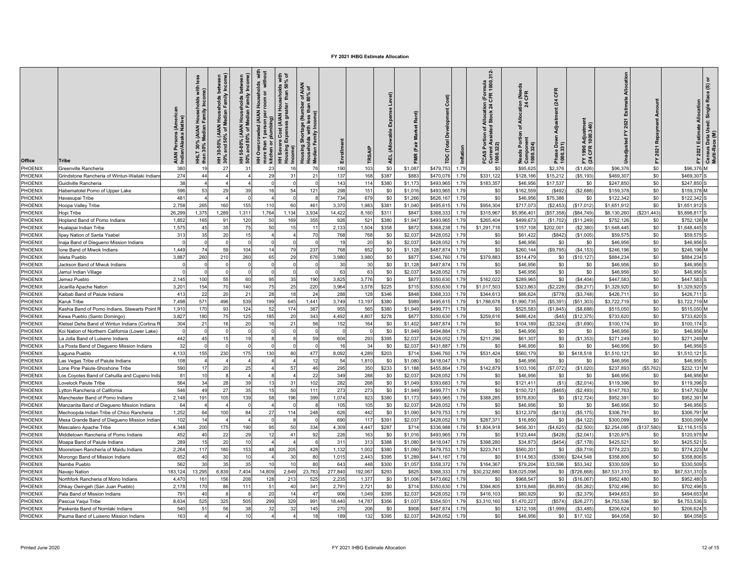# FY 2021 IHBG Estimate Allocation

| Office | Tribe | AIAN Persons (American Indian/Alaska Native) | HHLT 30% (AIAN Households with less than 30% Median Family Income) | HH 30-50% (AIAN Households between 30% and 50% of Median Family Income) | HH 50-80% (AIAN Households between 50% and 80% of Median Family Income) | HH Overcrowded (AIAN Households with more than 1 person per room or without kitchen or plumbing) | HH Severe Cost (AIAN Households with Housing Expenses greater than 50% of Income) | Housing Shortage (Number of AIAN Households with less than 80% of Median Family Income) | Enrollment | TRSAIP | AEL (Allowable Expense Level) | FMR (Fair Market Rent) | TDC (Total Development Cost) | Inflation | FCAS Portion of Allocation (Formula Current Assisted Stock 24 CFR 1000.312-1000.322) | Needs Portion of Allocation (Needs Component 24 CFR 1000.324) | Phase Down Adjustment (24 CFR 1000.331) | FY 1996 Adjustment (24 CFR 1000.340) | Unadjusted FY 2021 Estimate Allocation | FY 2021 Repayment Amount | FY 2021 Estimate Allocation | Census Data Used: Single Race (S) or Multi-Race (M) |
|---|---|---|---|---|---|---|---|---|---|---|---|---|---|---|---|---|---|---|---|---|---|---|
| PHOENIX | Greenville Rancheria | 380 | 19 | 27 | 31 | 23 | 16 | 76 | 190 | 103 | $0 | $1,087 | $479,753 | 1.79 | $0 | $95,625 | $2,376 | ($1,626) | $96,376 | $0 | $96,376 | M |
| PHOENIX | Grindstone Rancheria of Wintun-Wailaki Indians | 274 | 44 | 4 | 4 | 29 | 31 | 21 | 137 | 168 | $387 | $883 | $470,076 | 1.79 | $331,122 | $128,166 | $15,212 | ($5,193) | $469,307 | $0 | $469,307 | S |
| PHOENIX | Guidiville Rancheria | 38 | 4 | 4 | 4 | 0 | 0 | 0 | 143 | 114 | $380 | $1,173 | $493,965 | 1.79 | $183,357 | $46,956 | $17,537 | $0 | $247,850 | $0 | $247,850 | S |
| PHOENIX | Habematolel Pomo of Upper Lake | 596 | 53 | 29 | 39 | 16 | 54 | 121 | 298 | 151 | $0 | $1,016 | $493,965 | 1.79 | $0 | $162,559 | ($492) | ($2,688) | $159,378 | $0 | $159,378 | M |
| PHOENIX | Havasupai Tribe | 481 | 4 | 4 | 0 | 4 | 0 | 8 | 734 | 679 | $0 | $1,266 | $626,167 | 1.79 | $0 | $46,956 | $75,386 | $0 | $122,342 | $0 | $122,342 | S |
| PHOENIX | Hoopa Valley Tribe | 2,758 | 265 | 160 | 155 | 110 | 60 | 461 | 3,370 | 1,983 | $381 | $1,040 | $495,615 | 1.79 | $954,304 | $717,073 | ($2,453) | ($17,012) | $1,651,912 | $0 | $1,651,912 | S |
| PHOENIX | Hopi Tribe | 26,299 | 1,375 | 1,289 | 1,311 | 1,764 | 1,134 | 3,934 | 14,422 | 8,160 | $311 | $847 | $368,333 | 1.79 | $315,967 | $5,956,401 | ($57,358) | ($84,749) | $6,130,260 | ($231,443) | $5,898,817 | S |
| PHOENIX | Hopland Band of Pomo Indians | 1,852 | 165 | 91 | 120 | 50 | 169 | 355 | 926 | 521 | $380 | $1,947 | $493,965 | 1.79 | $265,404 | $499,673 | ($1,702) | ($11,249) | $752,126 | $0 | $752,126 | M |
| PHOENIX | Hualapai Indian Tribe | 1,575 | 45 | 35 | 75 | 50 | 15 | 11 | 2,133 | 1,504 | $358 | $872 | $368,238 | 1.79 | $1,291,716 | $157,108 | $202,001 | ($2,380) | $1,648,445 | $0 | $1,648,445 | S |
| PHOENIX | Iipay Nation of Santa Ysabel | 313 | 35 | 20 | 15 | 4 | 4 | 70 | 768 | 768 | $0 | $2,037 | $428,052 | 1.79 | $0 | $61,422 | ($842) | ($1,005) | $59,575 | $0 | $59,575 | S |
| PHOENIX | Inaja Band of Diegueno Mission Indians | 0 | 0 | 0 | 0 | 0 | 0 | 0 | 19 | 20 | $0 | $2,037 | $428,052 | 1.79 | $0 | $46,956 | $0 | $0 | $46,956 | $0 | $46,956 | S |
| PHOENIX | Ione Band of Miwok Indians | 1,449 | 74 | 59 | 104 | 14 | 79 | 237 | 768 | 652 | $0 | $1,128 | $487,874 | 1.79 | $0 | $260,144 | ($9,795) | ($4,153) | $246,196 | $0 | $246,196 | M |
| PHOENIX | Isleta Pueblo | 3,887 | 260 | 210 | 260 | 65 | 29 | 676 | 3,980 | 3,980 | $0 | $877 | $346,760 | 1.79 | $379,883 | $514,479 | $0 | ($10,127) | $884,234 | $0 | $884,234 | S |
| PHOENIX | Jackson Band of Miwuk Indians | 0 | 0 | 0 | 0 | 0 | 0 | 0 | 30 | 30 | $0 | $1,128 | $487,874 | 1.79 | $0 | $46,956 | $0 | $0 | $46,956 | $0 | $46,956 | S |
| PHOENIX | Jamul Indian Village | 0 | 0 | 0 | 0 | 0 | 0 | 0 | 63 | 63 | $0 | $2,037 | $428,052 | 1.79 | $0 | $46,956 | $0 | $0 | $46,956 | $0 | $46,956 | S |
| PHOENIX | Jemez Pueblo | 2,145 | 100 | 55 | 60 | 95 | 35 | 190 | 3,825 | 3,776 | $0 | $877 | $350,630 | 1.79 | $162,022 | $289,965 | $0 | ($4,404) | $447,583 | $0 | $447,583 | S |
| PHOENIX | Jicarilla Apache Nation | 3,201 | 154 | 70 | 140 | 75 | 25 | 220 | 3,964 | 3,578 | $225 | $715 | $350,630 | 1.79 | $1,017,503 | $323,863 | ($2,228) | ($9,217) | $1,329,920 | $0 | $1,329,920 | S |
| PHOENIX | Kaibab Band of Paiute Indians | 413 | 22 | 20 | 21 | 28 | 18 | 24 | 288 | 128 | $346 | $848 | $368,333 | 1.79 | $344,613 | $86,624 | ($778) | ($3,748) | $426,711 | $0 | $426,711 | S |
| PHOENIX | Karuk Tribe | 7,498 | 571 | 496 | 539 | 199 | 645 | 1,441 | 3,749 | 13,197 | $380 | $989 | $495,615 | 1.79 | $1,788,678 | $1,990,735 | ($5,391) | ($51,303) | $3,722,719 | $0 | $3,722,719 | M |
| PHOENIX | Kashia Band of Pomo Indians, Stewarts Point R | 1,910 | 170 | 93 | 124 | 52 | 174 | 387 | 955 | 565 | $380 | $1,949 | $499,771 | 1.79 | $0 | $525,583 | ($1,845) | ($8,688) | $515,050 | $0 | $515,050 | M |
| PHOENIX | Kewa Pueblo (Santo Domingo) | 3,827 | 180 | 75 | 125 | 185 | 20 | 343 | 4,492 | 4,807 | $278 | $877 | $350,630 | 1.79 | $259,616 | $486,424 | ($45) | ($12,375) | $733,620 | $0 | $733,620 | S |
| PHOENIX | Kletsel Dehe Band of Wintun Indians (Cortina R | 304 | 21 | 16 | 20 | 16 | 21 | 56 | 152 | 164 | $0 | $1,402 | $487,874 | 1.79 | $0 | $104,189 | ($2,324) | ($1,690) | $100,174 | $0 | $100,174 | S |
| PHOENIX | Koi Nation of Northern California (Lower Lake) | 0 | 0 | 0 | 0 | 0 | 0 | 0 | 0 | 0 | $0 | $1,949 | $494,884 | 1.79 | $0 | $46,956 | $0 | $0 | $46,956 | $0 | $46,956 | M |
| PHOENIX | La Jolla Band of Luiseno Indians | 442 | 45 | 15 | 19 | 8 | 8 | 59 | 604 | 293 | $395 | $2,037 | $428,052 | 1.79 | $211,296 | $61,307 | $0 | ($1,353) | $271,249 | $0 | $271,249 | M |
| PHOENIX | La Posta Band of Diegueno Mission Indians | 32 | 0 | 0 | 0 | 0 | 0 | 0 | 16 | 34 | $0 | $2,037 | $431,887 | 1.79 | $0 | $46,956 | $0 | $0 | $46,956 | $0 | $46,956 | S |
| PHOENIX | Laguna Pueblo | 4,133 | 155 | 230 | 175 | 130 | 80 | 477 | 8,092 | 4,289 | $203 | $714 | $346,760 | 1.79 | $531,424 | $560,179 | $0 | $418,518 | $1,510,121 | $0 | $1,510,121 | S |
| PHOENIX | Las Vegas Tribe of Paiute Indians | 108 | 4 | 4 | 4 | 4 | 4 | 12 | 54 | 1,810 | $0 | $1,080 | $418,047 | 1.79 | $0 | $46,956 | $0 | $0 | $46,956 | $0 | $46,956 | S |
| PHOENIX | Lone Pine Paiute-Shoshone Tribe | 590 | 17 | 20 | 25 | 4 | 57 | 46 | 295 | 350 | $233 | $1,188 | $455,864 | 1.79 | $142,879 | $103,106 | ($7,072) | ($1,020) | $237,893 | ($5,762) | $232,131 | M |
| PHOENIX | Los Coyotes Band of Cahuilla and Cupeno India | 81 | 10 | 8 | 4 | 8 | 4 | 22 | 349 | 288 | $0 | $2,037 | $428,052 | 1.79 | $0 | $46,956 | $0 | $0 | $46,956 | $0 | $46,956 | M |
| PHOENIX | Lovelock Paiute Tribe | 564 | 34 | 28 | 39 | 13 | 31 | 102 | 282 | 268 | $0 | $1,049 | $393,683 | 1.79 | $0 | $121,411 | ($1) | ($2,014) | $119,396 | $0 | $119,396 | S |
| PHOENIX | Lytton Rancheria of California | 546 | 49 | 27 | 35 | 15 | 50 | 111 | 273 | 273 | $0 | $1,949 | $499,771 | 1.79 | $0 | $150,721 | ($465) | ($2,493) | $147,763 | $0 | $147,763 | M |
| PHOENIX | Manchester Band of Pomo Indians | 2,148 | 191 | 105 | 139 | 58 | 196 | 399 | 1,074 | 923 | $380 | $1,173 | $493,965 | 1.79 | $388,285 | $576,830 | $0 | ($12,724) | $952,391 | $0 | $952,391 | M |
| PHOENIX | Manzanita Band of Diegueno Mission Indians | 64 | 4 | 4 | 0 | 4 | 0 | 8 | 105 | 105 | $0 | $2,037 | $428,052 | 1.79 | $0 | $46,956 | $0 | $0 | $46,956 | $0 | $46,956 | S |
| PHOENIX | Mechoopda Indian Tribe of Chico Rancheria | 1,252 | 64 | 100 | 84 | 27 | 114 | 248 | 626 | 442 | $0 | $1,090 | $479,753 | 1.79 | $0 | $312,379 | ($413) | ($5,175) | $306,791 | $0 | $306,791 | M |
| PHOENIX | Mesa Grande Band of Diegueno Mission Indian | 102 | 14 | 4 | 4 | 0 | 8 | 0 | 690 | 117 | $391 | $2,037 | $428,052 | 1.79 | $287,371 | $16,850 | $0 | ($4,122) | $300,099 | $0 | $300,099 | M |
| PHOENIX | Mescalero Apache Tribe | 4,348 | 200 | 175 | 190 | 95 | 50 | 334 | 4,309 | 4,447 | $287 | $714 | $336,988 | 1.79 | $1,804,918 | $456,301 | ($4,625) | ($2,500) | $2,254,095 | ($137,580) | $2,116,515 | S |
| PHOENIX | Middletown Rancheria of Pomo Indians | 452 | 40 | 22 | 29 | 12 | 41 | 92 | 226 | 163 | $0 | $1,016 | $493,965 | 1.79 | $0 | $123,444 | ($428) | ($2,041) | $120,975 | $0 | $120,975 | M |
| PHOENIX | Moapa Band of Paiute Indians | 289 | 15 | 20 | 10 | 4 | 4 | 6 | 311 | 313 | $388 | $1,080 | $418,047 | 1.79 | $398,280 | $34,873 | ($454) | ($7,178) | $425,521 | $0 | $425,521 | S |
| PHOENIX | Mooretown Rancheria of Maidu Indians | 2,264 | 117 | 180 | 153 | 48 | 205 | 428 | 1,132 | 1,002 | $380 | $1,090 | $479,753 | 1.79 | $223,741 | $560,201 | $0 | ($9,719) | $774,223 | $0 | $774,223 | M |
| PHOENIX | Morongo Band of Mission Indians | 652 | 40 | 30 | 10 | 4 | 30 | 80 | 1,015 | 2,443 | $395 | $1,289 | $441,167 | 1.79 | $0 | $114,563 | ($306) | $244,548 | $358,806 | $0 | $358,806 | S |
| PHOENIX | Nambe Pueblo | 562 | 30 | 35 | 35 | 10 | 10 | 80 | 643 | 448 | $300 | $1,057 | $358,372 | 1.79 | $164,367 | $79,204 | $33,596 | $53,342 | $330,509 | $0 | $330,509 | S |
| PHOENIX | Navajo Nation | 183,124 | 13,295 | 6,839 | 7,404 | 14,809 | 2,649 | 23,783 | 277,840 | 192,067 | $293 | $825 | $368,333 | 1.79 | $30,232,880 | $38,025,098 | $0 | ($726,668) | $67,531,310 | $0 | $67,531,310 | S |
| PHOENIX | Northfork Rancheria of Mono Indians | 4,470 | 161 | 156 | 208 | 128 | 213 | 525 | 2,235 | 1,377 | $0 | $1,006 | $473,662 | 1.79 | $0 | $968,547 | $0 | ($16,067) | $952,480 | $0 | $952,480 | S |
| PHOENIX | Ohkay Owingeh (San Juan Pueblo) | 2,178 | 170 | 86 | 111 | 51 | 40 | 341 | 2,791 | 2,721 | $0 | $714 | $350,630 | 1.79 | $394,805 | $319,848 | ($6,895) | ($5,262) | $702,496 | $0 | $702,496 | S |
| PHOENIX | Pala Band of Mission Indians | 791 | 40 | 8 | 8 | 20 | 14 | 47 | 906 | 1,049 | $395 | $2,037 | $428,052 | 1.79 | $416,103 | $80,929 | $0 | ($2,379) | $494,653 | $0 | $494,653 | M |
| PHOENIX | Pascua Yaqui Tribe | 8,634 | 525 | 325 | 505 | 299 | 329 | 991 | 18,440 | 14,787 | $356 | $1,037 | $354,501 | 1.79 | $3,310,160 | $1,470,227 | ($574) | ($26,277) | $4,753,536 | $0 | $4,753,536 | S |
| PHOENIX | Paskenta Band of Nomlaki Indians | 540 | 51 | 56 | 38 | 32 | 32 | 145 | 270 | 206 | $0 | $908 | $487,874 | 1.79 | $0 | $212,108 | ($1,999) | ($3,485) | $206,624 | $0 | $206,624 | S |
| PHOENIX | Pauma Band of Luiseno Mission Indians | 163 | 4 | 4 | 10 | 4 | 4 | 18 | 189 | 132 | $395 | $2,037 | $428,052 | 1.79 | $0 | $46,956 | $0 | $17,102 | $64,058 | $0 | $64,058 | S |

Printed June 2020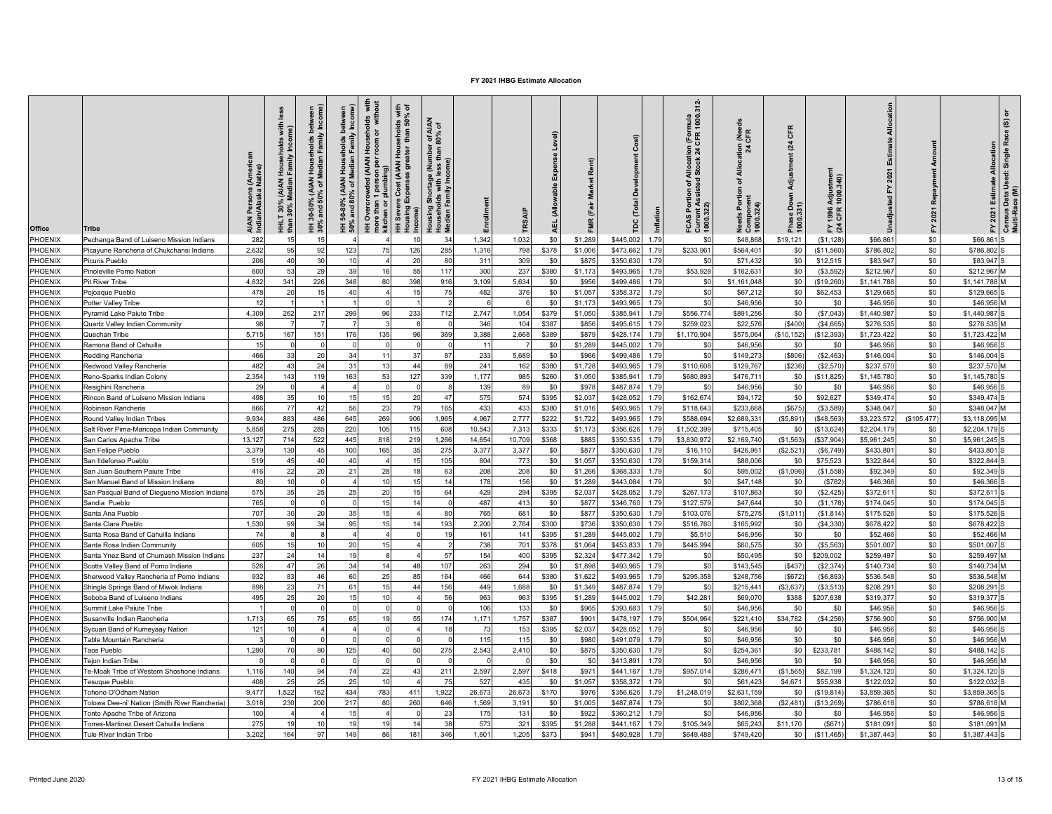# FY 2021 IHBG Estimate Allocation

| Office | Tribe | AIAN Persons (American Indian/Alaska Native) | HHLT 30% (AIAN Households with less than 30% Median Family Income) | HH 30-50% (AIAN Households between 30% and 50% of Median Family Income) | HH 50-80% (AIAN Households between 50% and 80% of Median Family Income) | HH Overcrowded (AIAN Households with more than 1 person per room or without kitchen or plumbing) | HH Severe Cost (AIAN Households with Housing Expenses greater than 50% of Income) | Housing Shortage (Number of AIAN Households with less than 80% of Median Family Income) | Enrollment | TRSAIP | AEL (Allowable Expense Level) | FMR (Fair Market Rent) | TDC (Total Development Cost) | Inflation | FCAS Portion of Allocation (Formula Current Assisted Stock 24 CFR 1000.312-1000.322) | Needs Portion of Allocation (Needs Component 24 CFR 1000.324) | Phase Down Adjustment (24 CFR 1000.331) | FY 1996 Adjustment (24 CFR 1000.340) | Unadjusted FY 2021 Estimate Allocation | FY 2021 Repayment Amount | FY 2021 Estimate Allocation | Census Data Used: Single Race (S) or Multi-Race (M) |
|---|---|---|---|---|---|---|---|---|---|---|---|---|---|---|---|---|---|---|---|---|---|---|
| PHOENIX | Pechanga Band of Luiseno Mission Indians | 282 | 15 | 15 | 4 | 4 | 10 | 34 | 1,342 | 1,032 | $0 | $1,289 | $445,002 | 1.79 | $0 | $48,868 | $19,121 | ($1,128) | $66,861 | $0 | $66,861 | S |
| PHOENIX | Picayune Rancheria of Chukchansi Indians | 2,632 | 95 | 92 | 123 | 75 | 126 | 285 | 1,316 | 798 | $378 | $1,006 | $473,662 | 1.79 | $233,961 | $564,401 | $0 | ($11,560) | $786,802 | $0 | $786,802 | S |
| PHOENIX | Picuris Pueblo | 206 | 40 | 30 | 10 | 4 | 20 | 80 | 311 | 309 | $0 | $875 | $350,630 | 1.79 | $0 | $71,432 | $0 | $12,515 | $83,947 | $0 | $83,947 | S |
| PHOENIX | Pinoleville Pomo Nation | 600 | 53 | 29 | 39 | 16 | 55 | 117 | 300 | 237 | $380 | $1,173 | $493,965 | 1.79 | $53,928 | $162,631 | $0 | ($3,592) | $212,967 | $0 | $212,967 | M |
| PHOENIX | Pit River Tribe | 4,832 | 341 | 226 | 348 | 80 | 398 | 916 | 3,109 | 5,634 | $0 | $956 | $499,486 | 1.79 | $0 | $1,161,048 | $0 | ($19,260) | $1,141,788 | $0 | $1,141,788 | M |
| PHOENIX | Pojoaque Pueblo | 478 | 20 | 15 | 40 | 4 | 15 | 75 | 482 | 376 | $0 | $1,057 | $358,372 | 1.79 | $0 | $67,212 | $0 | $62,453 | $129,665 | $0 | $129,665 | S |
| PHOENIX | Potter Valley Tribe | 12 | 1 | 1 | 1 | 0 | 1 | 2 | 6 | 6 | $0 | $1,173 | $493,965 | 1.79 | $0 | $46,956 | $0 | $0 | $46,956 | $0 | $46,956 | M |
| PHOENIX | Pyramid Lake Paiute Tribe | 4,309 | 262 | 217 | 299 | 96 | 233 | 712 | 2,747 | 1,054 | $379 | $1,050 | $385,941 | 1.79 | $556,774 | $891,256 | $0 | ($7,043) | $1,440,987 | $0 | $1,440,987 | S |
| PHOENIX | Quartz Valley Indian Community | 98 | 7 | 7 | 7 | 3 | 8 | 0 | 346 | 104 | $387 | $856 | $495,615 | 1.79 | $259,023 | $22,576 | ($400) | ($4,665) | $276,535 | $0 | $276,535 | M |
| PHOENIX | Quechan Tribe | 5,715 | 167 | 151 | 176 | 135 | 96 | 369 | 3,388 | 2,668 | $389 | $879 | $428,174 | 1.79 | $1,170,904 | $575,064 | ($10,152) | ($12,393) | $1,723,422 | $0 | $1,723,422 | M |
| PHOENIX | Ramona Band of Cahuilla | 15 | 0 | 0 | 0 | 0 | 0 | 0 | 11 | 7 | $0 | $1,289 | $445,002 | 1.79 | $0 | $46,956 | $0 | $0 | $46,956 | $0 | $46,956 | S |
| PHOENIX | Redding Rancheria | 466 | 33 | 20 | 34 | 11 | 37 | 87 | 233 | 5,689 | $0 | $966 | $499,486 | 1.79 | $0 | $149,273 | ($806) | ($2,463) | $146,004 | $0 | $146,004 | S |
| PHOENIX | Redwood Valley Rancheria | 482 | 43 | 24 | 31 | 13 | 44 | 89 | 241 | 162 | $380 | $1,728 | $493,965 | 1.79 | $110,608 | $129,767 | ($236) | ($2,570) | $237,570 | $0 | $237,570 | M |
| PHOENIX | Reno-Sparks Indian Colony | 2,354 | 143 | 119 | 163 | 53 | 127 | 339 | 1,177 | 985 | $260 | $1,050 | $385,941 | 1.79 | $680,893 | $476,711 | $0 | ($11,825) | $1,145,780 | $0 | $1,145,780 | S |
| PHOENIX | Resighini Rancheria | 29 | 0 | 4 | 4 | 0 | 0 | 8 | 139 | 89 | $0 | $978 | $487,874 | 1.79 | $0 | $46,956 | $0 | $0 | $46,956 | $0 | $46,956 | S |
| PHOENIX | Rincon Band of Luiseno Mission Indians | 498 | 35 | 10 | 15 | 15 | 20 | 47 | 575 | 574 | $395 | $2,037 | $428,052 | 1.79 | $162,674 | $94,172 | $0 | $92,627 | $349,474 | $0 | $349,474 | S |
| PHOENIX | Robinson Rancheria | 866 | 77 | 42 | 56 | 23 | 79 | 165 | 433 | 433 | $380 | $1,016 | $493,965 | 1.79 | $118,643 | $233,668 | ($675) | ($3,589) | $348,047 | $0 | $348,047 | M |
| PHOENIX | Round Valley Indian Tribes | 9,934 | 883 | 486 | 645 | 269 | 906 | 1,965 | 4,967 | 2,777 | $222 | $1,722 | $493,965 | 1.79 | $588,694 | $2,689,331 | ($5,891) | ($48,563) | $3,223,572 | ($105,477) | $3,118,095 | M |
| PHOENIX | Salt River Pima-Maricopa Indian Community | 5,858 | 275 | 285 | 220 | 105 | 115 | 608 | 10,543 | 7,313 | $333 | $1,173 | $356,626 | 1.79 | $1,502,399 | $715,405 | $0 | ($13,624) | $2,204,179 | $0 | $2,204,179 | S |
| PHOENIX | San Carlos Apache Tribe | 13,127 | 714 | 522 | 445 | 818 | 219 | 1,266 | 14,654 | 10,709 | $368 | $885 | $350,535 | 1.79 | $3,830,972 | $2,169,740 | ($1,563) | ($37,904) | $5,961,245 | $0 | $5,961,245 | S |
| PHOENIX | San Felipe Pueblo | 3,379 | 130 | 45 | 100 | 165 | 35 | 275 | 3,377 | 3,377 | $0 | $877 | $350,630 | 1.79 | $16,110 | $426,961 | ($2,521) | ($6,749) | $433,801 | $0 | $433,801 | S |
| PHOENIX | San Ildefonso Pueblo | 519 | 45 | 40 | 40 | 4 | 15 | 105 | 804 | 773 | $0 | $1,057 | $350,630 | 1.79 | $159,314 | $88,006 | $0 | $75,523 | $322,844 | $0 | $322,844 | S |
| PHOENIX | San Juan Southern Paiute Tribe | 416 | 22 | 20 | 21 | 28 | 18 | 63 | 208 | 208 | $0 | $1,266 | $368,333 | 1.79 | $0 | $95,002 | ($1,096) | ($1,558) | $92,349 | $0 | $92,349 | S |
| PHOENIX | San Manuel Band of Mission Indians | 80 | 10 | 0 | 4 | 10 | 15 | 14 | 178 | 156 | $0 | $1,289 | $443,084 | 1.79 | $0 | $47,148 | $0 | ($782) | $46,366 | $0 | $46,366 | S |
| PHOENIX | San Pasqual Band of Diegueno Mission Indians | 575 | 35 | 25 | 25 | 20 | 15 | 64 | 429 | 294 | $395 | $2,037 | $428,052 | 1.79 | $267,173 | $107,863 | $0 | ($2,425) | $372,611 | $0 | $372,611 | S |
| PHOENIX | Sandia Pueblo | 765 | 0 | 0 | 0 | 15 | 14 | 0 | 487 | 413 | $0 | $877 | $346,760 | 1.79 | $127,579 | $47,644 | $0 | ($1,178) | $174,045 | $0 | $174,045 | S |
| PHOENIX | Santa Ana Pueblo | 707 | 30 | 20 | 35 | 15 | 4 | 80 | 765 | 681 | $0 | $877 | $350,630 | 1.79 | $103,076 | $75,275 | ($1,011) | ($1,814) | $175,526 | $0 | $175,526 | S |
| PHOENIX | Santa Clara Pueblo | 1,530 | 99 | 34 | 95 | 15 | 14 | 193 | 2,200 | 2,764 | $300 | $736 | $350,630 | 1.79 | $516,760 | $165,992 | $0 | ($4,330) | $678,422 | $0 | $678,422 | S |
| PHOENIX | Santa Rosa Band of Cahuilla Indians | 74 | 8 | 8 | 4 | 4 | 0 | 19 | 161 | 141 | $395 | $1,289 | $445,002 | 1.79 | $5,510 | $46,956 | $0 | $0 | $52,466 | $0 | $52,466 | M |
| PHOENIX | Santa Rosa Indian Community | 605 | 15 | 10 | 20 | 15 | 4 | 2 | 738 | 701 | $378 | $1,064 | $453,833 | 1.79 | $445,994 | $60,575 | $0 | ($5,563) | $501,007 | $0 | $501,007 | S |
| PHOENIX | Santa Ynez Band of Chumash Mission Indians | 237 | 24 | 14 | 19 | 8 | 4 | 57 | 154 | 400 | $395 | $2,324 | $477,342 | 1.79 | $0 | $50,495 | $0 | $209,002 | $259,497 | $0 | $259,497 | M |
| PHOENIX | Scotts Valley Band of Pomo Indians | 526 | 47 | 26 | 34 | 14 | 48 | 107 | 263 | 294 | $0 | $1,898 | $493,965 | 1.79 | $0 | $143,545 | ($437) | ($2,374) | $140,734 | $0 | $140,734 | M |
| PHOENIX | Sherwood Valley Rancheria of Pomo Indians | 932 | 83 | 46 | 60 | 25 | 85 | 164 | 466 | 644 | $380 | $1,622 | $493,965 | 1.79 | $295,358 | $248,756 | ($672) | ($6,893) | $536,548 | $0 | $536,548 | M |
| PHOENIX | Shingle Springs Band of Miwok Indians | 898 | 23 | 71 | 61 | 15 | 44 | 156 | 449 | 1,688 | $0 | $1,349 | $487,874 | 1.79 | $0 | $215,441 | ($3,637) | ($3,513) | $208,291 | $0 | $208,291 | S |
| PHOENIX | Soboba Band of Luiseno Indians | 495 | 25 | 20 | 15 | 10 | 4 | 56 | 963 | 963 | $395 | $1,289 | $445,002 | 1.79 | $42,281 | $69,070 | $388 | $207,638 | $319,377 | $0 | $319,377 | S |
| PHOENIX | Summit Lake Paiute Tribe | 1 | 0 | 0 | 0 | 0 | 0 | 0 | 106 | 133 | $0 | $965 | $393,683 | 1.79 | $0 | $46,956 | $0 | $0 | $46,956 | $0 | $46,956 | S |
| PHOENIX | Susanville Indian Rancheria | 1,713 | 65 | 75 | 65 | 19 | 55 | 174 | 1,171 | 1,757 | $387 | $901 | $478,197 | 1.79 | $504,964 | $221,410 | $34,782 | ($4,256) | $756,900 | $0 | $756,900 | M |
| PHOENIX | Sycuan Band of Kumeyaay Nation | 121 | 10 | 4 | 4 | 0 | 4 | 18 | 73 | 153 | $395 | $2,037 | $428,052 | 1.79 | $0 | $46,956 | $0 | $0 | $46,956 | $0 | $46,956 | S |
| PHOENIX | Table Mountain Rancheria | 3 | 0 | 0 | 0 | 0 | 0 | 0 | 115 | 115 | $0 | $980 | $491,079 | 1.79 | $0 | $46,956 | $0 | $0 | $46,956 | $0 | $46,956 | M |
| PHOENIX | Taos Pueblo | 1,290 | 70 | 80 | 125 | 40 | 50 | 275 | 2,543 | 2,410 | $0 | $875 | $350,630 | 1.79 | $0 | $254,361 | $0 | $233,781 | $488,142 | $0 | $488,142 | S |
| PHOENIX | Tejon Indian Tribe | 0 | 0 | 0 | 0 | 0 | 0 | 0 | 0 | 0 | $0 | $0 | $413,891 | 1.79 | $0 | $46,956 | $0 | $0 | $46,956 | $0 | $46,956 | M |
| PHOENIX | Te-Moak Tribe of Western Shoshone Indians | 1,116 | 140 | 94 | 74 | 22 | 43 | 211 | 2,597 | 2,597 | $418 | $971 | $441,167 | 1.79 | $957,014 | $286,471 | ($1,565) | $82,199 | $1,324,120 | $0 | $1,324,120 | S |
| PHOENIX | Tesuque Pueblo | 408 | 25 | 25 | 25 | 10 | 4 | 75 | 527 | 435 | $0 | $1,057 | $358,372 | 1.79 | $0 | $61,423 | $4,671 | $55,938 | $122,032 | $0 | $122,032 | S |
| PHOENIX | Tohono O'Odham Nation | 9,477 | 1,522 | 162 | 434 | 783 | 411 | 1,922 | 26,673 | 26,673 | $170 | $976 | $356,626 | 1.79 | $1,248,019 | $2,631,159 | $0 | ($19,814) | $3,859,365 | $0 | $3,859,365 | S |
| PHOENIX | Tolowa Dee-ni' Nation (Smith River Rancheria) | 3,018 | 230 | 200 | 217 | 80 | 260 | 646 | 1,569 | 3,191 | $0 | $1,005 | $487,874 | 1.79 | $0 | $802,368 | ($2,481) | ($13,269) | $786,618 | $0 | $786,618 | M |
| PHOENIX | Tonto Apache Tribe of Arizona | 100 | 4 | 4 | 15 | 4 | 0 | 23 | 175 | 131 | $0 | $922 | $360,212 | 1.79 | $0 | $46,956 | $0 | $0 | $46,956 | $0 | $46,956 | S |
| PHOENIX | Torres-Martinez Desert Cahuilla Indians | 275 | 19 | 10 | 19 | 19 | 14 | 38 | 573 | 321 | $395 | $1,288 | $441,167 | 1.79 | $105,349 | $65,243 | $11,170 | ($671) | $181,091 | $0 | $181,091 | M |
| PHOENIX | Tule River Indian Tribe | 3,202 | 164 | 97 | 149 | 86 | 181 | 346 | 1,601 | 1,205 | $373 | $941 | $480,928 | 1.79 | $649,488 | $749,420 | $0 | ($11,465) | $1,387,443 | $0 | $1,387,443 | S |

Printed June 2020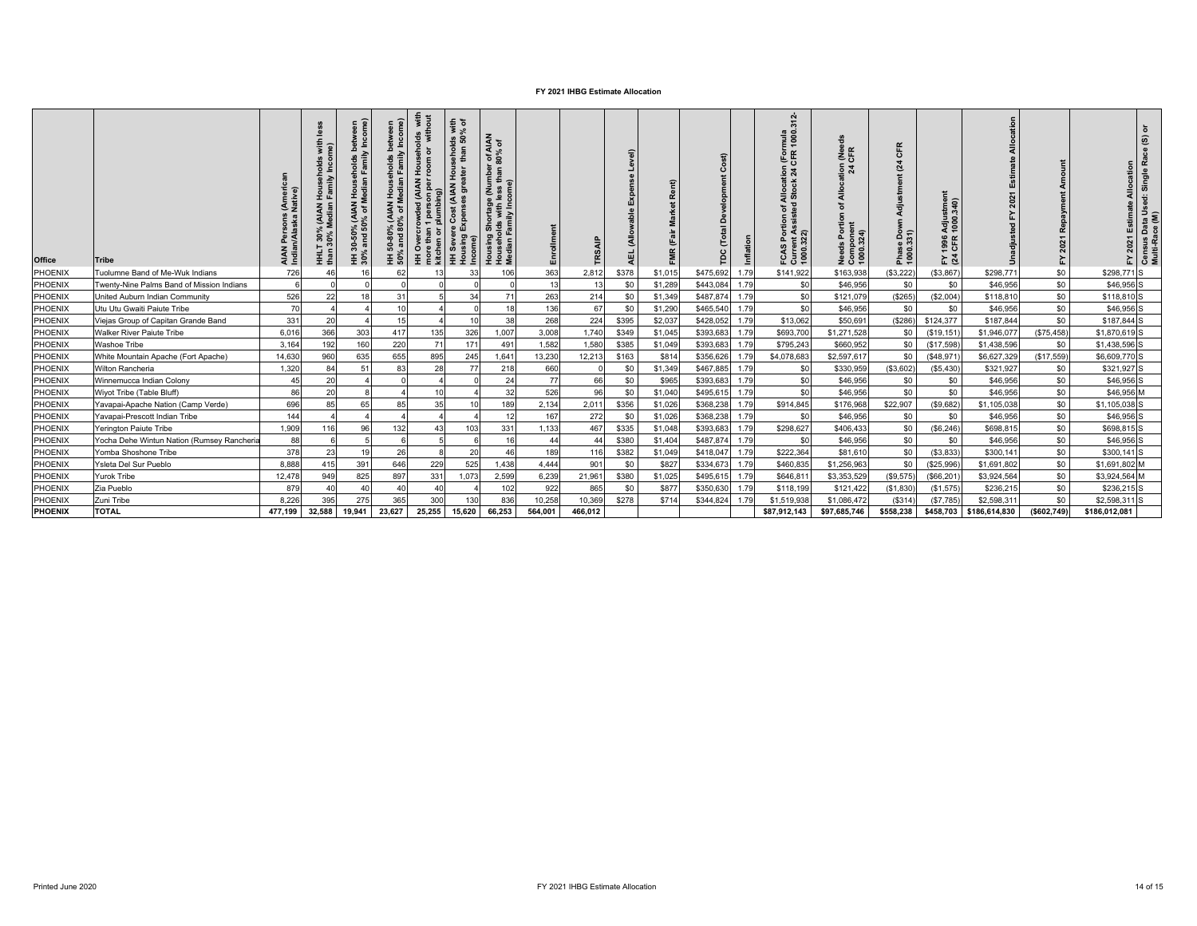# FY 2021 IHBG Estimate Allocation

| Office | Tribe | AIAN Persons (American Indian/Alaska Native) | HHLT 30% (AIAN Households with less than 30% Median Family Income) | HH 30-50% (AIAN Households between 30% and 50% of Median Family Income) | HH 50-80% (AIAN Households between 50% and 80% of Median Family Income) | HH Overcrowded (AIAN Households with more than 1 person per room or without kitchen or plumbing) | HH Severe Cost (AIAN Households with Housing Expenses greater than 50% of Income) | Housing Shortage (Number of AIAN Households with less than 80% of Median Family Income) | Enrollment | TRSAIP | AEL (Allowable Expense Level) | FMR (Fair Market Rent) | TDC (Total Development Cost) | Inflation | FCAS Portion of Allocation (Formula Current Assisted Stock 24 CFR 1000.312-1000.322) | Needs Portion of Allocation (Needs Component 24 CFR 1000.324) | Phase Down Adjustment (24 CFR 1000.331) | FY 1996 Adjustment (24 CFR 1000.340) | Unadjusted FY 2021 Estimate Allocation | FY 2021 Repayment Amount | FY 2021 Estimate Allocation | Census Data Used: Single Race (S) or Multi-Race (M) |
|---|---|---|---|---|---|---|---|---|---|---|---|---|---|---|---|---|---|---|---|---|---|---|
| PHOENIX | Tuolumne Band of Me-Wuk Indians | 726 | 46 | 16 | 62 | 13 | 33 | 106 | 363 | 2,812 | $378 | $1,015 | $475,692 | 1.79 | $141,922 | $163,938 | ($3,222) | ($3,867) | $298,771 | $0 | $298,771 | S |
| PHOENIX | Twenty-Nine Palms Band of Mission Indians | 6 | 0 | 0 | 0 | 0 | 0 | 0 | 13 | 13 | $0 | $1,289 | $443,084 | 1.79 | $0 | $46,956 | $0 | $0 | $46,956 | $0 | $46,956 | S |
| PHOENIX | United Auburn Indian Community | 526 | 22 | 18 | 31 | 5 | 34 | 71 | 263 | 214 | $0 | $1,349 | $487,874 | 1.79 | $0 | $121,079 | ($265) | ($2,004) | $118,810 | $0 | $118,810 | S |
| PHOENIX | Utu Utu Gwaiti Paiute Tribe | 70 | 4 | 4 | 10 | 4 | 0 | 18 | 136 | 67 | $0 | $1,290 | $465,540 | 1.79 | $0 | $46,956 | $0 | $0 | $46,956 | $0 | $46,956 | S |
| PHOENIX | Viejas Group of Capitan Grande Band | 331 | 20 | 4 | 15 | 4 | 10 | 38 | 268 | 224 | $395 | $2,037 | $428,052 | 1.79 | $13,062 | $50,691 | ($286) | $124,377 | $187,844 | $0 | $187,844 | S |
| PHOENIX | Walker River Paiute Tribe | 6,016 | 366 | 303 | 417 | 135 | 326 | 1,007 | 3,008 | 1,740 | $349 | $1,045 | $393,683 | 1.79 | $693,700 | $1,271,528 | $0 | ($19,151) | $1,946,077 | ($75,458) | $1,870,619 | S |
| PHOENIX | Washoe Tribe | 3,164 | 192 | 160 | 220 | 71 | 171 | 491 | 1,582 | 1,580 | $385 | $1,049 | $393,683 | 1.79 | $795,243 | $660,952 | $0 | ($17,598) | $1,438,596 | $0 | $1,438,596 | S |
| PHOENIX | White Mountain Apache (Fort Apache) | 14,630 | 960 | 635 | 655 | 895 | 245 | 1,641 | 13,230 | 12,213 | $163 | $814 | $356,626 | 1.79 | $4,078,683 | $2,597,617 | $0 | ($48,971) | $6,627,329 | ($17,559) | $6,609,770 | S |
| PHOENIX | Wilton Rancheria | 1,320 | 84 | 51 | 83 | 28 | 77 | 218 | 660 | 0 | $0 | $1,349 | $467,885 | 1.79 | $0 | $330,959 | ($3,602) | ($5,430) | $321,927 | $0 | $321,927 | S |
| PHOENIX | Winnemucca Indian Colony | 45 | 20 | 4 | 0 | 4 | 0 | 24 | 77 | 66 | $0 | $965 | $393,683 | 1.79 | $0 | $46,956 | $0 | $0 | $46,956 | $0 | $46,956 | S |
| PHOENIX | Wiyot Tribe (Table Bluff) | 86 | 20 | 8 | 4 | 10 | 4 | 32 | 526 | 96 | $0 | $1,040 | $495,615 | 1.79 | $0 | $46,956 | $0 | $0 | $46,956 | $0 | $46,956 | M |
| PHOENIX | Yavapai-Apache Nation (Camp Verde) | 696 | 85 | 65 | 85 | 35 | 10 | 189 | 2,134 | 2,011 | $356 | $1,026 | $368,238 | 1.79 | $914,845 | $176,968 | $22,907 | ($9,682) | $1,105,038 | $0 | $1,105,038 | S |
| PHOENIX | Yavapai-Prescott Indian Tribe | 144 | 4 | 4 | 4 | 4 | 4 | 12 | 167 | 272 | $0 | $1,026 | $368,238 | 1.79 | $0 | $46,956 | $0 | $0 | $46,956 | $0 | $46,956 | S |
| PHOENIX | Yerington Paiute Tribe | 1,909 | 116 | 96 | 132 | 43 | 103 | 331 | 1,133 | 467 | $335 | $1,048 | $393,683 | 1.79 | $298,627 | $406,433 | $0 | ($6,246) | $698,815 | $0 | $698,815 | S |
| PHOENIX | Yocha Dehe Wintun Nation (Rumsey Rancheria | 88 | 6 | 5 | 6 | 5 | 6 | 16 | 44 | 44 | $380 | $1,404 | $487,874 | 1.79 | $0 | $46,956 | $0 | $0 | $46,956 | $0 | $46,956 | S |
| PHOENIX | Yomba Shoshone Tribe | 378 | 23 | 19 | 26 | 8 | 20 | 46 | 189 | 116 | $382 | $1,049 | $418,047 | 1.79 | $222,364 | $81,610 | $0 | ($3,833) | $300,141 | $0 | $300,141 | S |
| PHOENIX | Ysleta Del Sur Pueblo | 8,888 | 415 | 391 | 646 | 229 | 525 | 1,438 | 4,444 | 901 | $0 | $827 | $334,673 | 1.79 | $460,835 | $1,256,963 | $0 | ($25,996) | $1,691,802 | $0 | $1,691,802 | M |
| PHOENIX | Yurok Tribe | 12,478 | 949 | 825 | 897 | 331 | 1,073 | 2,599 | 6,239 | 21,961 | $380 | $1,025 | $495,615 | 1.79 | $646,811 | $3,353,529 | ($9,575) | ($66,201) | $3,924,564 | $0 | $3,924,564 | M |
| PHOENIX | Zia Pueblo | 879 | 40 | 40 | 40 | 40 | 4 | 102 | 922 | 865 | $0 | $877 | $350,630 | 1.79 | $118,199 | $121,422 | ($1,830) | ($1,575) | $236,215 | $0 | $236,215 | S |
| PHOENIX | Zuni Tribe | 8,226 | 395 | 275 | 365 | 300 | 130 | 836 | 10,258 | 10,369 | $278 | $714 | $344,824 | 1.79 | $1,519,938 | $1,086,472 | ($314) | ($7,785) | $2,598,311 | $0 | $2,598,311 | S |
| **PHOENIX** | **TOTAL** | **477,199** | **32,588** | **19,941** | **23,627** | **25,255** | **15,620** | **66,253** | **564,001** | **466,012** | | | | | **$87,912,143** | **$97,685,746** | **$558,238** | **$458,703** | **$186,614,830** | **($602,749)** | **$186,012,081** | |

Printed June 2020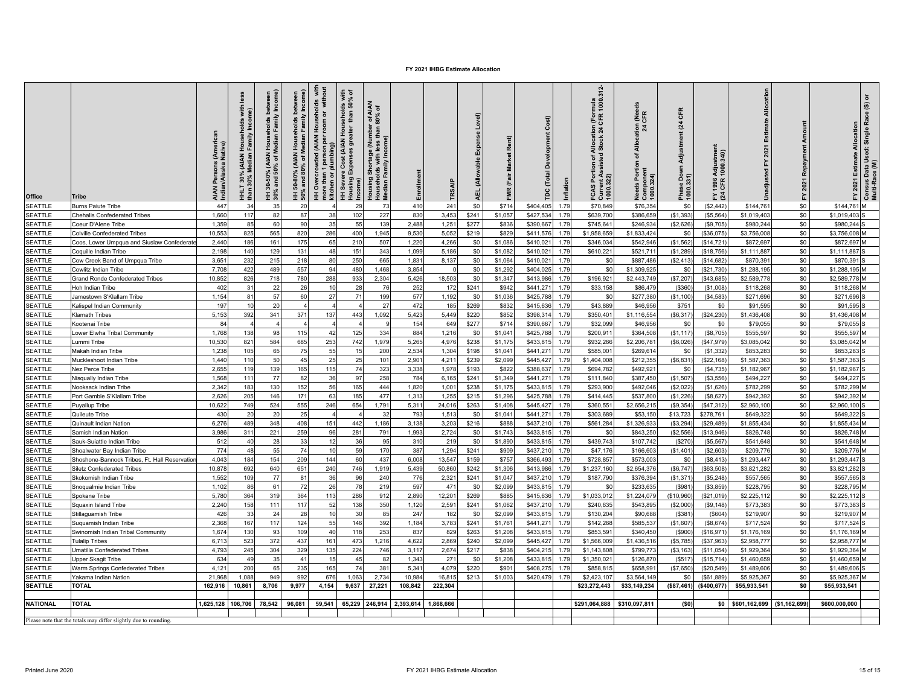# FY 2021 IHBG Estimate Allocation

| Office | Tribe | AIAN Persons (American Indian/Alaska Native) | HHLT 30% (AIAN Households with less than 30% Median Family Income) | HH 30-50% (AIAN Households between 30% and 50% of Median Family Income) | HH 50-80% (AIAN Households between 50% and 80% of Median Family Income) | HH Overcrowded (AIAN Households with more than 1 person per room or without kitchen or plumbing) | HH Severe Cost (AIAN Households with Housing Expenses greater than 50% of Income) | Housing Shortage (Number of AIAN Households with less than 80% of Median Family Income) | Enrollment | TRSAIP | AEL (Allowable Expense Level) | FMR (Fair Market Rent) | TDC (Total Development Cost) | Inflation | FCAS Portion of Allocation (Formula Current Assisted Stock 24 CFR 1000.312-1000.322) | Needs Portion of Allocation (Needs Component 24 CFR 1000.324) | Phase Down Adjustment (24 CFR 1000.331) | FY 1996 Adjustment (24 CFR 1000.340) | Unadjusted FY 2021 Estimate Allocation | FY 2021 Repayment Amount | FY 2021 Estimate Allocation | Census Data Used: Single Race (S) or Multi-Race (M) |
|---|---|---|---|---|---|---|---|---|---|---|---|---|---|---|---|---|---|---|---|---|---|---|
| SEATTLE | Burns Paiute Tribe | 447 | 34 | 35 | 20 | 4 | 29 | 73 | 410 | 241 | $0 | $714 | $404,405 | 1.79 | $70,849 | $76,354 | $0 | ($2,442) | $144,761 | $0 | $144,761 | M |
| SEATTLE | Chehalis Confederated Tribes | 1,660 | 117 | 82 | 87 | 38 | 102 | 227 | 830 | 3,453 | $241 | $1,057 | $427,534 | 1.79 | $639,700 | $386,659 | ($1,393) | ($5,564) | $1,019,403 | $0 | $1,019,403 | S |
| SEATTLE | Coeur D'Alene Tribe | 1,359 | 85 | 60 | 90 | 35 | 55 | 139 | 2,488 | 1,251 | $277 | $836 | $390,667 | 1.79 | $745,641 | $246,934 | ($2,626) | ($9,705) | $980,244 | $0 | $980,244 | S |
| SEATTLE | Colville Confederated Tribes | 10,553 | 825 | 565 | 820 | 286 | 400 | 1,945 | 9,530 | 5,052 | $219 | $829 | $411,576 | 1.79 | $1,958,659 | $1,833,424 | $0 | ($36,075) | $3,756,008 | $0 | $3,756,008 | M |
| SEATTLE | Coos, Lower Umpqua and Siuslaw Confederate | 2,440 | 186 | 161 | 175 | 65 | 210 | 507 | 1,220 | 4,266 | $0 | $1,086 | $410,021 | 1.79 | $346,034 | $542,946 | ($1,562) | ($14,721) | $872,697 | $0 | $872,697 | M |
| SEATTLE | Coquille Indian Tribe | 2,198 | 140 | 129 | 131 | 48 | 151 | 343 | 1,099 | 5,186 | $0 | $1,082 | $410,021 | 1.79 | $610,221 | $521,711 | ($1,289) | ($18,756) | $1,111,887 | $0 | $1,111,887 | S |
| SEATTLE | Cow Creek Band of Umpqua Tribe | 3,651 | 232 | 215 | 218 | 80 | 250 | 665 | 1,831 | 8,137 | $0 | $1,064 | $410,021 | 1.79 | $0 | $887,486 | ($2,413) | ($14,682) | $870,391 | $0 | $870,391 | S |
| SEATTLE | Cowlitz Indian Tribe | 7,708 | 422 | 489 | 557 | 94 | 480 | 1,468 | 3,854 | 0 | $0 | $1,292 | $404,025 | 1.79 | $0 | $1,309,925 | $0 | ($21,730) | $1,288,195 | $0 | $1,288,195 | M |
| SEATTLE | Grand Ronde Confederated Tribes | 10,852 | 826 | 718 | 780 | 288 | 933 | 2,304 | 5,426 | 18,503 | $0 | $1,347 | $413,986 | 1.79 | $196,921 | $2,443,749 | ($7,207) | ($43,685) | $2,589,778 | $0 | $2,589,778 | M |
| SEATTLE | Hoh Indian Tribe | 402 | 31 | 22 | 26 | 10 | 28 | 76 | 252 | 172 | $241 | $942 | $441,271 | 1.79 | $33,158 | $86,479 | ($360) | ($1,008) | $118,268 | $0 | $118,268 | M |
| SEATTLE | Jamestown S'Klallam Tribe | 1,154 | 81 | 57 | 60 | 27 | 71 | 199 | 577 | 1,192 | $0 | $1,036 | $425,788 | 1.79 | $0 | $277,380 | ($1,100) | ($4,583) | $271,696 | $0 | $271,696 | S |
| SEATTLE | Kalispel Indian Community | 197 | 10 | 20 | 4 | 4 | 4 | 27 | 472 | 185 | $269 | $832 | $415,636 | 1.79 | $43,889 | $46,956 | $751 | $0 | $91,595 | $0 | $91,595 | S |
| SEATTLE | Klamath Tribes | 5,153 | 392 | 341 | 371 | 137 | 443 | 1,092 | 5,423 | 5,449 | $220 | $852 | $398,314 | 1.79 | $350,401 | $1,116,554 | ($6,317) | ($24,230) | $1,436,408 | $0 | $1,436,408 | M |
| SEATTLE | Kootenai Tribe | 84 | 4 | 4 | 4 | 4 | 4 | 9 | 154 | 649 | $277 | $714 | $390,667 | 1.79 | $32,099 | $46,956 | $0 | $0 | $79,055 | $0 | $79,055 | S |
| SEATTLE | Lower Elwha Tribal Community | 1,768 | 138 | 98 | 115 | 42 | 125 | 334 | 884 | 1,216 | $0 | $1,041 | $425,788 | 1.79 | $200,911 | $364,508 | ($1,117) | ($8,705) | $555,597 | $0 | $555,597 | M |
| SEATTLE | Lummi Tribe | 10,530 | 821 | 584 | 685 | 253 | 742 | 1,979 | 5,265 | 4,976 | $238 | $1,175 | $433,815 | 1.79 | $932,266 | $2,206,781 | ($6,026) | ($47,979) | $3,085,042 | $0 | $3,085,042 | M |
| SEATTLE | Makah Indian Tribe | 1,238 | 105 | 65 | 75 | 55 | 15 | 200 | 2,534 | 1,304 | $198 | $1,041 | $441,271 | 1.79 | $585,001 | $269,614 | $0 | ($1,332) | $853,283 | $0 | $853,283 | S |
| SEATTLE | Muckleshoot Indian Tribe | 1,440 | 110 | 50 | 45 | 25 | 25 | 101 | 2,901 | 4,211 | $239 | $2,099 | $445,427 | 1.79 | $1,404,008 | $212,355 | ($6,831) | ($22,168) | $1,587,363 | $0 | $1,587,363 | S |
| SEATTLE | Nez Perce Tribe | 2,655 | 119 | 139 | 165 | 115 | 74 | 323 | 3,338 | 1,978 | $193 | $822 | $388,637 | 1.79 | $694,782 | $492,921 | $0 | ($4,735) | $1,182,967 | $0 | $1,182,967 | S |
| SEATTLE | Nisqually Indian Tribe | 1,568 | 111 | 77 | 82 | 36 | 97 | 258 | 784 | 6,165 | $241 | $1,349 | $441,271 | 1.79 | $111,840 | $387,450 | ($1,507) | ($3,556) | $494,227 | $0 | $494,227 | S |
| SEATTLE | Nooksack Indian Tribe | 2,342 | 183 | 130 | 152 | 56 | 165 | 444 | 1,820 | 1,001 | $238 | $1,175 | $433,815 | 1.79 | $293,900 | $492,046 | ($2,022) | ($1,626) | $782,299 | $0 | $782,299 | M |
| SEATTLE | Port Gamble S'Klallam Tribe | 2,626 | 205 | 146 | 171 | 63 | 185 | 477 | 1,313 | 1,255 | $215 | $1,296 | $425,788 | 1.79 | $414,445 | $537,800 | ($1,226) | ($8,627) | $942,392 | $0 | $942,392 | M |
| SEATTLE | Puyallup Tribe | 10,622 | 749 | 524 | 555 | 246 | 654 | 1,791 | 5,311 | 24,016 | $263 | $1,408 | $445,427 | 1.79 | $360,551 | $2,656,215 | ($9,354) | ($47,312) | $2,960,100 | $0 | $2,960,100 | S |
| SEATTLE | Quileute Tribe | 430 | 20 | 20 | 25 | 4 | 4 | 32 | 793 | 1,513 | $0 | $1,041 | $441,271 | 1.79 | $303,689 | $53,150 | $13,723 | $278,761 | $649,322 | $0 | $649,322 | S |
| SEATTLE | Quinault Indian Nation | 6,276 | 489 | 348 | 408 | 151 | 442 | 1,186 | 3,138 | 3,203 | $216 | $888 | $437,210 | 1.79 | $561,284 | $1,326,933 | ($3,294) | ($29,489) | $1,855,434 | $0 | $1,855,434 | M |
| SEATTLE | Samish Indian Nation | 3,986 | 311 | 221 | 259 | 96 | 281 | 791 | 1,993 | 2,724 | $0 | $1,743 | $433,815 | 1.79 | $0 | $843,250 | ($2,556) | ($13,946) | $826,748 | $0 | $826,748 | M |
| SEATTLE | Sauk-Suiattle Indian Tribe | 512 | 40 | 28 | 33 | 12 | 36 | 95 | 310 | 219 | $0 | $1,890 | $433,815 | 1.79 | $439,743 | $107,742 | ($270) | ($5,567) | $541,648 | $0 | $541,648 | M |
| SEATTLE | Shoalwater Bay Indian Tribe | 774 | 48 | 55 | 74 | 10 | 59 | 170 | 387 | 1,294 | $241 | $909 | $437,210 | 1.79 | $47,176 | $166,603 | ($1,401) | ($2,603) | $209,776 | $0 | $209,776 | M |
| SEATTLE | Shoshone-Bannock Tribes, Ft. Hall Reservation | 4,043 | 184 | 154 | 209 | 144 | 60 | 437 | 6,008 | 13,547 | $159 | $757 | $366,493 | 1.79 | $728,857 | $573,003 | $0 | ($8,413) | $1,293,447 | $0 | $1,293,447 | S |
| SEATTLE | Siletz Confederated Tribes | 10,878 | 692 | 640 | 651 | 240 | 746 | 1,919 | 5,439 | 50,860 | $242 | $1,306 | $413,986 | 1.79 | $1,237,160 | $2,654,376 | ($6,747) | ($63,508) | $3,821,282 | $0 | $3,821,282 | S |
| SEATTLE | Skokomish Indian Tribe | 1,552 | 109 | 77 | 81 | 36 | 96 | 240 | 776 | 2,321 | $241 | $1,047 | $437,210 | 1.79 | $187,790 | $376,394 | ($1,371) | ($5,248) | $557,565 | $0 | $557,565 | S |
| SEATTLE | Snoqualmie Indian Tribe | 1,102 | 86 | 61 | 72 | 26 | 78 | 219 | 597 | 471 | $0 | $2,099 | $433,815 | 1.79 | $0 | $233,635 | ($981) | ($3,859) | $228,795 | $0 | $228,795 | M |
| SEATTLE | Spokane Tribe | 5,780 | 364 | 319 | 364 | 113 | 286 | 912 | 2,890 | 12,201 | $269 | $885 | $415,636 | 1.79 | $1,033,012 | $1,224,079 | ($10,960) | ($21,019) | $2,225,112 | $0 | $2,225,112 | S |
| SEATTLE | Squaxin Island Tribe | 2,240 | 158 | 111 | 117 | 52 | 138 | 350 | 1,120 | 2,591 | $241 | $1,062 | $437,210 | 1.79 | $240,635 | $543,895 | ($2,000) | ($9,148) | $773,383 | $0 | $773,383 | S |
| SEATTLE | Stillaguamish Tribe | 426 | 33 | 24 | 28 | 10 | 30 | 85 | 247 | 182 | $0 | $2,099 | $433,815 | 1.79 | $130,204 | $90,688 | ($381) | ($604) | $219,907 | $0 | $219,907 | M |
| SEATTLE | Suquamish Indian Tribe | 2,368 | 167 | 117 | 124 | 55 | 146 | 392 | 1,184 | 3,783 | $241 | $1,761 | $441,271 | 1.79 | $142,268 | $585,537 | ($1,607) | ($8,674) | $717,524 | $0 | $717,524 | S |
| SEATTLE | Swinomish Indian Tribal Community | 1,674 | 130 | 93 | 109 | 40 | 118 | 253 | 837 | 829 | $263 | $1,208 | $433,815 | 1.79 | $853,591 | $340,450 | ($900) | ($16,971) | $1,176,169 | $0 | $1,176,169 | M |
| SEATTLE | Tulalip Tribes | 6,713 | 523 | 372 | 437 | 161 | 473 | 1,216 | 4,622 | 2,869 | $240 | $2,099 | $445,427 | 1.79 | $1,566,009 | $1,436,516 | ($5,785) | ($37,963) | $2,958,777 | $0 | $2,958,777 | M |
| SEATTLE | Umatilla Confederated Tribes | 4,793 | 245 | 304 | 329 | 135 | 224 | 746 | 3,117 | 2,674 | $217 | $838 | $404,215 | 1.79 | $1,143,808 | $799,773 | ($3,163) | ($11,054) | $1,929,364 | $0 | $1,929,364 | M |
| SEATTLE | Upper Skagit Tribe | 634 | 49 | 35 | 41 | 15 | 45 | 82 | 1,343 | 271 | $0 | $1,208 | $433,815 | 1.79 | $1,350,021 | $126,870 | ($517) | ($15,714) | $1,460,659 | $0 | $1,460,659 | M |
| SEATTLE | Warm Springs Confederated Tribes | 4,121 | 200 | 65 | 235 | 165 | 74 | 381 | 5,341 | 4,079 | $220 | $901 | $408,275 | 1.79 | $858,815 | $658,991 | ($7,650) | ($20,549) | $1,489,606 | $0 | $1,489,606 | S |
| SEATTLE | Yakama Indian Nation | 21,968 | 1,088 | 949 | 992 | 676 | 1,063 | 2,734 | 10,984 | 16,815 | $213 | $1,003 | $420,479 | 1.79 | $2,423,107 | $3,564,149 | $0 | ($61,889) | $5,925,367 | $0 | $5,925,367 | M |
| **SEATTLE** | **TOTAL** | **162,916** | **10,861** | **8,706** | **9,977** | **4,154** | **9,637** | **27,221** | **108,842** | **222,304** | | | | | **$23,272,443** | **$33,149,234** | **($87,461)** | **($400,677)** | **$55,933,541** | **$0** | **$55,933,541** | |
| | | | | | | | | | | | | | | | | | | | | | | |
| **NATIONAL** | **TOTAL** | **1,625,128** | **106,706** | **78,542** | **96,081** | **59,541** | **65,229** | **246,914** | **2,393,614** | **1,868,666** | | | | | **$291,064,888** | **$310,097,811** | **($0)** | **$0** | **$601,162,699** | **($1,162,699)** | **$600,000,000** | |

Please note that the totals may differ slightly due to rounding.

Printed June 2020